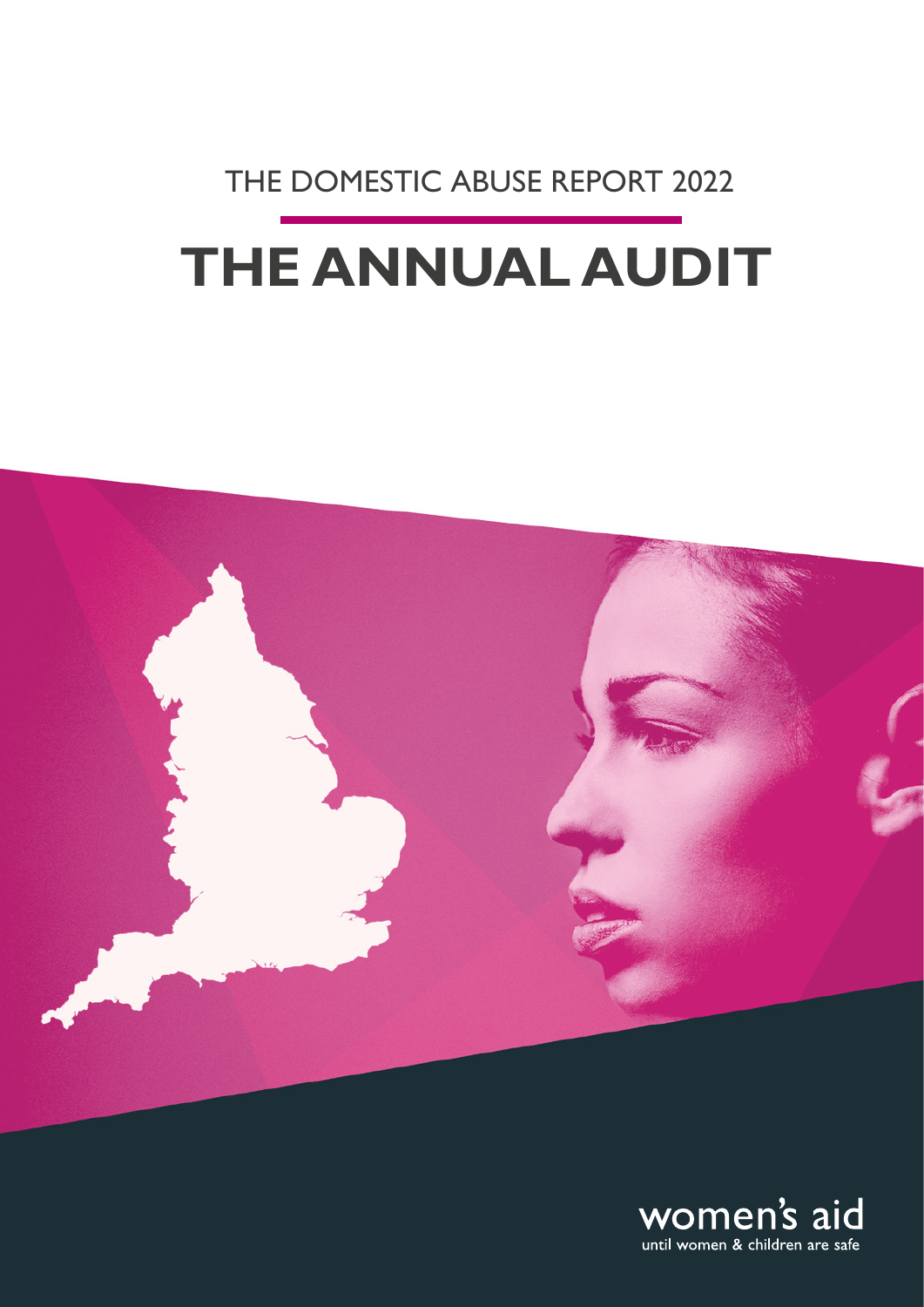THE DOMESTIC ABUSE REPORT 2022

# THE ANNUAL AUDIT

women's aid

until women & children are safe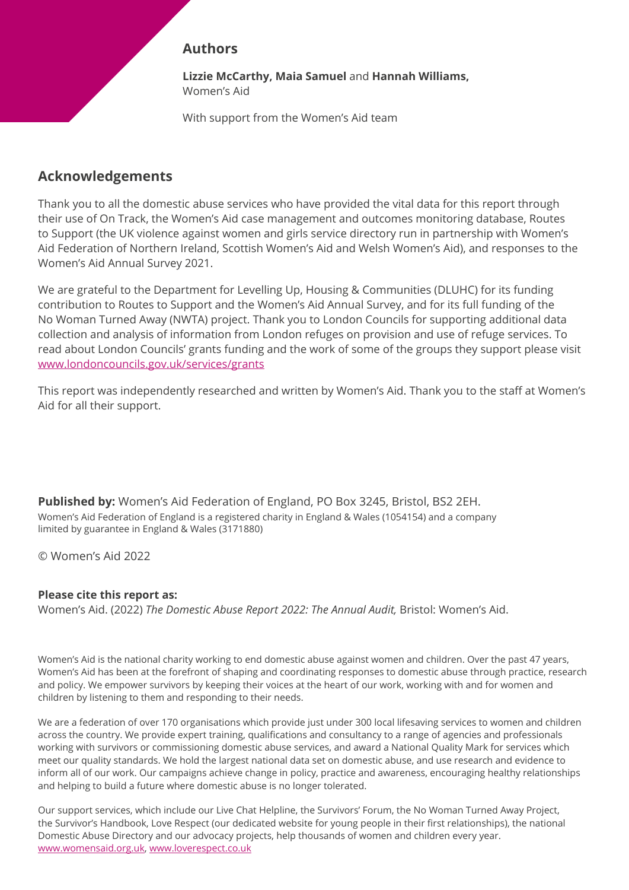## Authors

**Lizzie McCarthy, Maia Samuel** and **Hannah Williams,**
Women's Aid

With support from the Women's Aid team

## Acknowledgements

Thank you to all the domestic abuse services who have provided the vital data for this report through their use of On Track, the Women's Aid case management and outcomes monitoring database, Routes to Support (the UK violence against women and girls service directory run in partnership with Women's Aid Federation of Northern Ireland, Scottish Women's Aid and Welsh Women's Aid), and responses to the Women's Aid Annual Survey 2021.

We are grateful to the Department for Levelling Up, Housing & Communities (DLUHC) for its funding contribution to Routes to Support and the Women's Aid Annual Survey, and for its full funding of the No Woman Turned Away (NWTA) project. Thank you to London Councils for supporting additional data collection and analysis of information from London refuges on provision and use of refuge services. To read about London Councils' grants funding and the work of some of the groups they support please visit www.londoncouncils.gov.uk/services/grants

This report was independently researched and written by Women's Aid. Thank you to the staff at Women's Aid for all their support.

**Published by:** Women's Aid Federation of England, PO Box 3245, Bristol, BS2 2EH.
Women's Aid Federation of England is a registered charity in England & Wales (1054154) and a company limited by guarantee in England & Wales (3171880)

© Women's Aid 2022

**Please cite this report as:**
Women's Aid. (2022) *The Domestic Abuse Report 2022: The Annual Audit,* Bristol: Women's Aid.

Women's Aid is the national charity working to end domestic abuse against women and children. Over the past 47 years, Women's Aid has been at the forefront of shaping and coordinating responses to domestic abuse through practice, research and policy. We empower survivors by keeping their voices at the heart of our work, working with and for women and children by listening to them and responding to their needs.

We are a federation of over 170 organisations which provide just under 300 local lifesaving services to women and children across the country. We provide expert training, qualifications and consultancy to a range of agencies and professionals working with survivors or commissioning domestic abuse services, and award a National Quality Mark for services which meet our quality standards. We hold the largest national data set on domestic abuse, and use research and evidence to inform all of our work. Our campaigns achieve change in policy, practice and awareness, encouraging healthy relationships and helping to build a future where domestic abuse is no longer tolerated.

Our support services, which include our Live Chat Helpline, the Survivors' Forum, the No Woman Turned Away Project, the Survivor's Handbook, Love Respect (our dedicated website for young people in their first relationships), the national Domestic Abuse Directory and our advocacy projects, help thousands of women and children every year.
www.womensaid.org.uk, www.loverespect.co.uk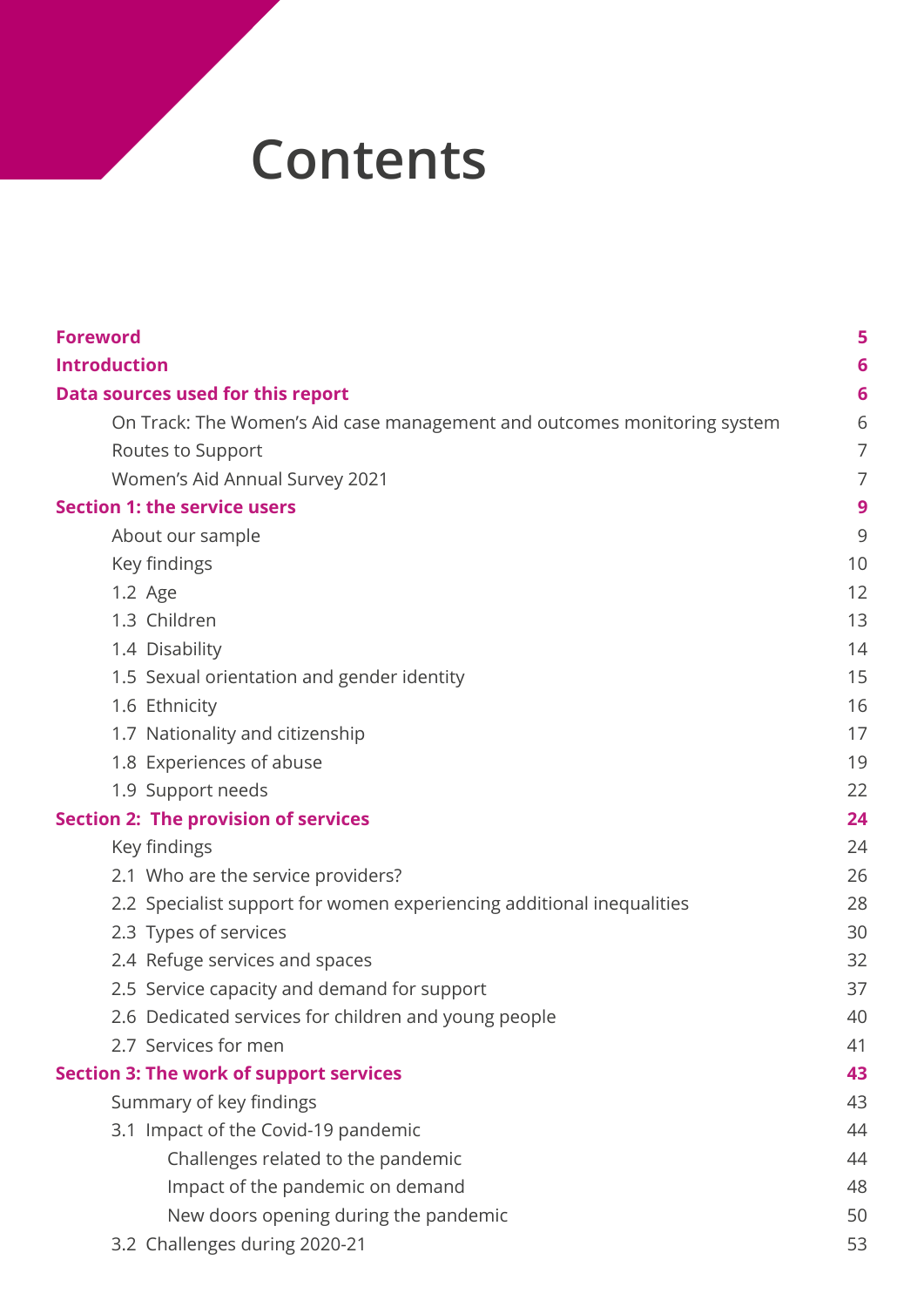# Contents

| | |
|---|---|
| **Foreword** | **5** |
| **Introduction** | **6** |
| **Data sources used for this report** | **6** |
| On Track: The Women's Aid case management and outcomes monitoring system | 6 |
| Routes to Support | 7 |
| Women's Aid Annual Survey 2021 | 7 |
| **Section 1: the service users** | **9** |
| About our sample | 9 |
| Key findings | 10 |
| 1.2 Age | 12 |
| 1.3 Children | 13 |
| 1.4 Disability | 14 |
| 1.5 Sexual orientation and gender identity | 15 |
| 1.6 Ethnicity | 16 |
| 1.7 Nationality and citizenship | 17 |
| 1.8 Experiences of abuse | 19 |
| 1.9 Support needs | 22 |
| **Section 2: The provision of services** | **24** |
| Key findings | 24 |
| 2.1 Who are the service providers? | 26 |
| 2.2 Specialist support for women experiencing additional inequalities | 28 |
| 2.3 Types of services | 30 |
| 2.4 Refuge services and spaces | 32 |
| 2.5 Service capacity and demand for support | 37 |
| 2.6 Dedicated services for children and young people | 40 |
| 2.7 Services for men | 41 |
| **Section 3: The work of support services** | **43** |
| Summary of key findings | 43 |
| 3.1 Impact of the Covid-19 pandemic | 44 |
| Challenges related to the pandemic | 44 |
| Impact of the pandemic on demand | 48 |
| New doors opening during the pandemic | 50 |
| 3.2 Challenges during 2020-21 | 53 |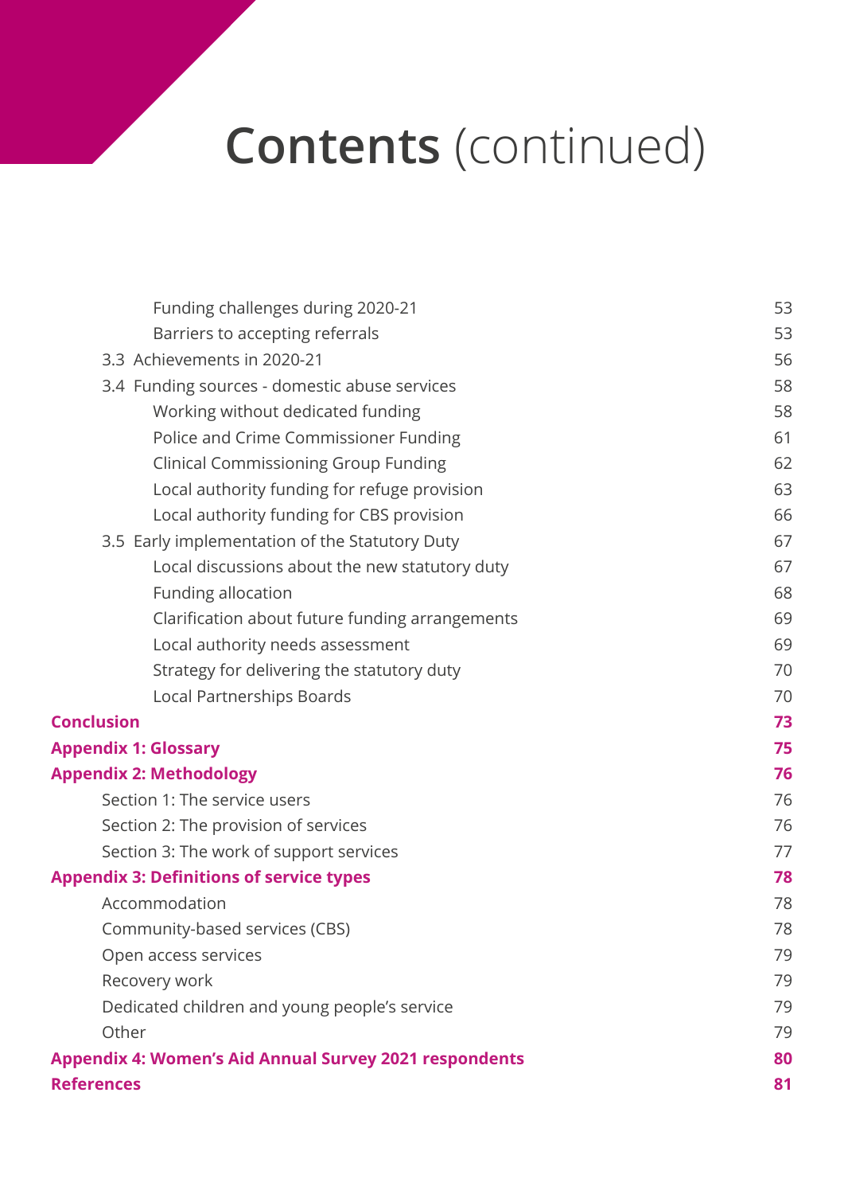# **Contents** (continued)

| | |
|---|---|
| Funding challenges during 2020-21 | 53 |
| Barriers to accepting referrals | 53 |
| 3.3 Achievements in 2020-21 | 56 |
| 3.4 Funding sources - domestic abuse services | 58 |
| Working without dedicated funding | 58 |
| Police and Crime Commissioner Funding | 61 |
| Clinical Commissioning Group Funding | 62 |
| Local authority funding for refuge provision | 63 |
| Local authority funding for CBS provision | 66 |
| 3.5 Early implementation of the Statutory Duty | 67 |
| Local discussions about the new statutory duty | 67 |
| Funding allocation | 68 |
| Clarification about future funding arrangements | 69 |
| Local authority needs assessment | 69 |
| Strategy for delivering the statutory duty | 70 |
| Local Partnerships Boards | 70 |
| **Conclusion** | **73** |
| **Appendix 1: Glossary** | **75** |
| **Appendix 2: Methodology** | **76** |
| Section 1: The service users | 76 |
| Section 2: The provision of services | 76 |
| Section 3: The work of support services | 77 |
| **Appendix 3: Definitions of service types** | **78** |
| Accommodation | 78 |
| Community-based services (CBS) | 78 |
| Open access services | 79 |
| Recovery work | 79 |
| Dedicated children and young people's service | 79 |
| Other | 79 |
| **Appendix 4: Women's Aid Annual Survey 2021 respondents** | **80** |
| **References** | **81** |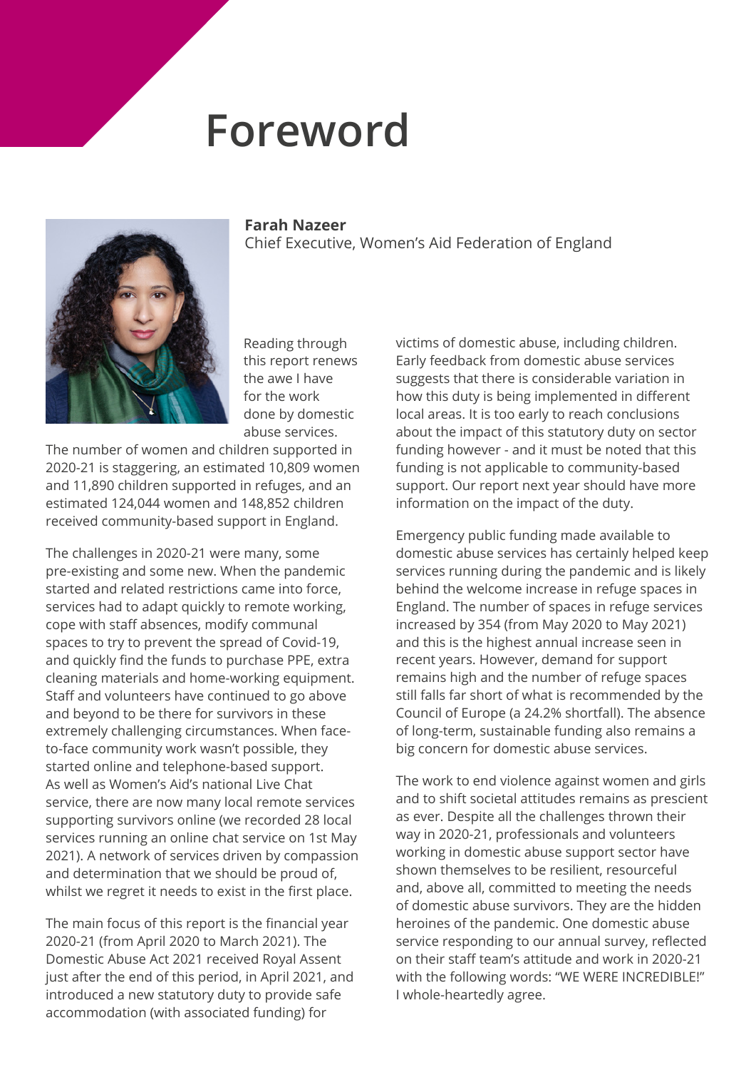# Foreword

**Farah Nazeer**
Chief Executive, Women's Aid Federation of England

Reading through this report renews the awe I have for the work done by domestic abuse services. The number of women and children supported in 2020-21 is staggering, an estimated 10,809 women and 11,890 children supported in refuges, and an estimated 124,044 women and 148,852 children received community-based support in England.

The challenges in 2020-21 were many, some pre-existing and some new. When the pandemic started and related restrictions came into force, services had to adapt quickly to remote working, cope with staff absences, modify communal spaces to try to prevent the spread of Covid-19, and quickly find the funds to purchase PPE, extra cleaning materials and home-working equipment. Staff and volunteers have continued to go above and beyond to be there for survivors in these extremely challenging circumstances. When face-to-face community work wasn't possible, they started online and telephone-based support. As well as Women's Aid's national Live Chat service, there are now many local remote services supporting survivors online (we recorded 28 local services running an online chat service on 1st May 2021). A network of services driven by compassion and determination that we should be proud of, whilst we regret it needs to exist in the first place.

The main focus of this report is the financial year 2020-21 (from April 2020 to March 2021). The Domestic Abuse Act 2021 received Royal Assent just after the end of this period, in April 2021, and introduced a new statutory duty to provide safe accommodation (with associated funding) for victims of domestic abuse, including children. Early feedback from domestic abuse services suggests that there is considerable variation in how this duty is being implemented in different local areas. It is too early to reach conclusions about the impact of this statutory duty on sector funding however - and it must be noted that this funding is not applicable to community-based support. Our report next year should have more information on the impact of the duty.

Emergency public funding made available to domestic abuse services has certainly helped keep services running during the pandemic and is likely behind the welcome increase in refuge spaces in England. The number of spaces in refuge services increased by 354 (from May 2020 to May 2021) and this is the highest annual increase seen in recent years. However, demand for support remains high and the number of refuge spaces still falls far short of what is recommended by the Council of Europe (a 24.2% shortfall). The absence of long-term, sustainable funding also remains a big concern for domestic abuse services.

The work to end violence against women and girls and to shift societal attitudes remains as prescient as ever. Despite all the challenges thrown their way in 2020-21, professionals and volunteers working in domestic abuse support sector have shown themselves to be resilient, resourceful and, above all, committed to meeting the needs of domestic abuse survivors. They are the hidden heroines of the pandemic. One domestic abuse service responding to our annual survey, reflected on their staff team's attitude and work in 2020-21 with the following words: "WE WERE INCREDIBLE!" I whole-heartedly agree.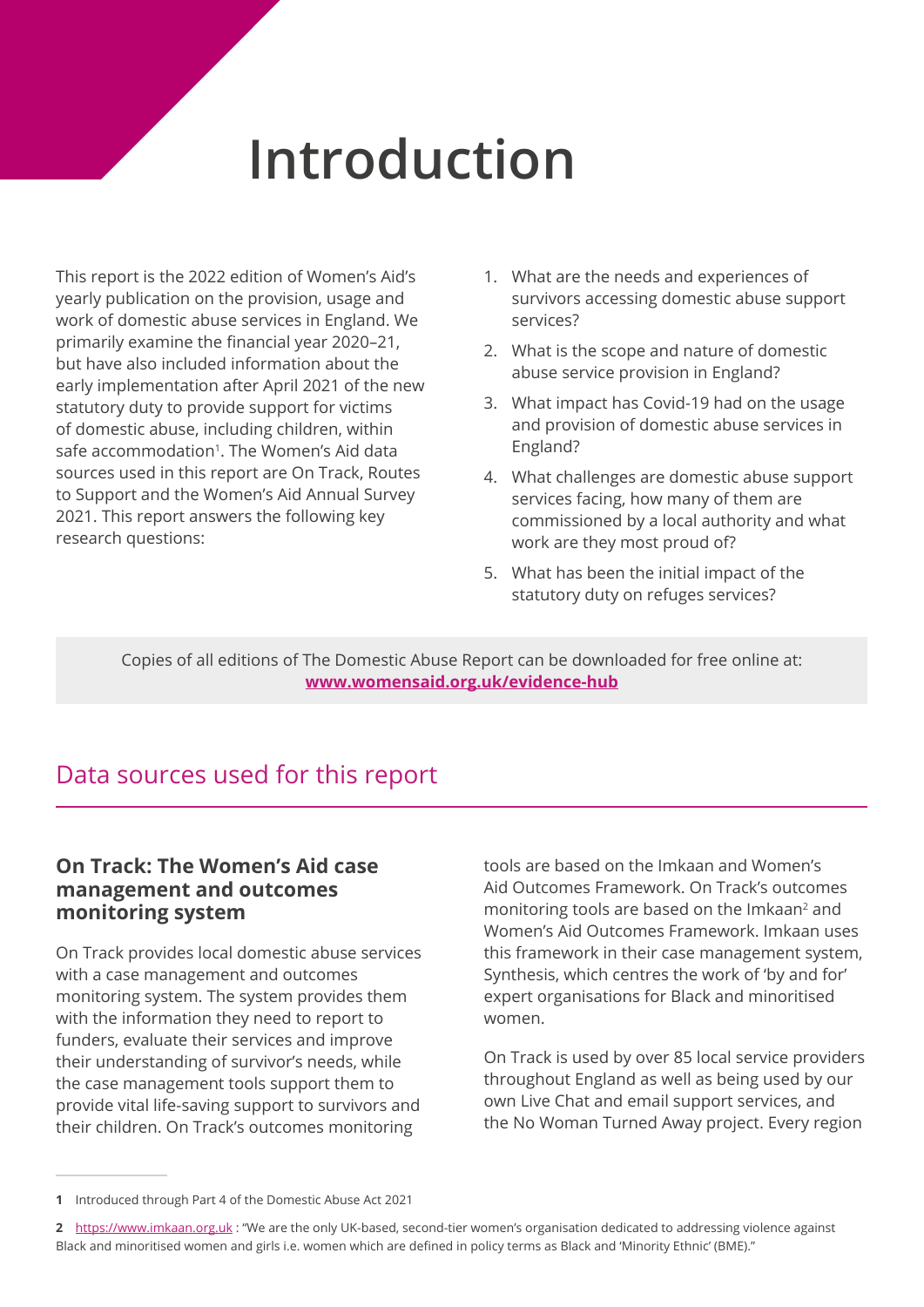# Introduction

This report is the 2022 edition of Women's Aid's yearly publication on the provision, usage and work of domestic abuse services in England. We primarily examine the financial year 2020–21, but have also included information about the early implementation after April 2021 of the new statutory duty to provide support for victims of domestic abuse, including children, within safe accommodation[1]. The Women's Aid data sources used in this report are On Track, Routes to Support and the Women's Aid Annual Survey 2021. This report answers the following key research questions:

1. What are the needs and experiences of survivors accessing domestic abuse support services?
2. What is the scope and nature of domestic abuse service provision in England?
3. What impact has Covid-19 had on the usage and provision of domestic abuse services in England?
4. What challenges are domestic abuse support services facing, how many of them are commissioned by a local authority and what work are they most proud of?
5. What has been the initial impact of the statutory duty on refuges services?

Copies of all editions of The Domestic Abuse Report can be downloaded for free online at: **www.womensaid.org.uk/evidence-hub**

## Data sources used for this report

### On Track: The Women's Aid case management and outcomes monitoring system

On Track provides local domestic abuse services with a case management and outcomes monitoring system. The system provides them with the information they need to report to funders, evaluate their services and improve their understanding of survivor's needs, while the case management tools support them to provide vital life-saving support to survivors and their children. On Track's outcomes monitoring tools are based on the Imkaan and Women's Aid Outcomes Framework. On Track's outcomes monitoring tools are based on the Imkaan[2] and Women's Aid Outcomes Framework. Imkaan uses this framework in their case management system, Synthesis, which centres the work of 'by and for' expert organisations for Black and minoritised women.

On Track is used by over 85 local service providers throughout England as well as being used by our own Live Chat and email support services, and the No Woman Turned Away project. Every region

---

1 Introduced through Part 4 of the Domestic Abuse Act 2021

2 https://www.imkaan.org.uk : "We are the only UK-based, second-tier women's organisation dedicated to addressing violence against Black and minoritised women and girls i.e. women which are defined in policy terms as Black and 'Minority Ethnic' (BME)."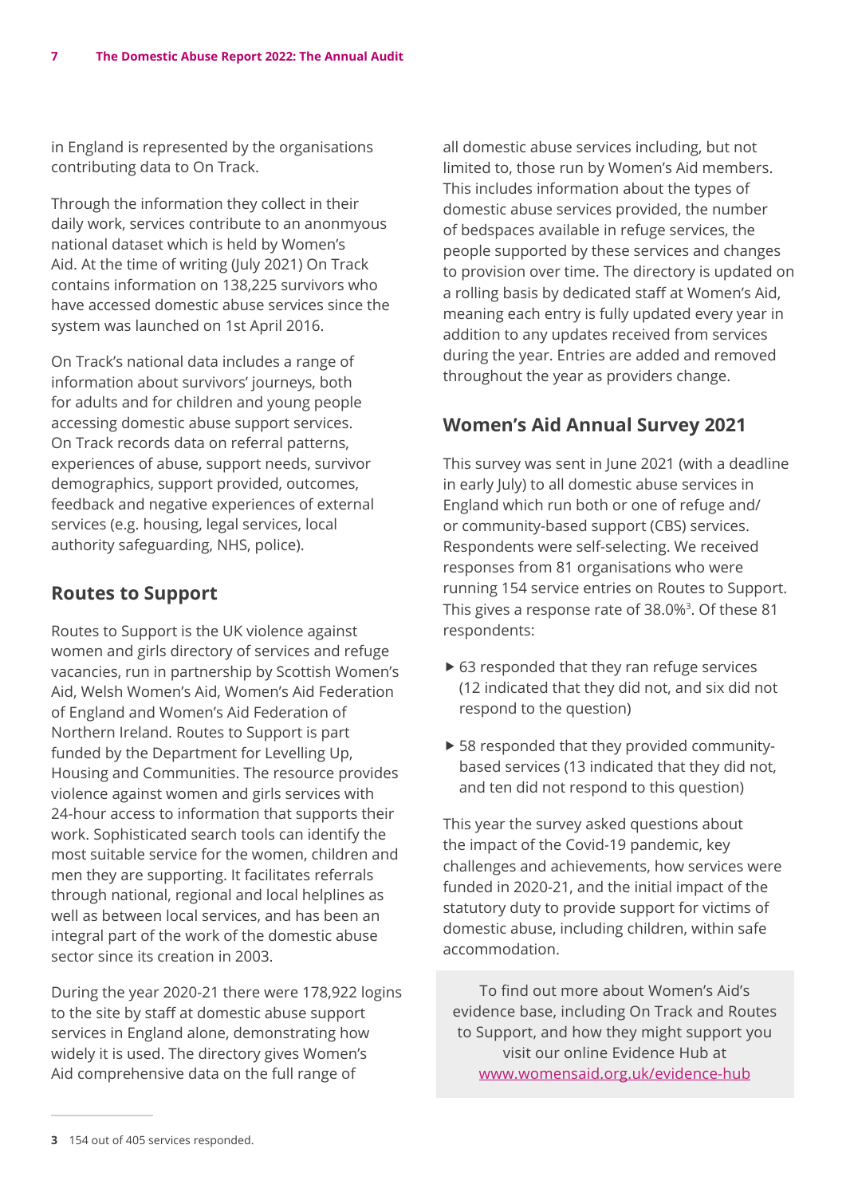in England is represented by the organisations contributing data to On Track.

Through the information they collect in their daily work, services contribute to an anonmyous national dataset which is held by Women's Aid. At the time of writing (July 2021) On Track contains information on 138,225 survivors who have accessed domestic abuse services since the system was launched on 1st April 2016.

On Track's national data includes a range of information about survivors' journeys, both for adults and for children and young people accessing domestic abuse support services. On Track records data on referral patterns, experiences of abuse, support needs, survivor demographics, support provided, outcomes, feedback and negative experiences of external services (e.g. housing, legal services, local authority safeguarding, NHS, police).

## Routes to Support

Routes to Support is the UK violence against women and girls directory of services and refuge vacancies, run in partnership by Scottish Women's Aid, Welsh Women's Aid, Women's Aid Federation of England and Women's Aid Federation of Northern Ireland. Routes to Support is part funded by the Department for Levelling Up, Housing and Communities. The resource provides violence against women and girls services with 24-hour access to information that supports their work. Sophisticated search tools can identify the most suitable service for the women, children and men they are supporting. It facilitates referrals through national, regional and local helplines as well as between local services, and has been an integral part of the work of the domestic abuse sector since its creation in 2003.

During the year 2020-21 there were 178,922 logins to the site by staff at domestic abuse support services in England alone, demonstrating how widely it is used. The directory gives Women's Aid comprehensive data on the full range of all domestic abuse services including, but not limited to, those run by Women's Aid members. This includes information about the types of domestic abuse services provided, the number of bedspaces available in refuge services, the people supported by these services and changes to provision over time. The directory is updated on a rolling basis by dedicated staff at Women's Aid, meaning each entry is fully updated every year in addition to any updates received from services during the year. Entries are added and removed throughout the year as providers change.

## Women's Aid Annual Survey 2021

This survey was sent in June 2021 (with a deadline in early July) to all domestic abuse services in England which run both or one of refuge and/or community-based support (CBS) services. Respondents were self-selecting. We received responses from 81 organisations who were running 154 service entries on Routes to Support. This gives a response rate of 38.0%[3]. Of these 81 respondents:

- 63 responded that they ran refuge services (12 indicated that they did not, and six did not respond to the question)
- 58 responded that they provided community-based services (13 indicated that they did not, and ten did not respond to this question)

This year the survey asked questions about the impact of the Covid-19 pandemic, key challenges and achievements, how services were funded in 2020-21, and the initial impact of the statutory duty to provide support for victims of domestic abuse, including children, within safe accommodation.

To find out more about Women's Aid's evidence base, including On Track and Routes to Support, and how they might support you visit our online Evidence Hub at www.womensaid.org.uk/evidence-hub

[3] 154 out of 405 services responded.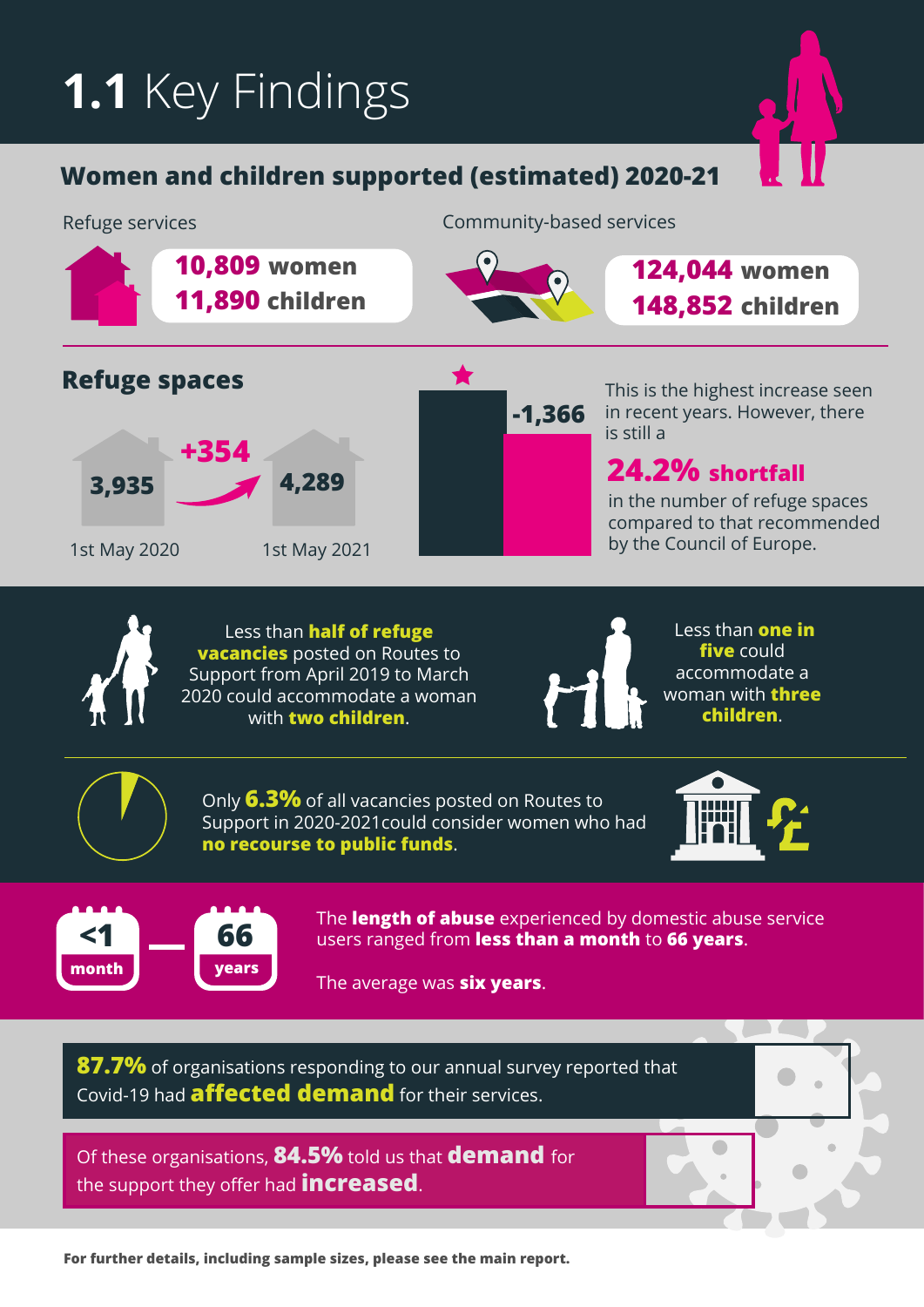# 1.1 Key Findings

## Women and children supported (estimated) 2020-21

Refuge services

**10,809** women
**11,890** children

Community-based services

**124,044** women
**148,852** children

## Refuge spaces

| 1st May 2020 | | 1st May 2021 |
|---|---|---|
| 3,935 | +354 | 4,289 |

-1,366

This is the highest increase seen in recent years. However, there is still a

**24.2% shortfall**

in the number of refuge spaces compared to that recommended by the Council of Europe.

Less than **half of refuge vacancies** posted on Routes to Support from April 2019 to March 2020 could accommodate a woman with **two children**.

Less than **one in five** could accommodate a woman with **three children**.

Only **6.3%** of all vacancies posted on Routes to Support in 2020-2021could consider women who had **no recourse to public funds**.

<1 month — 66 years

The **length of abuse** experienced by domestic abuse service users ranged from **less than a month** to **66 years**.

The average was **six years**.

**87.7%** of organisations responding to our annual survey reported that Covid-19 had **affected demand** for their services.

Of these organisations, **84.5%** told us that **demand** for the support they offer had **increased**.

**For further details, including sample sizes, please see the main report.**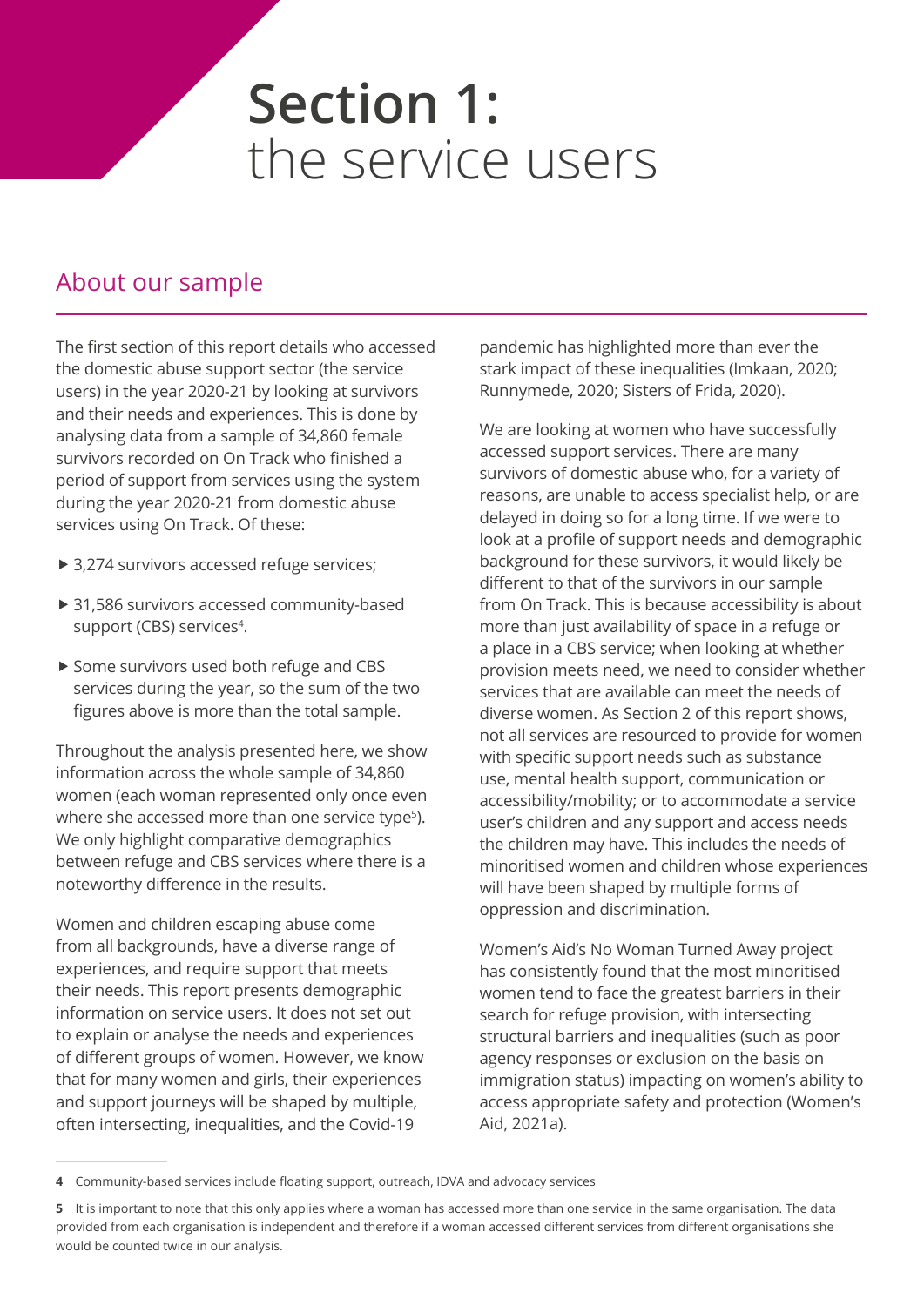# Section 1: the service users

## About our sample

The first section of this report details who accessed the domestic abuse support sector (the service users) in the year 2020-21 by looking at survivors and their needs and experiences. This is done by analysing data from a sample of 34,860 female survivors recorded on On Track who finished a period of support from services using the system during the year 2020-21 from domestic abuse services using On Track. Of these:

- 3,274 survivors accessed refuge services;
- 31,586 survivors accessed community-based support (CBS) services[4].
- Some survivors used both refuge and CBS services during the year, so the sum of the two figures above is more than the total sample.

Throughout the analysis presented here, we show information across the whole sample of 34,860 women (each woman represented only once even where she accessed more than one service type[5]). We only highlight comparative demographics between refuge and CBS services where there is a noteworthy difference in the results.

Women and children escaping abuse come from all backgrounds, have a diverse range of experiences, and require support that meets their needs. This report presents demographic information on service users. It does not set out to explain or analyse the needs and experiences of different groups of women. However, we know that for many women and girls, their experiences and support journeys will be shaped by multiple, often intersecting, inequalities, and the Covid-19 pandemic has highlighted more than ever the stark impact of these inequalities (Imkaan, 2020; Runnymede, 2020; Sisters of Frida, 2020).

We are looking at women who have successfully accessed support services. There are many survivors of domestic abuse who, for a variety of reasons, are unable to access specialist help, or are delayed in doing so for a long time. If we were to look at a profile of support needs and demographic background for these survivors, it would likely be different to that of the survivors in our sample from On Track. This is because accessibility is about more than just availability of space in a refuge or a place in a CBS service; when looking at whether provision meets need, we need to consider whether services that are available can meet the needs of diverse women. As Section 2 of this report shows, not all services are resourced to provide for women with specific support needs such as substance use, mental health support, communication or accessibility/mobility; or to accommodate a service user's children and any support and access needs the children may have. This includes the needs of minoritised women and children whose experiences will have been shaped by multiple forms of oppression and discrimination.

Women's Aid's No Woman Turned Away project has consistently found that the most minoritised women tend to face the greatest barriers in their search for refuge provision, with intersecting structural barriers and inequalities (such as poor agency responses or exclusion on the basis on immigration status) impacting on women's ability to access appropriate safety and protection (Women's Aid, 2021a).

---

**4** Community-based services include floating support, outreach, IDVA and advocacy services

**5** It is important to note that this only applies where a woman has accessed more than one service in the same organisation. The data provided from each organisation is independent and therefore if a woman accessed different services from different organisations she would be counted twice in our analysis.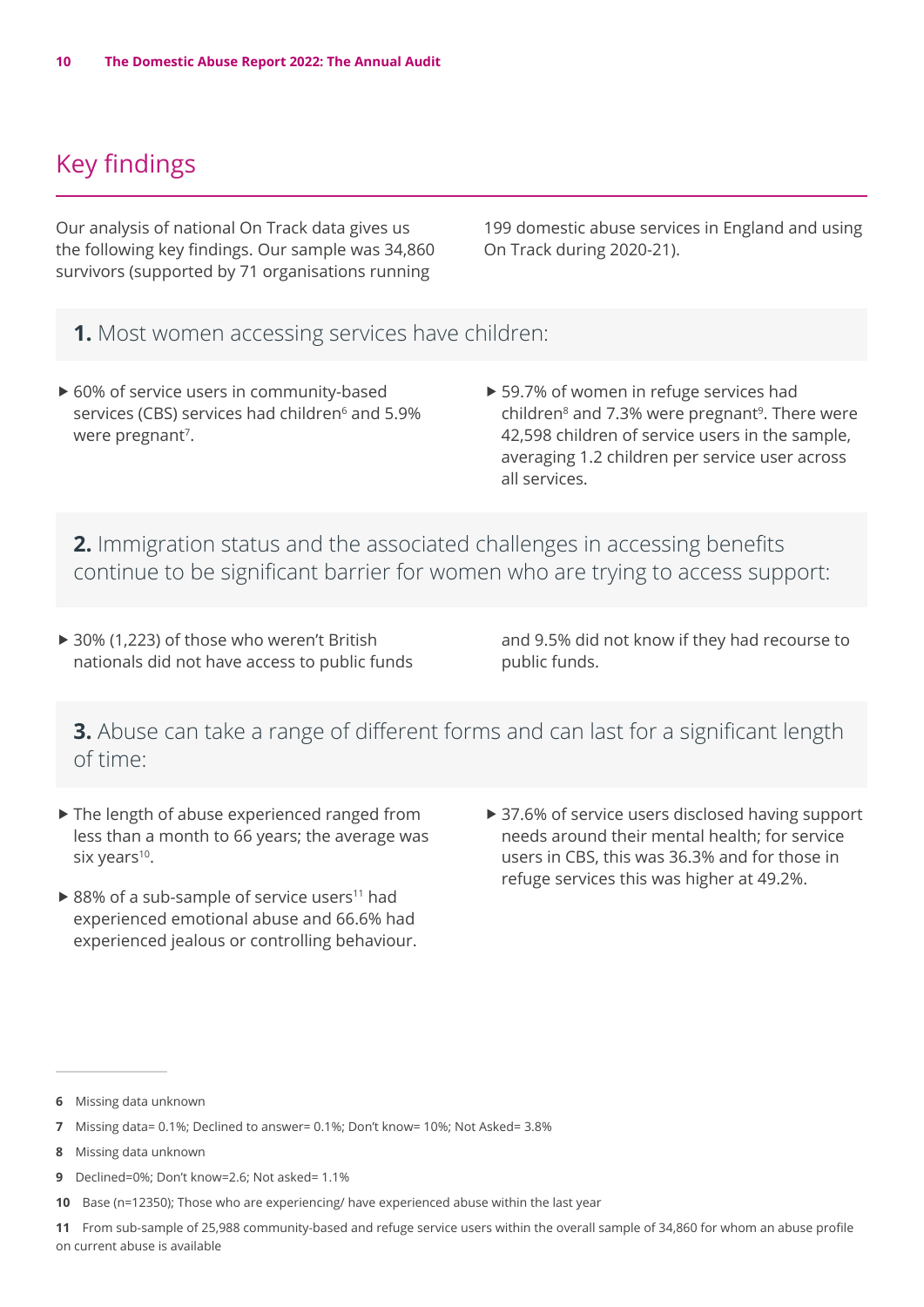## Key findings

Our analysis of national On Track data gives us the following key findings. Our sample was 34,860 survivors (supported by 71 organisations running 199 domestic abuse services in England and using On Track during 2020-21).

### **1.** Most women accessing services have children:

- 60% of service users in community-based services (CBS) services had children[6] and 5.9% were pregnant[7].
- 59.7% of women in refuge services had children[8] and 7.3% were pregnant[9]. There were 42,598 children of service users in the sample, averaging 1.2 children per service user across all services.

### **2.** Immigration status and the associated challenges in accessing benefits continue to be significant barrier for women who are trying to access support:

- 30% (1,223) of those who weren't British nationals did not have access to public funds and 9.5% did not know if they had recourse to public funds.

### **3.** Abuse can take a range of different forms and can last for a significant length of time:

- The length of abuse experienced ranged from less than a month to 66 years; the average was six years[10].
- 88% of a sub-sample of service users[11] had experienced emotional abuse and 66.6% had experienced jealous or controlling behaviour.
- 37.6% of service users disclosed having support needs around their mental health; for service users in CBS, this was 36.3% and for those in refuge services this was higher at 49.2%.

---

6 Missing data unknown

7 Missing data= 0.1%; Declined to answer= 0.1%; Don't know= 10%; Not Asked= 3.8%

8 Missing data unknown

9 Declined=0%; Don't know=2.6; Not asked= 1.1%

10 Base (n=12350); Those who are experiencing/ have experienced abuse within the last year

11 From sub-sample of 25,988 community-based and refuge service users within the overall sample of 34,860 for whom an abuse profile on current abuse is available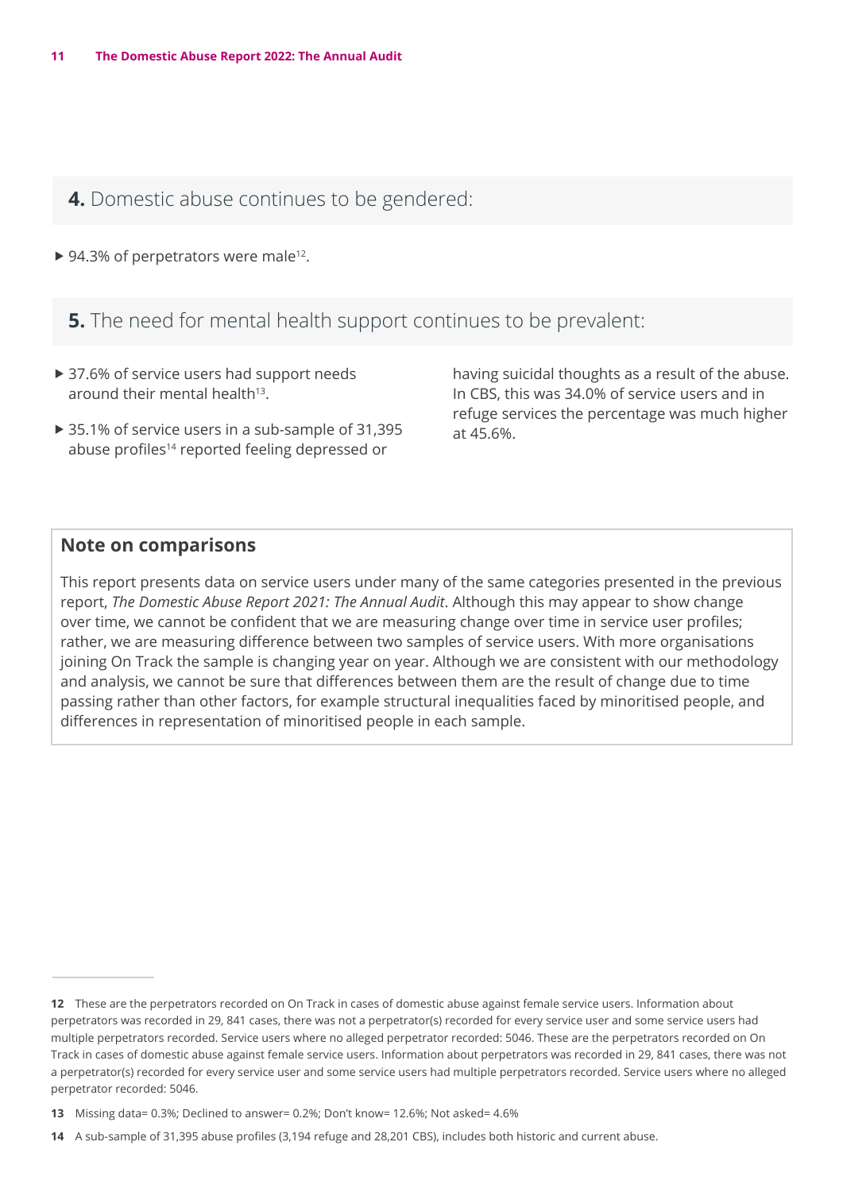**4.** Domestic abuse continues to be gendered:

- 94.3% of perpetrators were male[12].

**5.** The need for mental health support continues to be prevalent:

- 37.6% of service users had support needs around their mental health[13].
- 35.1% of service users in a sub-sample of 31,395 abuse profiles[14] reported feeling depressed or having suicidal thoughts as a result of the abuse. In CBS, this was 34.0% of service users and in refuge services the percentage was much higher at 45.6%.

### Note on comparisons

This report presents data on service users under many of the same categories presented in the previous report, *The Domestic Abuse Report 2021: The Annual Audit*. Although this may appear to show change over time, we cannot be confident that we are measuring change over time in service user profiles; rather, we are measuring difference between two samples of service users. With more organisations joining On Track the sample is changing year on year. Although we are consistent with our methodology and analysis, we cannot be sure that differences between them are the result of change due to time passing rather than other factors, for example structural inequalities faced by minoritised people, and differences in representation of minoritised people in each sample.

---

**12** These are the perpetrators recorded on On Track in cases of domestic abuse against female service users. Information about perpetrators was recorded in 29, 841 cases, there was not a perpetrator(s) recorded for every service user and some service users had multiple perpetrators recorded. Service users where no alleged perpetrator recorded: 5046. These are the perpetrators recorded on On Track in cases of domestic abuse against female service users. Information about perpetrators was recorded in 29, 841 cases, there was not a perpetrator(s) recorded for every service user and some service users had multiple perpetrators recorded. Service users where no alleged perpetrator recorded: 5046.

**13** Missing data= 0.3%; Declined to answer= 0.2%; Don't know= 12.6%; Not asked= 4.6%

**14** A sub-sample of 31,395 abuse profiles (3,194 refuge and 28,201 CBS), includes both historic and current abuse.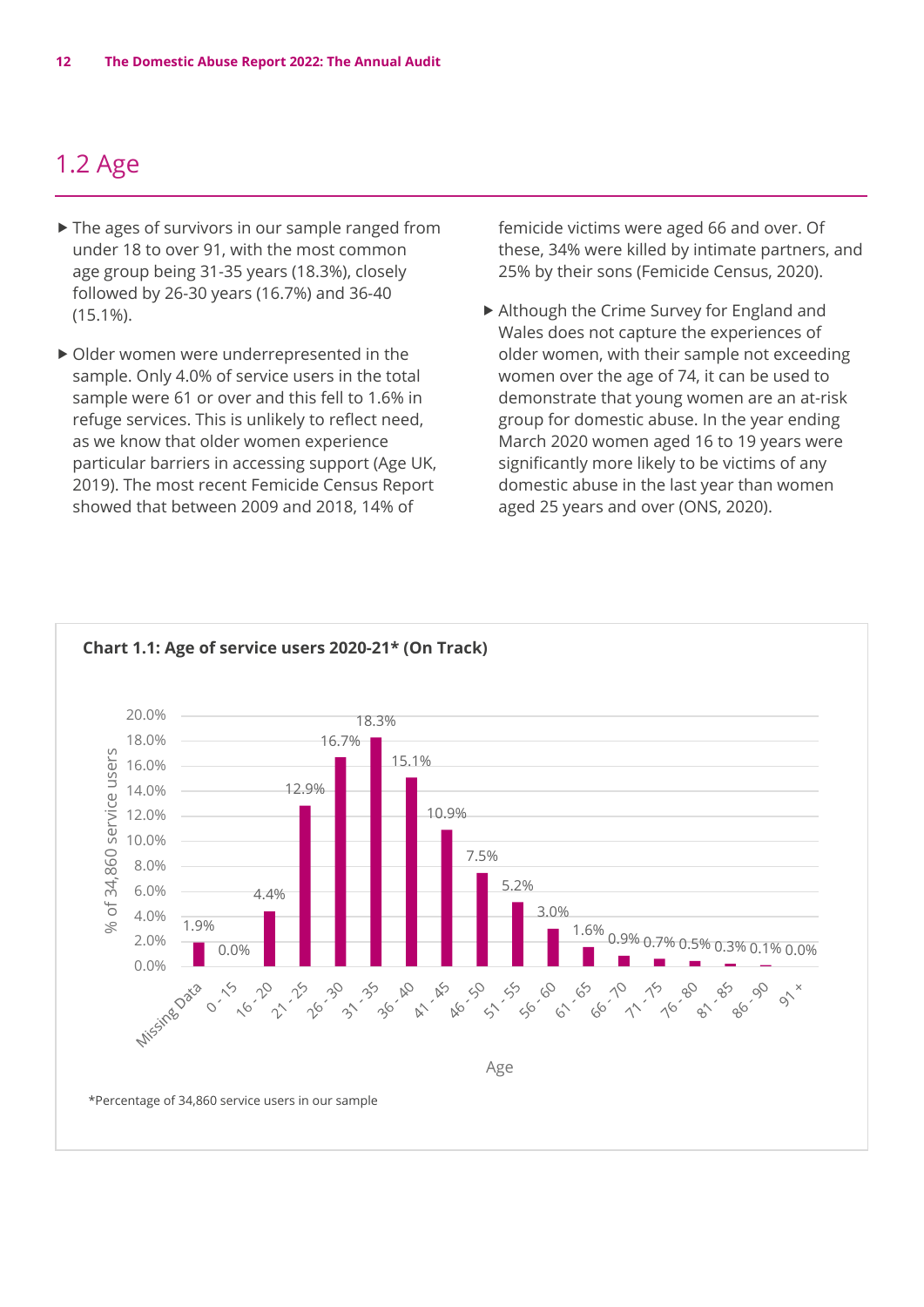## 1.2 Age

- The ages of survivors in our sample ranged from under 18 to over 91, with the most common age group being 31-35 years (18.3%), closely followed by 26-30 years (16.7%) and 36-40 (15.1%).
- Older women were underrepresented in the sample. Only 4.0% of service users in the total sample were 61 or over and this fell to 1.6% in refuge services. This is unlikely to reflect need, as we know that older women experience particular barriers in accessing support (Age UK, 2019). The most recent Femicide Census Report showed that between 2009 and 2018, 14% of femicide victims were aged 66 and over. Of these, 34% were killed by intimate partners, and 25% by their sons (Femicide Census, 2020).
- Although the Crime Survey for England and Wales does not capture the experiences of older women, with their sample not exceeding women over the age of 74, it can be used to demonstrate that young women are an at-risk group for domestic abuse. In the year ending March 2020 women aged 16 to 19 years were significantly more likely to be victims of any domestic abuse in the last year than women aged 25 years and over (ONS, 2020).

**Chart 1.1: Age of service users 2020-21* (On Track)**

| Age | % of 34,860 service users |
|---|---|
| Missing Data | 1.9% |
| 0 - 15 | 0.0% |
| 16 - 20 | 4.4% |
| 21 - 25 | 12.9% |
| 26 - 30 | 16.7% |
| 31 - 35 | 18.3% |
| 36 - 40 | 15.1% |
| 41 - 45 | 10.9% |
| 46 - 50 | 7.5% |
| 51 - 55 | 5.2% |
| 56 - 60 | 3.0% |
| 61 - 65 | 1.6% |
| 66 - 70 | 0.9% |
| 71 - 75 | 0.7% |
| 76 - 80 | 0.5% |
| 81 - 85 | 0.3% |
| 86 - 90 | 0.1% |
| 91 + | 0.0% |

*Percentage of 34,860 service users in our sample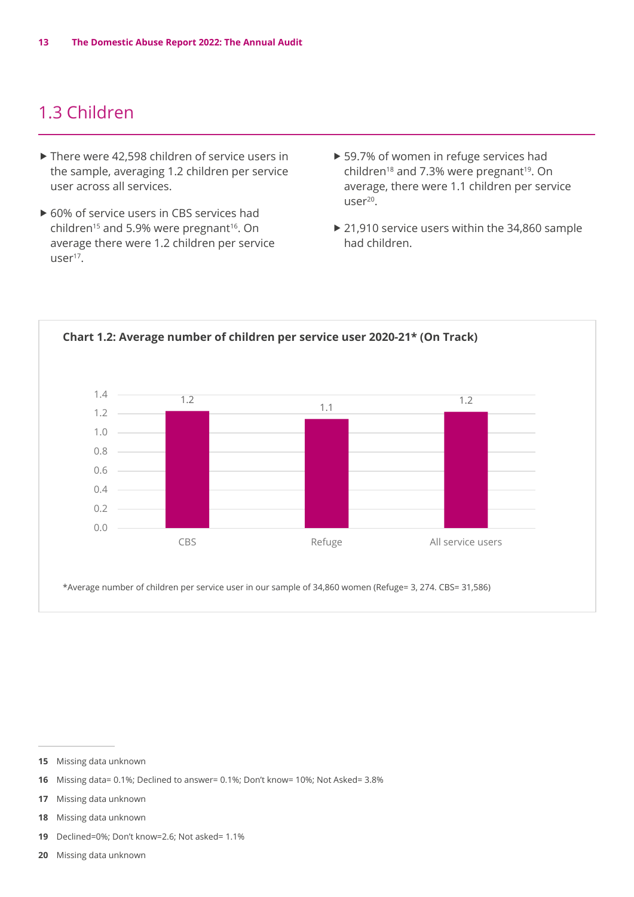## 1.3 Children

- There were 42,598 children of service users in the sample, averaging 1.2 children per service user across all services.
- 60% of service users in CBS services had children[15] and 5.9% were pregnant[16]. On average there were 1.2 children per service user[17].
- 59.7% of women in refuge services had children[18] and 7.3% were pregnant[19]. On average, there were 1.1 children per service user[20].
- 21,910 service users within the 34,860 sample had children.

**Chart 1.2: Average number of children per service user 2020-21* (On Track)**

| | Average number of children per service user |
|---|---|
| CBS | 1.2 |
| Refuge | 1.1 |
| All service users | 1.2 |

*Average number of children per service user in our sample of 34,860 women (Refuge= 3, 274. CBS= 31,586)

15 Missing data unknown

16 Missing data= 0.1%; Declined to answer= 0.1%; Don't know= 10%; Not Asked= 3.8%

17 Missing data unknown

18 Missing data unknown

19 Declined=0%; Don't know=2.6; Not asked= 1.1%

20 Missing data unknown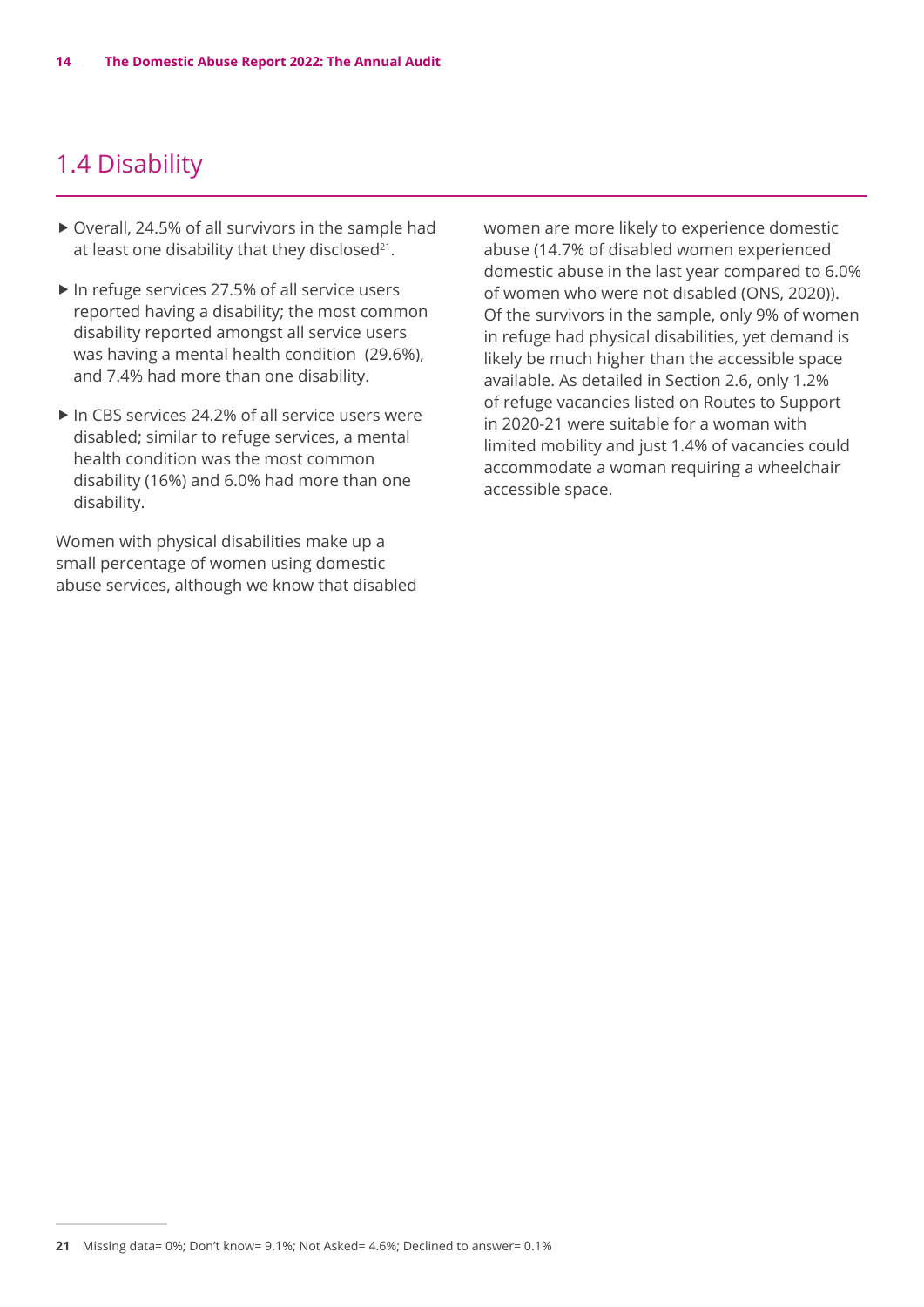## 1.4 Disability

- Overall, 24.5% of all survivors in the sample had at least one disability that they disclosed[21].
- In refuge services 27.5% of all service users reported having a disability; the most common disability reported amongst all service users was having a mental health condition (29.6%), and 7.4% had more than one disability.
- In CBS services 24.2% of all service users were disabled; similar to refuge services, a mental health condition was the most common disability (16%) and 6.0% had more than one disability.

Women with physical disabilities make up a small percentage of women using domestic abuse services, although we know that disabled women are more likely to experience domestic abuse (14.7% of disabled women experienced domestic abuse in the last year compared to 6.0% of women who were not disabled (ONS, 2020)). Of the survivors in the sample, only 9% of women in refuge had physical disabilities, yet demand is likely be much higher than the accessible space available. As detailed in Section 2.6, only 1.2% of refuge vacancies listed on Routes to Support in 2020-21 were suitable for a woman with limited mobility and just 1.4% of vacancies could accommodate a woman requiring a wheelchair accessible space.

[21] Missing data= 0%; Don't know= 9.1%; Not Asked= 4.6%; Declined to answer= 0.1%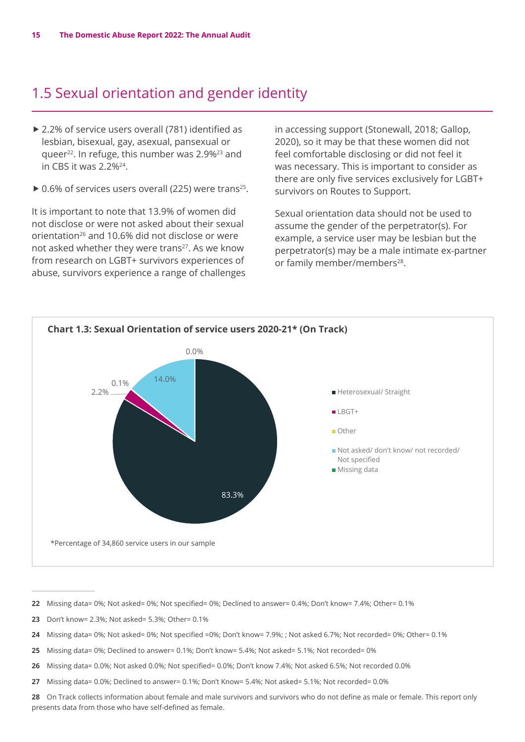## 1.5 Sexual orientation and gender identity

- 2.2% of service users overall (781) identified as lesbian, bisexual, gay, asexual, pansexual or queer[22]. In refuge, this number was 2.9%[23] and in CBS it was 2.2%[24].
- 0.6% of services users overall (225) were trans[25].

It is important to note that 13.9% of women did not disclose or were not asked about their sexual orientation[26] and 10.6% did not disclose or were not asked whether they were trans[27]. As we know from research on LGBT+ survivors experiences of abuse, survivors experience a range of challenges in accessing support (Stonewall, 2018; Gallop, 2020), so it may be that these women did not feel comfortable disclosing or did not feel it was necessary. This is important to consider as there are only five services exclusively for LGBT+ survivors on Routes to Support.

Sexual orientation data should not be used to assume the gender of the perpetrator(s). For example, a service user may be lesbian but the perpetrator(s) may be a male intimate ex-partner or family member/members[28].

**Chart 1.3: Sexual Orientation of service users 2020-21* (On Track)**

| Category | Percentage |
|---|---|
| Heterosexual/ Straight | 83.3% |
| LBGT+ | 2.2% |
| Other | 0.1% |
| Not asked/ don't know/ not recorded/ Not specified | 14.0% |
| Missing data | 0.0% |

*Percentage of 34,860 service users in our sample

---

22 Missing data= 0%; Not asked= 0%; Not specified= 0%; Declined to answer= 0.4%; Don't know= 7.4%; Other= 0.1%

23 Don't know= 2.3%; Not asked= 5.3%; Other= 0.1%

24 Missing data= 0%; Not asked= 0%; Not specified =0%; Don't know= 7.9%; ; Not asked 6.7%; Not recorded= 0%; Other= 0.1%

25 Missing data= 0%; Declined to answer= 0.1%; Don't know= 5.4%; Not asked= 5.1%; Not recorded= 0%

26 Missing data= 0.0%; Not asked 0.0%; Not specified= 0.0%; Don't know 7.4%; Not asked 6.5%; Not recorded 0.0%

27 Missing data= 0.0%; Declined to answer= 0.1%; Don't Know= 5.4%; Not asked= 5.1%; Not recorded= 0.0%

28 On Track collects information about female and male survivors and survivors who do not define as male or female. This report only presents data from those who have self-defined as female.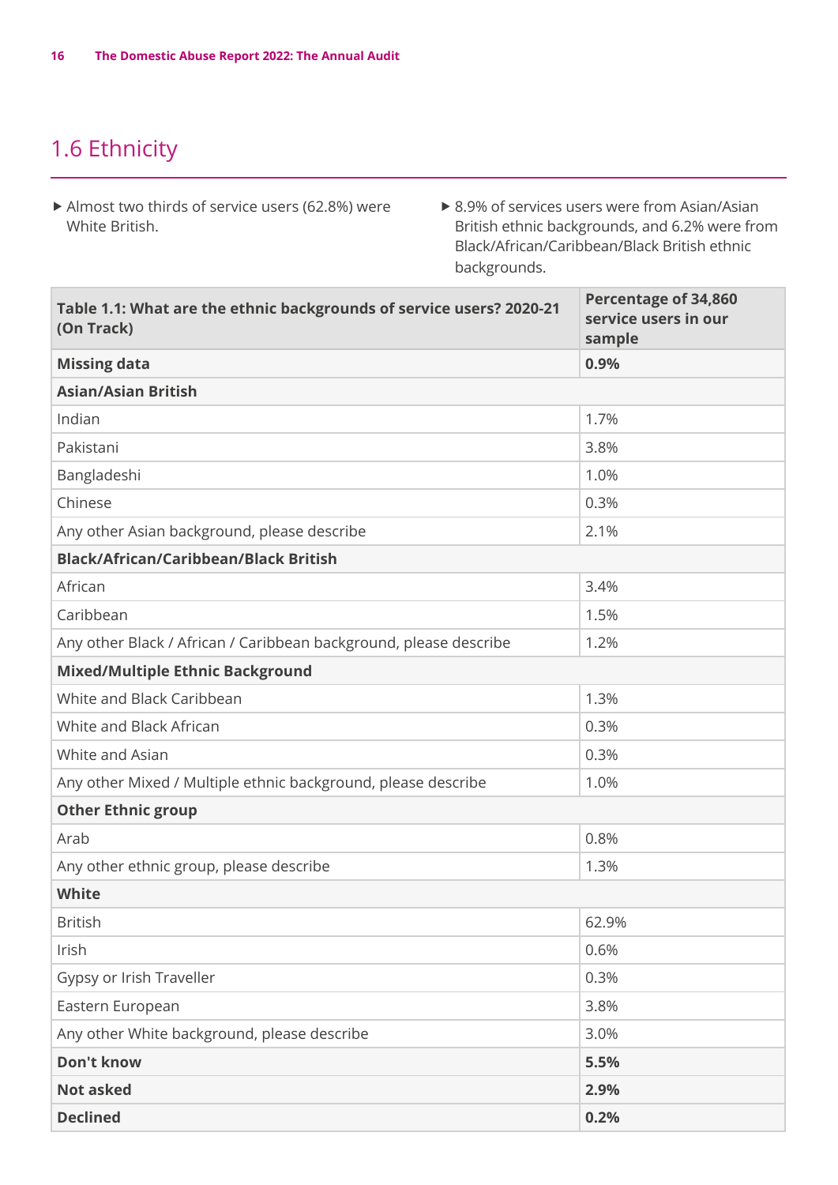## 1.6 Ethnicity

- Almost two thirds of service users (62.8%) were White British.
- 8.9% of services users were from Asian/Asian British ethnic backgrounds, and 6.2% were from Black/African/Caribbean/Black British ethnic backgrounds.

| Table 1.1: What are the ethnic backgrounds of service users? 2020-21 (On Track) | Percentage of 34,860 service users in our sample |
|---|---|
| **Missing data** | **0.9%** |
| **Asian/Asian British** | |
| Indian | 1.7% |
| Pakistani | 3.8% |
| Bangladeshi | 1.0% |
| Chinese | 0.3% |
| Any other Asian background, please describe | 2.1% |
| **Black/African/Caribbean/Black British** | |
| African | 3.4% |
| Caribbean | 1.5% |
| Any other Black / African / Caribbean background, please describe | 1.2% |
| **Mixed/Multiple Ethnic Background** | |
| White and Black Caribbean | 1.3% |
| White and Black African | 0.3% |
| White and Asian | 0.3% |
| Any other Mixed / Multiple ethnic background, please describe | 1.0% |
| **Other Ethnic group** | |
| Arab | 0.8% |
| Any other ethnic group, please describe | 1.3% |
| **White** | |
| British | 62.9% |
| Irish | 0.6% |
| Gypsy or Irish Traveller | 0.3% |
| Eastern European | 3.8% |
| Any other White background, please describe | 3.0% |
| **Don't know** | **5.5%** |
| **Not asked** | **2.9%** |
| **Declined** | **0.2%** |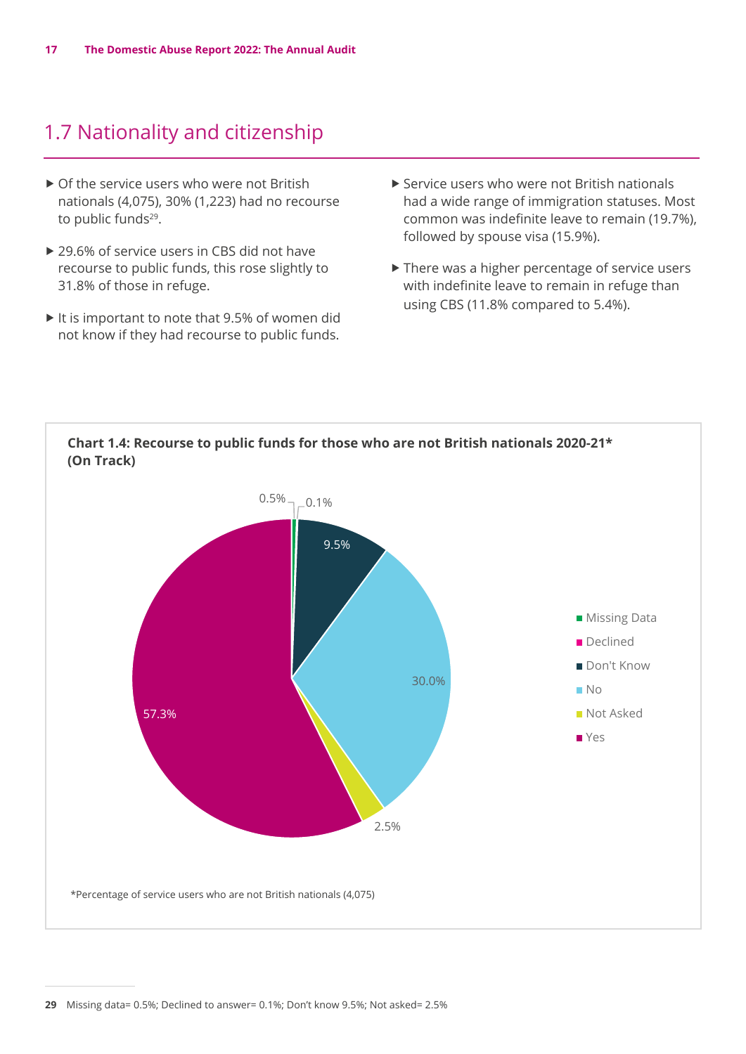## 1.7 Nationality and citizenship

- Of the service users who were not British nationals (4,075), 30% (1,223) had no recourse to public funds[29].
- 29.6% of service users in CBS did not have recourse to public funds, this rose slightly to 31.8% of those in refuge.
- It is important to note that 9.5% of women did not know if they had recourse to public funds.
- Service users who were not British nationals had a wide range of immigration statuses. Most common was indefinite leave to remain (19.7%), followed by spouse visa (15.9%).
- There was a higher percentage of service users with indefinite leave to remain in refuge than using CBS (11.8% compared to 5.4%).

**Chart 1.4: Recourse to public funds for those who are not British nationals 2020-21* (On Track)**

| Category | Percentage |
|---|---|
| Missing Data | 0.5% |
| Declined | 0.1% |
| Don't Know | 9.5% |
| No | 30.0% |
| Not Asked | 2.5% |
| Yes | 57.3% |

*Percentage of service users who are not British nationals (4,075)

29 Missing data= 0.5%; Declined to answer= 0.1%; Don't know 9.5%; Not asked= 2.5%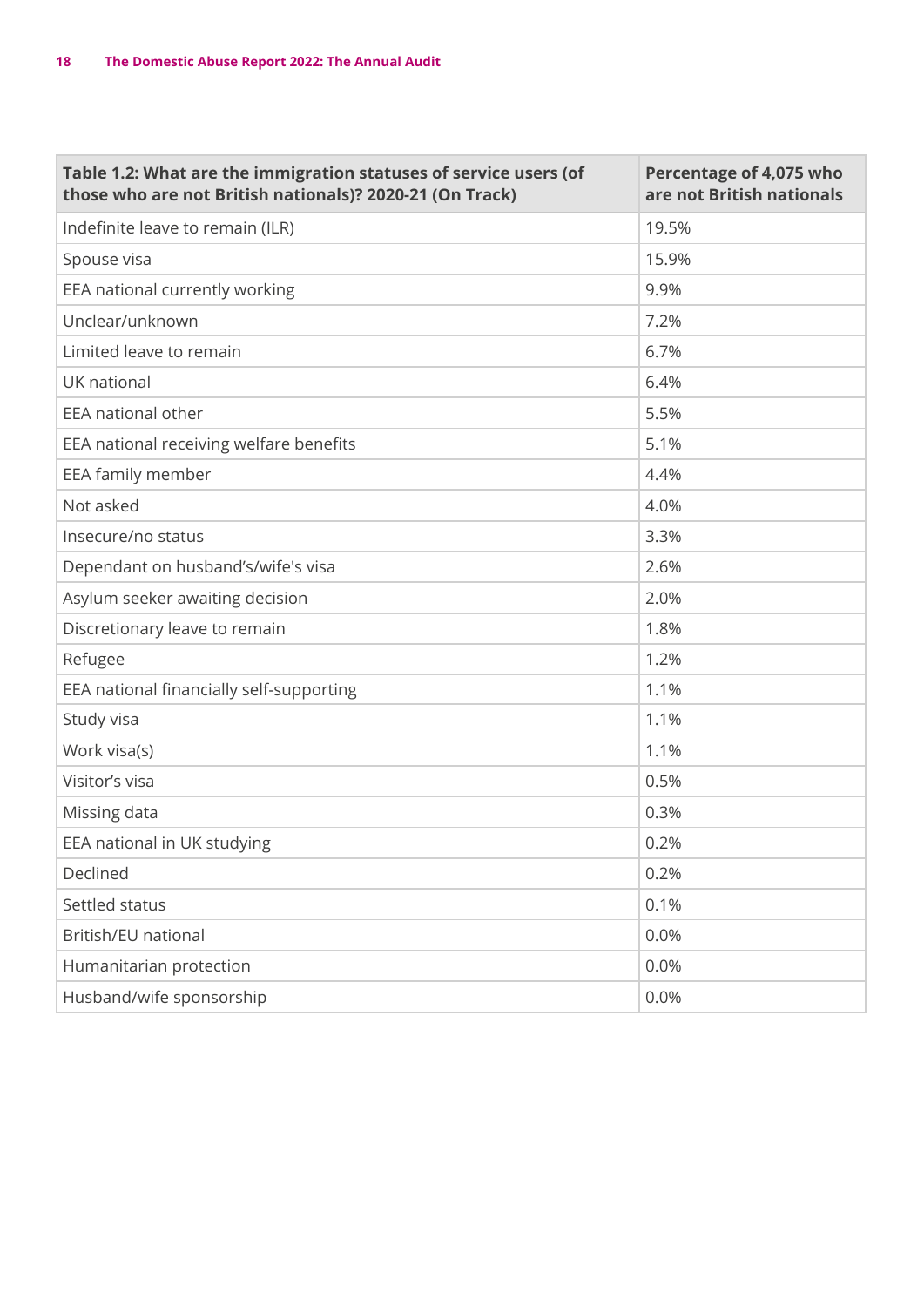| Table 1.2: What are the immigration statuses of service users (of those who are not British nationals)? 2020-21 (On Track) | Percentage of 4,075 who are not British nationals |
|---|---|
| Indefinite leave to remain (ILR) | 19.5% |
| Spouse visa | 15.9% |
| EEA national currently working | 9.9% |
| Unclear/unknown | 7.2% |
| Limited leave to remain | 6.7% |
| UK national | 6.4% |
| EEA national other | 5.5% |
| EEA national receiving welfare benefits | 5.1% |
| EEA family member | 4.4% |
| Not asked | 4.0% |
| Insecure/no status | 3.3% |
| Dependant on husband's/wife's visa | 2.6% |
| Asylum seeker awaiting decision | 2.0% |
| Discretionary leave to remain | 1.8% |
| Refugee | 1.2% |
| EEA national financially self-supporting | 1.1% |
| Study visa | 1.1% |
| Work visa(s) | 1.1% |
| Visitor's visa | 0.5% |
| Missing data | 0.3% |
| EEA national in UK studying | 0.2% |
| Declined | 0.2% |
| Settled status | 0.1% |
| British/EU national | 0.0% |
| Humanitarian protection | 0.0% |
| Husband/wife sponsorship | 0.0% |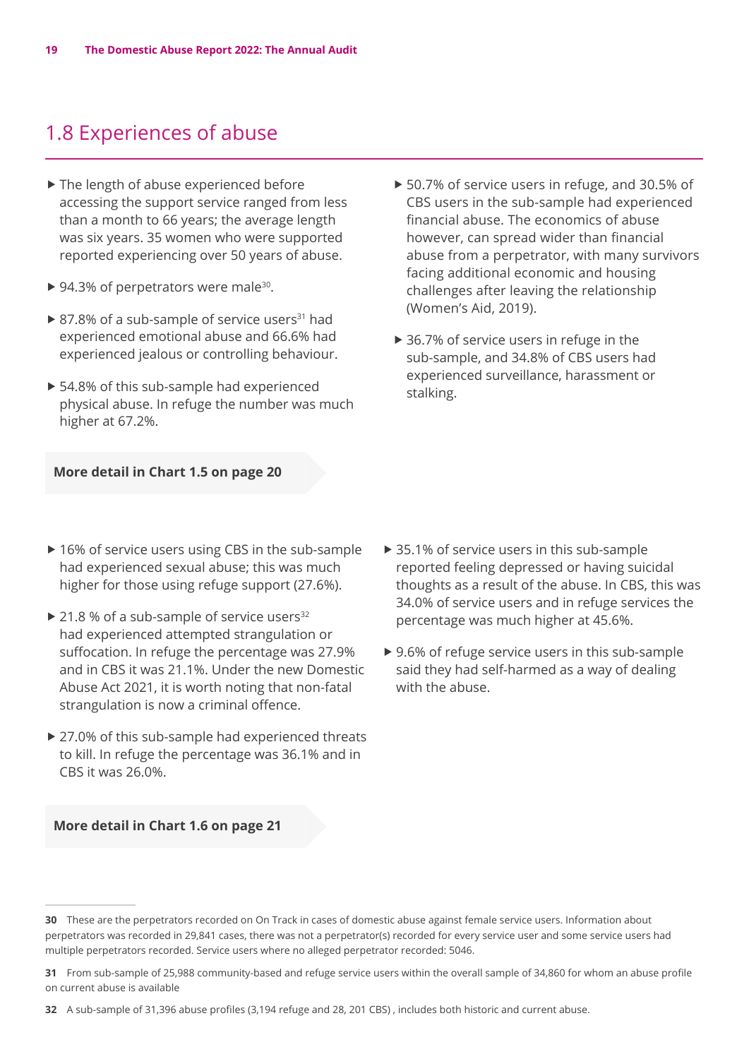## 1.8 Experiences of abuse

- The length of abuse experienced before accessing the support service ranged from less than a month to 66 years; the average length was six years. 35 women who were supported reported experiencing over 50 years of abuse.
- 94.3% of perpetrators were male[30].
- 87.8% of a sub-sample of service users[31] had experienced emotional abuse and 66.6% had experienced jealous or controlling behaviour.
- 54.8% of this sub-sample had experienced physical abuse. In refuge the number was much higher at 67.2%.
- 50.7% of service users in refuge, and 30.5% of CBS users in the sub-sample had experienced financial abuse. The economics of abuse however, can spread wider than financial abuse from a perpetrator, with many survivors facing additional economic and housing challenges after leaving the relationship (Women's Aid, 2019).
- 36.7% of service users in refuge in the sub-sample, and 34.8% of CBS users had experienced surveillance, harassment or stalking.

**More detail in Chart 1.5 on page 20**

- 16% of service users using CBS in the sub-sample had experienced sexual abuse; this was much higher for those using refuge support (27.6%).
- 21.8 % of a sub-sample of service users[32] had experienced attempted strangulation or suffocation. In refuge the percentage was 27.9% and in CBS it was 21.1%. Under the new Domestic Abuse Act 2021, it is worth noting that non-fatal strangulation is now a criminal offence.
- 27.0% of this sub-sample had experienced threats to kill. In refuge the percentage was 36.1% and in CBS it was 26.0%.
- 35.1% of service users in this sub-sample reported feeling depressed or having suicidal thoughts as a result of the abuse. In CBS, this was 34.0% of service users and in refuge services the percentage was much higher at 45.6%.
- 9.6% of refuge service users in this sub-sample said they had self-harmed as a way of dealing with the abuse.

**More detail in Chart 1.6 on page 21**

---

**30** These are the perpetrators recorded on On Track in cases of domestic abuse against female service users. Information about perpetrators was recorded in 29,841 cases, there was not a perpetrator(s) recorded for every service user and some service users had multiple perpetrators recorded. Service users where no alleged perpetrator recorded: 5046.

**31** From sub-sample of 25,988 community-based and refuge service users within the overall sample of 34,860 for whom an abuse profile on current abuse is available

**32** A sub-sample of 31,396 abuse profiles (3,194 refuge and 28, 201 CBS) , includes both historic and current abuse.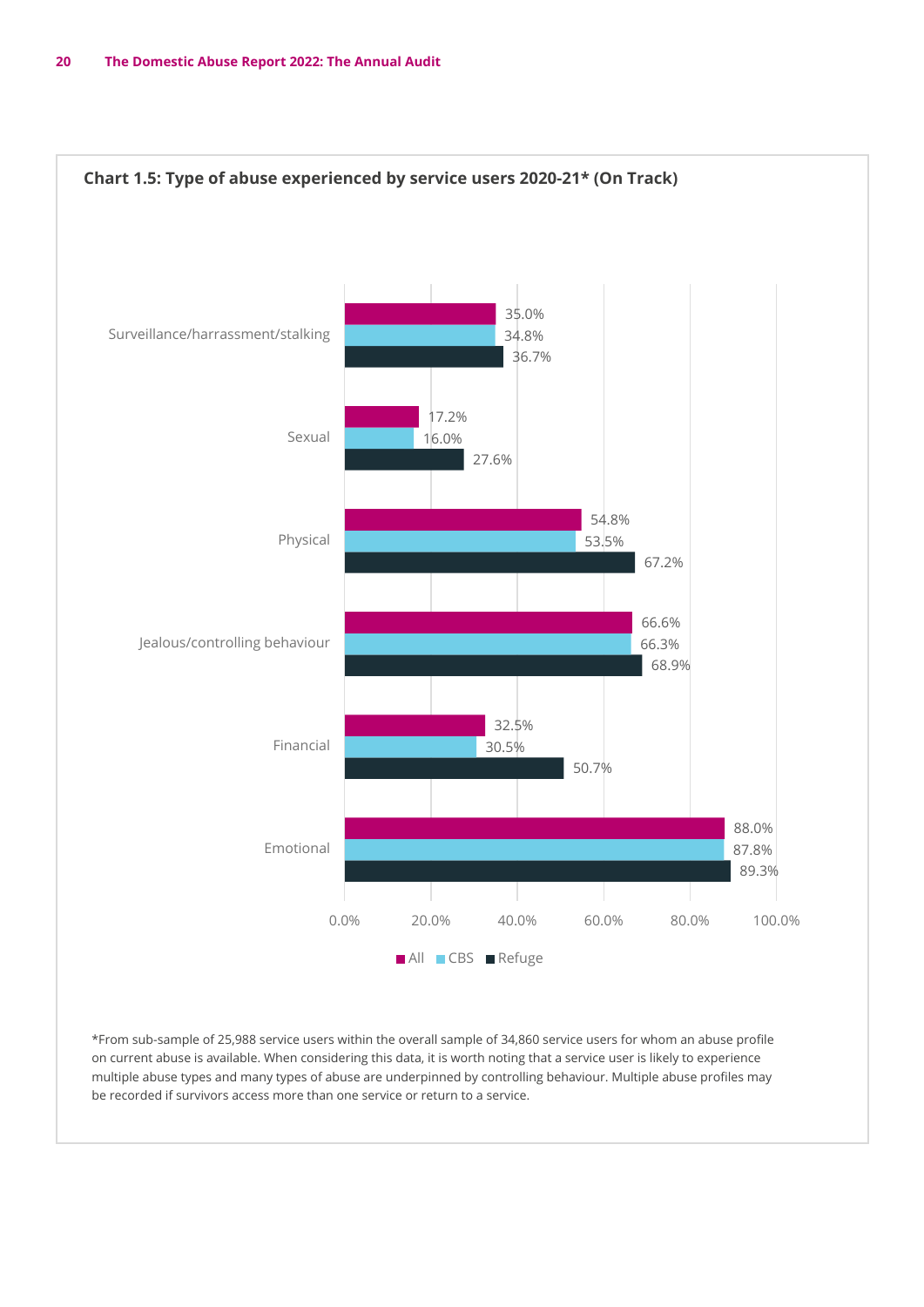**Chart 1.5: Type of abuse experienced by service users 2020-21* (On Track)**

| Type of abuse | All | CBS | Refuge |
|---|---|---|---|
| Surveillance/harrassment/stalking | 35.0% | 34.8% | 36.7% |
| Sexual | 17.2% | 16.0% | 27.6% |
| Physical | 54.8% | 53.5% | 67.2% |
| Jealous/controlling behaviour | 66.6% | 66.3% | 68.9% |
| Financial | 32.5% | 30.5% | 50.7% |
| Emotional | 88.0% | 87.8% | 89.3% |

*From sub-sample of 25,988 service users within the overall sample of 34,860 service users for whom an abuse profile on current abuse is available. When considering this data, it is worth noting that a service user is likely to experience multiple abuse types and many types of abuse are underpinned by controlling behaviour. Multiple abuse profiles may be recorded if survivors access more than one service or return to a service.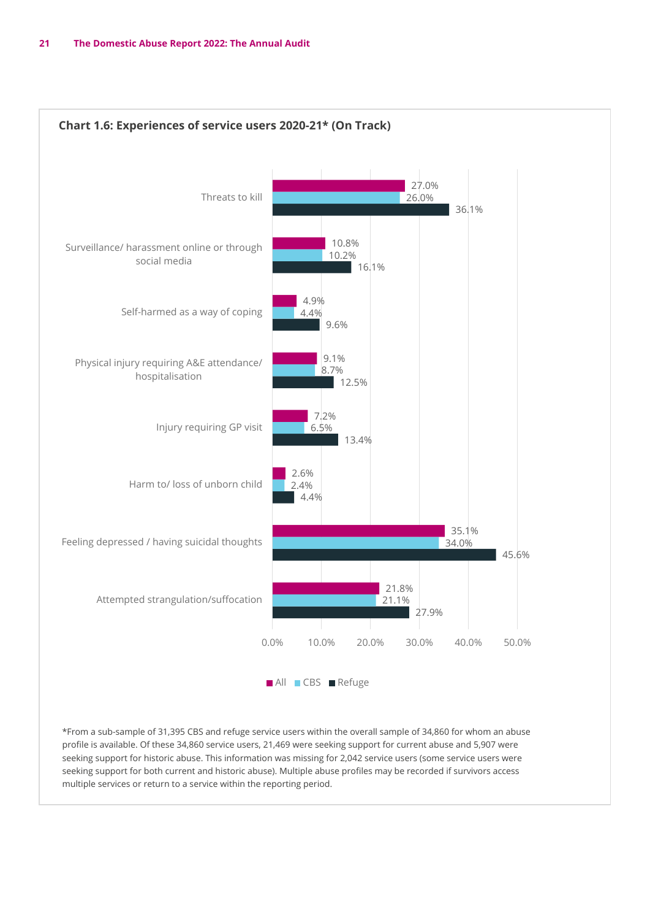**Chart 1.6: Experiences of service users 2020-21* (On Track)**

| | All | CBS | Refuge |
|---|---|---|---|
| Threats to kill | 27.0% | 26.0% | 36.1% |
| Surveillance/ harassment online or through social media | 10.8% | 10.2% | 16.1% |
| Self-harmed as a way of coping | 4.9% | 4.4% | 9.6% |
| Physical injury requiring A&E attendance/ hospitalisation | 9.1% | 8.7% | 12.5% |
| Injury requiring GP visit | 7.2% | 6.5% | 13.4% |
| Harm to/ loss of unborn child | 2.6% | 2.4% | 4.4% |
| Feeling depressed / having suicidal thoughts | 35.1% | 34.0% | 45.6% |
| Attempted strangulation/suffocation | 21.8% | 21.1% | 27.9% |

*From a sub-sample of 31,395 CBS and refuge service users within the overall sample of 34,860 for whom an abuse profile is available. Of these 34,860 service users, 21,469 were seeking support for current abuse and 5,907 were seeking support for historic abuse. This information was missing for 2,042 service users (some service users were seeking support for both current and historic abuse). Multiple abuse profiles may be recorded if survivors access multiple services or return to a service within the reporting period.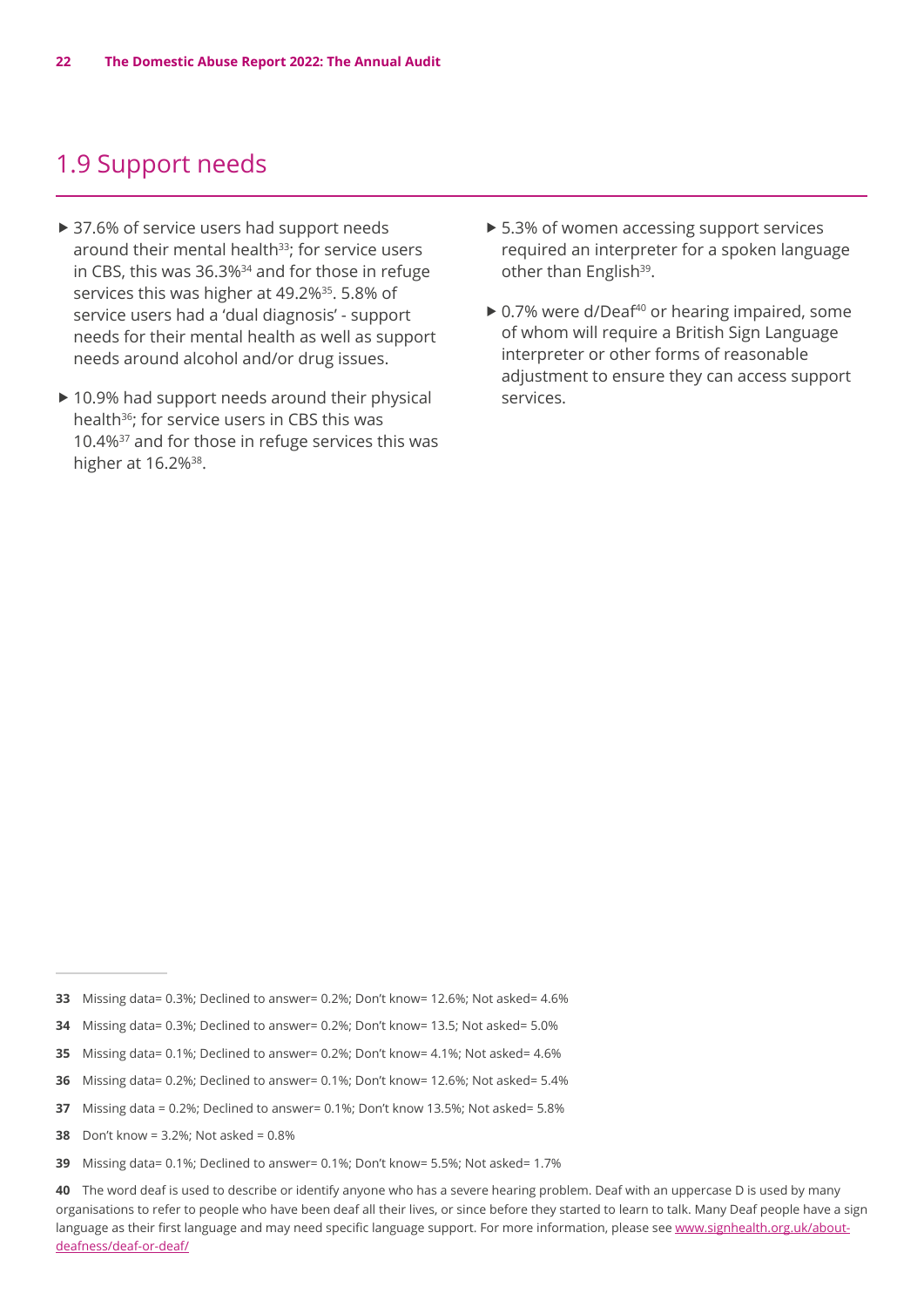## 1.9 Support needs

- 37.6% of service users had support needs around their mental health[33]; for service users in CBS, this was 36.3%[34] and for those in refuge services this was higher at 49.2%[35]. 5.8% of service users had a 'dual diagnosis' - support needs for their mental health as well as support needs around alcohol and/or drug issues.
- 10.9% had support needs around their physical health[36]; for service users in CBS this was 10.4%[37] and for those in refuge services this was higher at 16.2%[38].
- 5.3% of women accessing support services required an interpreter for a spoken language other than English[39].
- 0.7% were d/Deaf[40] or hearing impaired, some of whom will require a British Sign Language interpreter or other forms of reasonable adjustment to ensure they can access support services.

---

**33** Missing data= 0.3%; Declined to answer= 0.2%; Don't know= 12.6%; Not asked= 4.6%

**34** Missing data= 0.3%; Declined to answer= 0.2%; Don't know= 13.5; Not asked= 5.0%

**35** Missing data= 0.1%; Declined to answer= 0.2%; Don't know= 4.1%; Not asked= 4.6%

**36** Missing data= 0.2%; Declined to answer= 0.1%; Don't know= 12.6%; Not asked= 5.4%

**37** Missing data = 0.2%; Declined to answer= 0.1%; Don't know 13.5%; Not asked= 5.8%

**38** Don't know = 3.2%; Not asked = 0.8%

**39** Missing data= 0.1%; Declined to answer= 0.1%; Don't know= 5.5%; Not asked= 1.7%

**40** The word deaf is used to describe or identify anyone who has a severe hearing problem. Deaf with an uppercase D is used by many organisations to refer to people who have been deaf all their lives, or since before they started to learn to talk. Many Deaf people have a sign language as their first language and may need specific language support. For more information, please see www.signhealth.org.uk/about-deafness/deaf-or-deaf/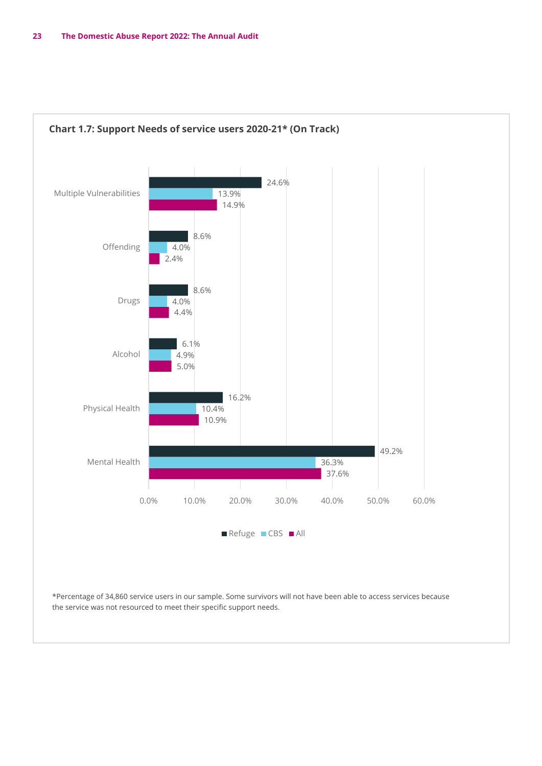**Chart 1.7: Support Needs of service users 2020-21* (On Track)**

| | Refuge | CBS | All |
|---|---|---|---|
| Multiple Vulnerabilities | 24.6% | 13.9% | 14.9% |
| Offending | 8.6% | 4.0% | 2.4% |
| Drugs | 8.6% | 4.0% | 4.4% |
| Alcohol | 6.1% | 4.9% | 5.0% |
| Physical Health | 16.2% | 10.4% | 10.9% |
| Mental Health | 49.2% | 36.3% | 37.6% |

*Percentage of 34,860 service users in our sample. Some survivors will not have been able to access services because the service was not resourced to meet their specific support needs.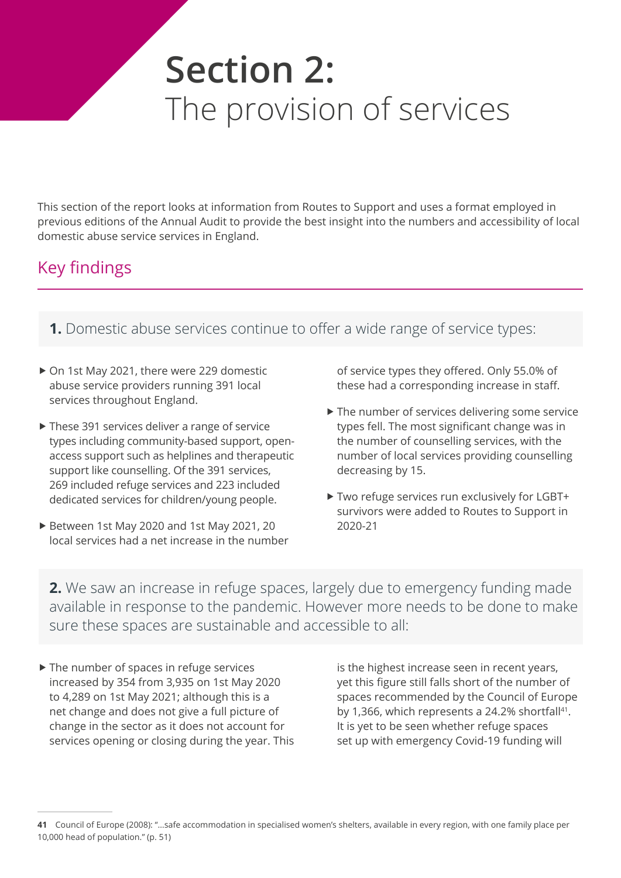# Section 2: The provision of services

This section of the report looks at information from Routes to Support and uses a format employed in previous editions of the Annual Audit to provide the best insight into the numbers and accessibility of local domestic abuse service services in England.

## Key findings

### **1.** Domestic abuse services continue to offer a wide range of service types:

- On 1st May 2021, there were 229 domestic abuse service providers running 391 local services throughout England.
- These 391 services deliver a range of service types including community-based support, open-access support such as helplines and therapeutic support like counselling. Of the 391 services, 269 included refuge services and 223 included dedicated services for children/young people.
- Between 1st May 2020 and 1st May 2021, 20 local services had a net increase in the number of service types they offered. Only 55.0% of these had a corresponding increase in staff.
- The number of services delivering some service types fell. The most significant change was in the number of counselling services, with the number of local services providing counselling decreasing by 15.
- Two refuge services run exclusively for LGBT+ survivors were added to Routes to Support in 2020-21

### **2.** We saw an increase in refuge spaces, largely due to emergency funding made available in response to the pandemic. However more needs to be done to make sure these spaces are sustainable and accessible to all:

- The number of spaces in refuge services increased by 354 from 3,935 on 1st May 2020 to 4,289 on 1st May 2021; although this is a net change and does not give a full picture of change in the sector as it does not account for services opening or closing during the year. This is the highest increase seen in recent years, yet this figure still falls short of the number of spaces recommended by the Council of Europe by 1,366, which represents a 24.2% shortfall[41]. It is yet to be seen whether refuge spaces set up with emergency Covid-19 funding will

---

41 Council of Europe (2008): "…safe accommodation in specialised women's shelters, available in every region, with one family place per 10,000 head of population." (p. 51)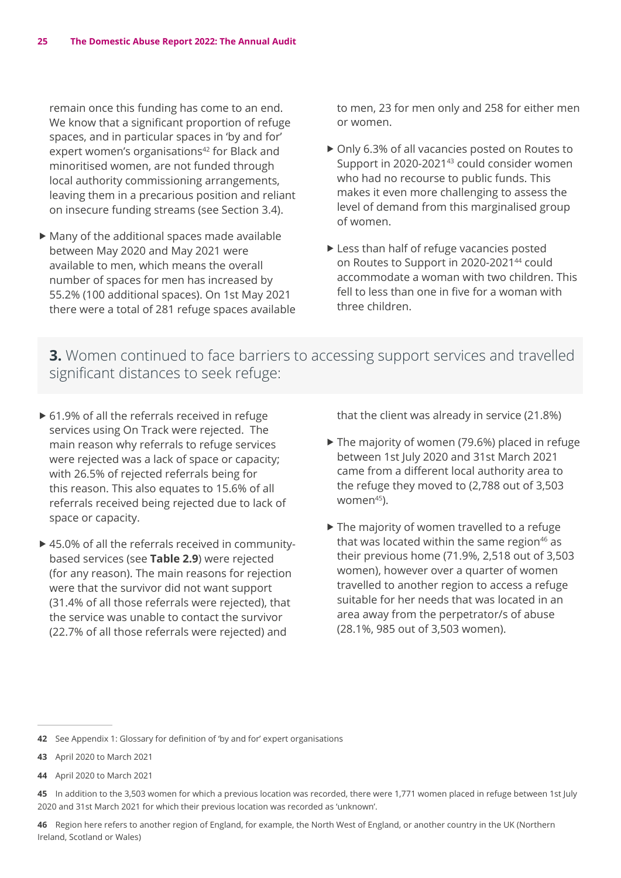remain once this funding has come to an end. We know that a significant proportion of refuge spaces, and in particular spaces in 'by and for' expert women's organisations[42] for Black and minoritised women, are not funded through local authority commissioning arrangements, leaving them in a precarious position and reliant on insecure funding streams (see Section 3.4).

- Many of the additional spaces made available between May 2020 and May 2021 were available to men, which means the overall number of spaces for men has increased by 55.2% (100 additional spaces). On 1st May 2021 there were a total of 281 refuge spaces available to men, 23 for men only and 258 for either men or women.
- Only 6.3% of all vacancies posted on Routes to Support in 2020-2021[43] could consider women who had no recourse to public funds. This makes it even more challenging to assess the level of demand from this marginalised group of women.
- Less than half of refuge vacancies posted on Routes to Support in 2020-2021[44] could accommodate a woman with two children. This fell to less than one in five for a woman with three children.

### **3.** Women continued to face barriers to accessing support services and travelled significant distances to seek refuge:

- 61.9% of all the referrals received in refuge services using On Track were rejected. The main reason why referrals to refuge services were rejected was a lack of space or capacity; with 26.5% of rejected referrals being for this reason. This also equates to 15.6% of all referrals received being rejected due to lack of space or capacity.
- 45.0% of all the referrals received in community-based services (see **Table 2.9**) were rejected (for any reason). The main reasons for rejection were that the survivor did not want support (31.4% of all those referrals were rejected), that the service was unable to contact the survivor (22.7% of all those referrals were rejected) and that the client was already in service (21.8%)
- The majority of women (79.6%) placed in refuge between 1st July 2020 and 31st March 2021 came from a different local authority area to the refuge they moved to (2,788 out of 3,503 women[45]).
- The majority of women travelled to a refuge that was located within the same region[46] as their previous home (71.9%, 2,518 out of 3,503 women), however over a quarter of women travelled to another region to access a refuge suitable for her needs that was located in an area away from the perpetrator/s of abuse (28.1%, 985 out of 3,503 women).

---

**42** See Appendix 1: Glossary for definition of 'by and for' expert organisations

**43** April 2020 to March 2021

**44** April 2020 to March 2021

**45** In addition to the 3,503 women for which a previous location was recorded, there were 1,771 women placed in refuge between 1st July 2020 and 31st March 2021 for which their previous location was recorded as 'unknown'.

**46** Region here refers to another region of England, for example, the North West of England, or another country in the UK (Northern Ireland, Scotland or Wales)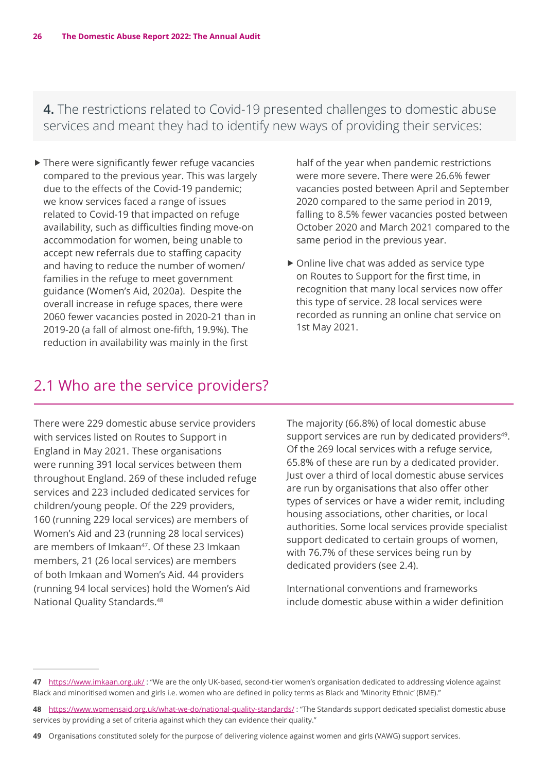**4.** The restrictions related to Covid-19 presented challenges to domestic abuse services and meant they had to identify new ways of providing their services:

- There were significantly fewer refuge vacancies compared to the previous year. This was largely due to the effects of the Covid-19 pandemic; we know services faced a range of issues related to Covid-19 that impacted on refuge availability, such as difficulties finding move-on accommodation for women, being unable to accept new referrals due to staffing capacity and having to reduce the number of women/families in the refuge to meet government guidance (Women's Aid, 2020a). Despite the overall increase in refuge spaces, there were 2060 fewer vacancies posted in 2020-21 than in 2019-20 (a fall of almost one-fifth, 19.9%). The reduction in availability was mainly in the first half of the year when pandemic restrictions were more severe. There were 26.6% fewer vacancies posted between April and September 2020 compared to the same period in 2019, falling to 8.5% fewer vacancies posted between October 2020 and March 2021 compared to the same period in the previous year.
- Online live chat was added as service type on Routes to Support for the first time, in recognition that many local services now offer this type of service. 28 local services were recorded as running an online chat service on 1st May 2021.

## 2.1 Who are the service providers?

There were 229 domestic abuse service providers with services listed on Routes to Support in England in May 2021. These organisations were running 391 local services between them throughout England. 269 of these included refuge services and 223 included dedicated services for children/young people. Of the 229 providers, 160 (running 229 local services) are members of Women's Aid and 23 (running 28 local services) are members of Imkaan[47]. Of these 23 Imkaan members, 21 (26 local services) are members of both Imkaan and Women's Aid. 44 providers (running 94 local services) hold the Women's Aid National Quality Standards.[48]

The majority (66.8%) of local domestic abuse support services are run by dedicated providers[49]. Of the 269 local services with a refuge service, 65.8% of these are run by a dedicated provider. Just over a third of local domestic abuse services are run by organisations that also offer other types of services or have a wider remit, including housing associations, other charities, or local authorities. Some local services provide specialist support dedicated to certain groups of women, with 76.7% of these services being run by dedicated providers (see 2.4).

International conventions and frameworks include domestic abuse within a wider definition

---

47 https://www.imkaan.org.uk/ : "We are the only UK-based, second-tier women's organisation dedicated to addressing violence against Black and minoritised women and girls i.e. women who are defined in policy terms as Black and 'Minority Ethnic' (BME)."

48 https://www.womensaid.org.uk/what-we-do/national-quality-standards/ : "The Standards support dedicated specialist domestic abuse services by providing a set of criteria against which they can evidence their quality."

49 Organisations constituted solely for the purpose of delivering violence against women and girls (VAWG) support services.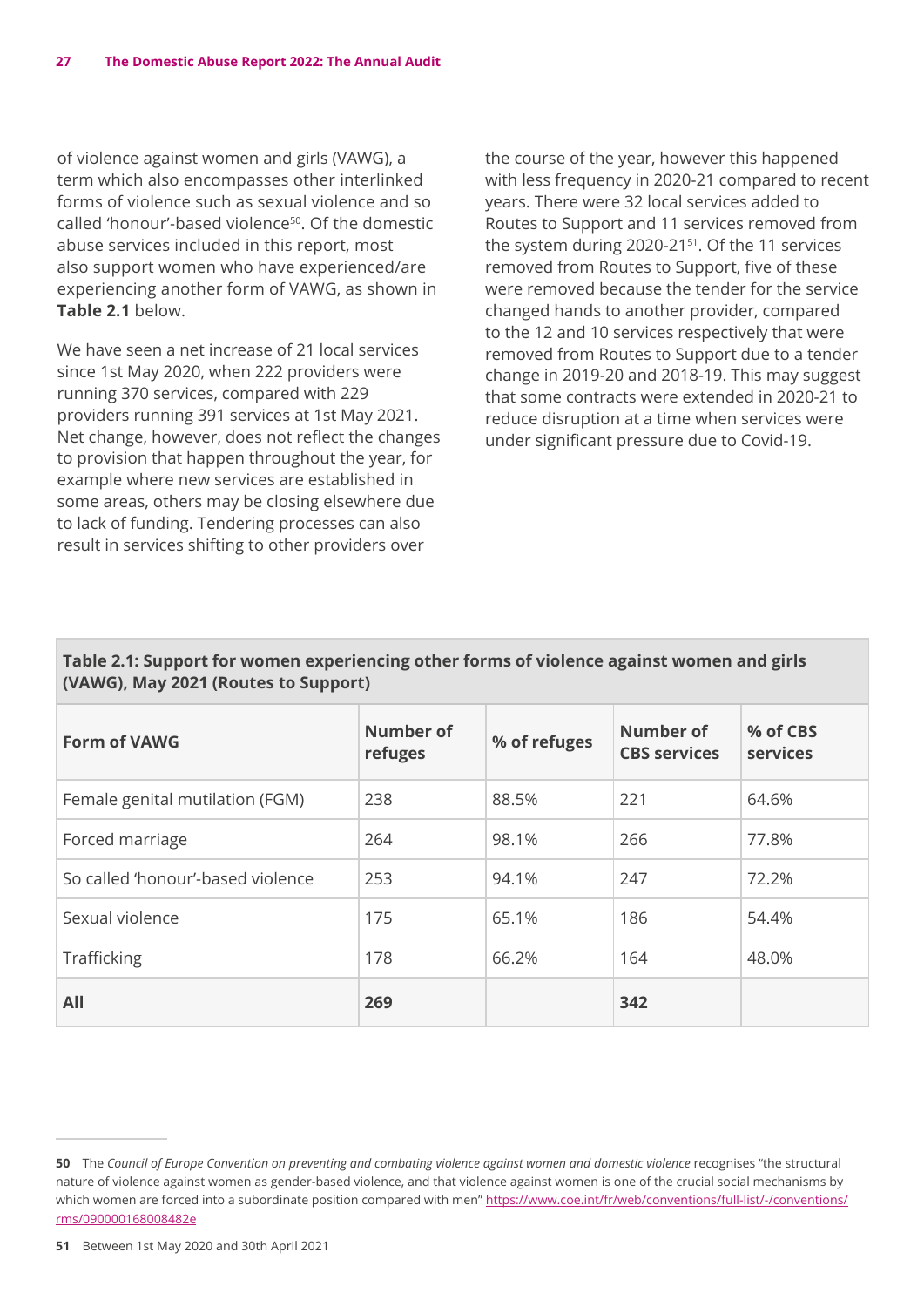of violence against women and girls (VAWG), a term which also encompasses other interlinked forms of violence such as sexual violence and so called 'honour'-based violence[50]. Of the domestic abuse services included in this report, most also support women who have experienced/are experiencing another form of VAWG, as shown in **Table 2.1** below.

We have seen a net increase of 21 local services since 1st May 2020, when 222 providers were running 370 services, compared with 229 providers running 391 services at 1st May 2021. Net change, however, does not reflect the changes to provision that happen throughout the year, for example where new services are established in some areas, others may be closing elsewhere due to lack of funding. Tendering processes can also result in services shifting to other providers over the course of the year, however this happened with less frequency in 2020-21 compared to recent years. There were 32 local services added to Routes to Support and 11 services removed from the system during 2020-21[51]. Of the 11 services removed from Routes to Support, five of these were removed because the tender for the service changed hands to another provider, compared to the 12 and 10 services respectively that were removed from Routes to Support due to a tender change in 2019-20 and 2018-19. This may suggest that some contracts were extended in 2020-21 to reduce disruption at a time when services were under significant pressure due to Covid-19.

**Table 2.1: Support for women experiencing other forms of violence against women and girls (VAWG), May 2021 (Routes to Support)**

| Form of VAWG | Number of refuges | % of refuges | Number of CBS services | % of CBS services |
|---|---|---|---|---|
| Female genital mutilation (FGM) | 238 | 88.5% | 221 | 64.6% |
| Forced marriage | 264 | 98.1% | 266 | 77.8% |
| So called 'honour'-based violence | 253 | 94.1% | 247 | 72.2% |
| Sexual violence | 175 | 65.1% | 186 | 54.4% |
| Trafficking | 178 | 66.2% | 164 | 48.0% |
| **All** | **269** | | **342** | |

**50** The *Council of Europe Convention on preventing and combating violence against women and domestic violence* recognises "the structural nature of violence against women as gender-based violence, and that violence against women is one of the crucial social mechanisms by which women are forced into a subordinate position compared with men" https://www.coe.int/fr/web/conventions/full-list/-/conventions/rms/090000168008482e

**51** Between 1st May 2020 and 30th April 2021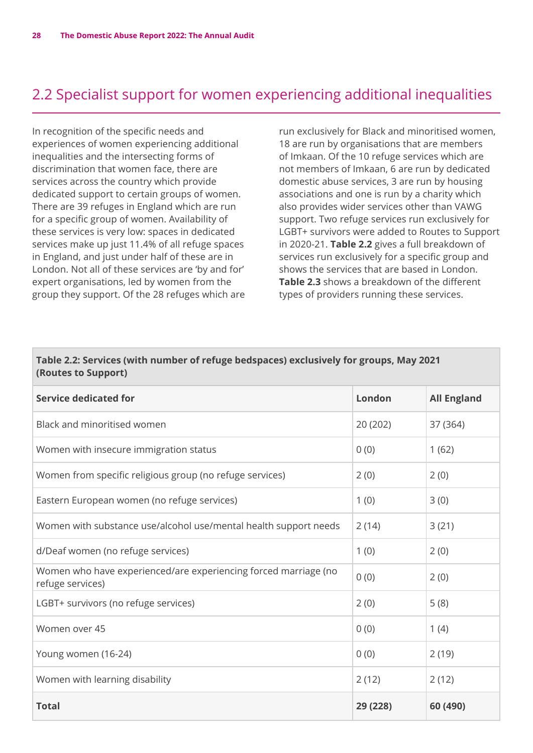## 2.2 Specialist support for women experiencing additional inequalities

In recognition of the specific needs and experiences of women experiencing additional inequalities and the intersecting forms of discrimination that women face, there are services across the country which provide dedicated support to certain groups of women. There are 39 refuges in England which are run for a specific group of women. Availability of these services is very low: spaces in dedicated services make up just 11.4% of all refuge spaces in England, and just under half of these are in London. Not all of these services are 'by and for' expert organisations, led by women from the group they support. Of the 28 refuges which are run exclusively for Black and minoritised women, 18 are run by organisations that are members of Imkaan. Of the 10 refuge services which are not members of Imkaan, 6 are run by dedicated domestic abuse services, 3 are run by housing associations and one is run by a charity which also provides wider services other than VAWG support. Two refuge services run exclusively for LGBT+ survivors were added to Routes to Support in 2020-21. **Table 2.2** gives a full breakdown of services run exclusively for a specific group and shows the services that are based in London. **Table 2.3** shows a breakdown of the different types of providers running these services.

**Table 2.2: Services (with number of refuge bedspaces) exclusively for groups, May 2021 (Routes to Support)**

| Service dedicated for | London | All England |
|---|---|---|
| Black and minoritised women | 20 (202) | 37 (364) |
| Women with insecure immigration status | 0 (0) | 1 (62) |
| Women from specific religious group (no refuge services) | 2 (0) | 2 (0) |
| Eastern European women (no refuge services) | 1 (0) | 3 (0) |
| Women with substance use/alcohol use/mental health support needs | 2 (14) | 3 (21) |
| d/Deaf women (no refuge services) | 1 (0) | 2 (0) |
| Women who have experienced/are experiencing forced marriage (no refuge services) | 0 (0) | 2 (0) |
| LGBT+ survivors (no refuge services) | 2 (0) | 5 (8) |
| Women over 45 | 0 (0) | 1 (4) |
| Young women (16-24) | 0 (0) | 2 (19) |
| Women with learning disability | 2 (12) | 2 (12) |
| **Total** | **29 (228)** | **60 (490)** |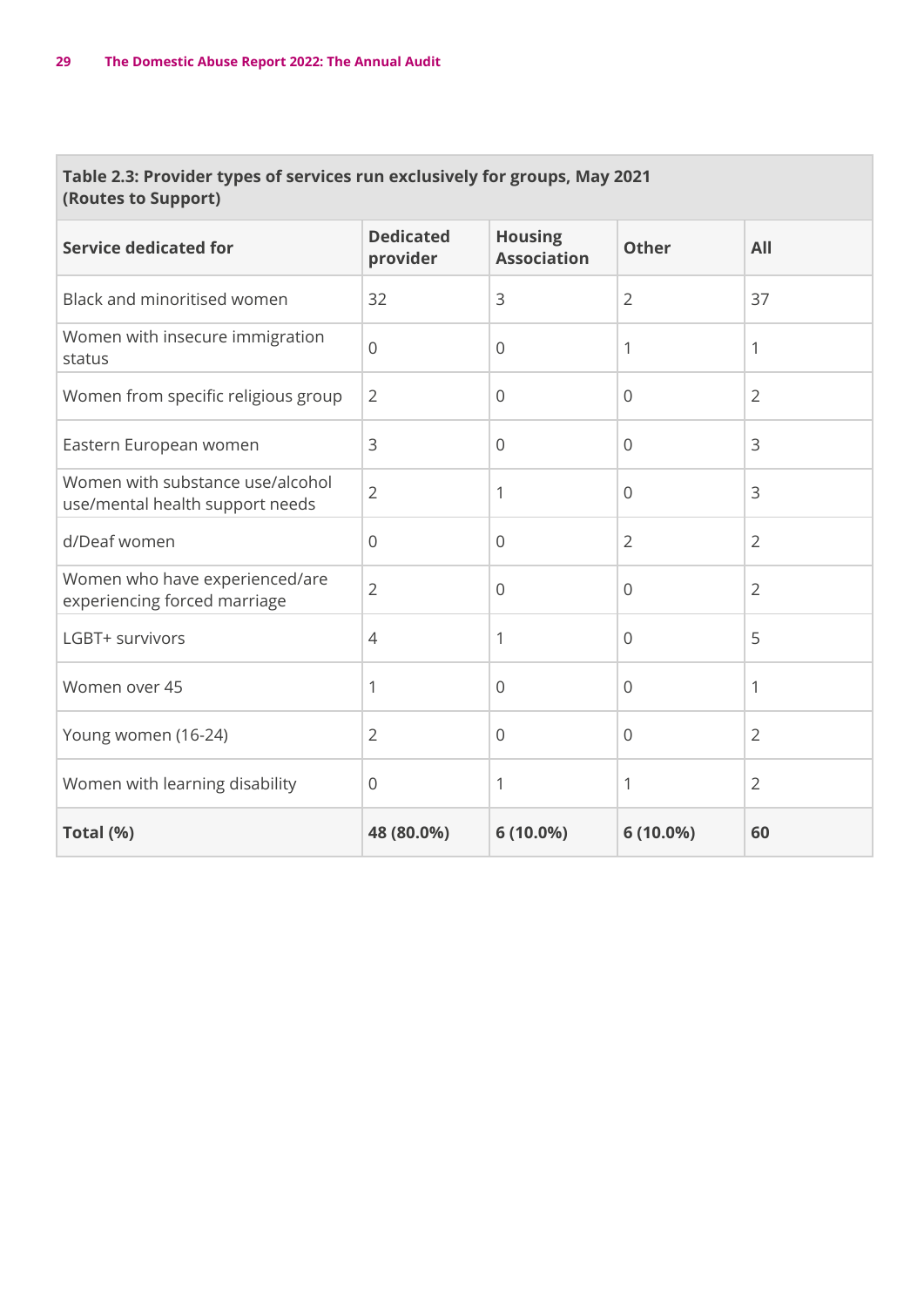| Table 2.3: Provider types of services run exclusively for groups, May 2021 (Routes to Support) | | | | |
|---|---|---|---|---|
| **Service dedicated for** | **Dedicated provider** | **Housing Association** | **Other** | **All** |
| Black and minoritised women | 32 | 3 | 2 | 37 |
| Women with insecure immigration status | 0 | 0 | 1 | 1 |
| Women from specific religious group | 2 | 0 | 0 | 2 |
| Eastern European women | 3 | 0 | 0 | 3 |
| Women with substance use/alcohol use/mental health support needs | 2 | 1 | 0 | 3 |
| d/Deaf women | 0 | 0 | 2 | 2 |
| Women who have experienced/are experiencing forced marriage | 2 | 0 | 0 | 2 |
| LGBT+ survivors | 4 | 1 | 0 | 5 |
| Women over 45 | 1 | 0 | 0 | 1 |
| Young women (16-24) | 2 | 0 | 0 | 2 |
| Women with learning disability | 0 | 1 | 1 | 2 |
| **Total (%)** | **48 (80.0%)** | **6 (10.0%)** | **6 (10.0%)** | **60** |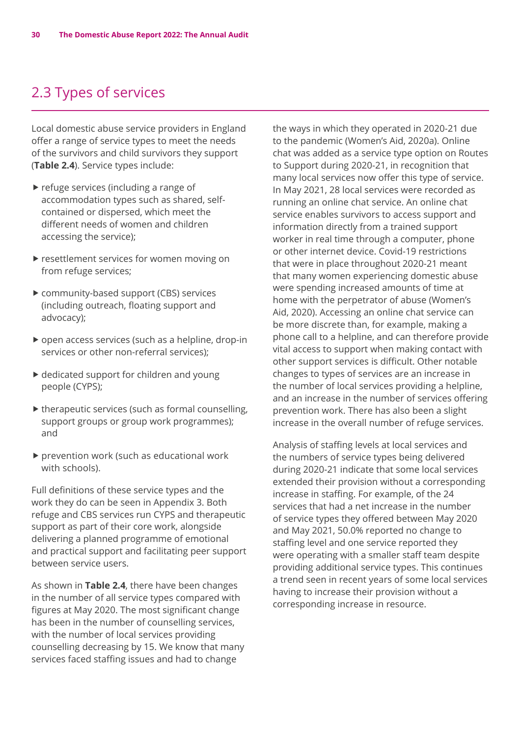## 2.3 Types of services

Local domestic abuse service providers in England offer a range of service types to meet the needs of the survivors and child survivors they support (**Table 2.4**). Service types include:

- refuge services (including a range of accommodation types such as shared, self-contained or dispersed, which meet the different needs of women and children accessing the service);
- resettlement services for women moving on from refuge services;
- community-based support (CBS) services (including outreach, floating support and advocacy);
- open access services (such as a helpline, drop-in services or other non-referral services);
- dedicated support for children and young people (CYPS);
- therapeutic services (such as formal counselling, support groups or group work programmes); and
- prevention work (such as educational work with schools).

Full definitions of these service types and the work they do can be seen in Appendix 3. Both refuge and CBS services run CYPS and therapeutic support as part of their core work, alongside delivering a planned programme of emotional and practical support and facilitating peer support between service users.

As shown in **Table 2.4**, there have been changes in the number of all service types compared with figures at May 2020. The most significant change has been in the number of counselling services, with the number of local services providing counselling decreasing by 15. We know that many services faced staffing issues and had to change the ways in which they operated in 2020-21 due to the pandemic (Women's Aid, 2020a). Online chat was added as a service type option on Routes to Support during 2020-21, in recognition that many local services now offer this type of service. In May 2021, 28 local services were recorded as running an online chat service. An online chat service enables survivors to access support and information directly from a trained support worker in real time through a computer, phone or other internet device. Covid-19 restrictions that were in place throughout 2020-21 meant that many women experiencing domestic abuse were spending increased amounts of time at home with the perpetrator of abuse (Women's Aid, 2020). Accessing an online chat service can be more discrete than, for example, making a phone call to a helpline, and can therefore provide vital access to support when making contact with other support services is difficult. Other notable changes to types of services are an increase in the number of local services providing a helpline, and an increase in the number of services offering prevention work. There has also been a slight increase in the overall number of refuge services.

Analysis of staffing levels at local services and the numbers of service types being delivered during 2020-21 indicate that some local services extended their provision without a corresponding increase in staffing. For example, of the 24 services that had a net increase in the number of service types they offered between May 2020 and May 2021, 50.0% reported no change to staffing level and one service reported they were operating with a smaller staff team despite providing additional service types. This continues a trend seen in recent years of some local services having to increase their provision without a corresponding increase in resource.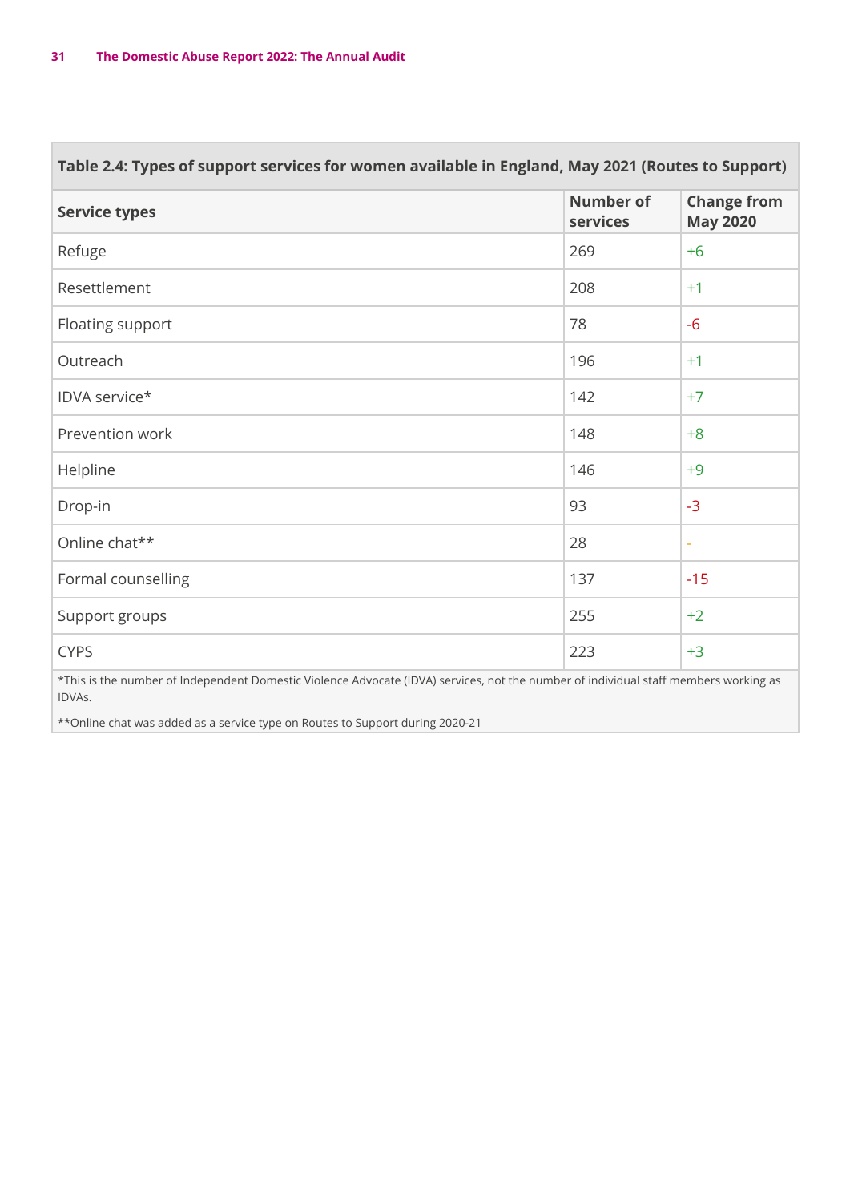**Table 2.4: Types of support services for women available in England, May 2021 (Routes to Support)**

| Service types | Number of services | Change from May 2020 |
|---|---|---|
| Refuge | 269 | +6 |
| Resettlement | 208 | +1 |
| Floating support | 78 | -6 |
| Outreach | 196 | +1 |
| IDVA service* | 142 | +7 |
| Prevention work | 148 | +8 |
| Helpline | 146 | +9 |
| Drop-in | 93 | -3 |
| Online chat** | 28 | - |
| Formal counselling | 137 | -15 |
| Support groups | 255 | +2 |
| CYPS | 223 | +3 |

*This is the number of Independent Domestic Violence Advocate (IDVA) services, not the number of individual staff members working as IDVAs.

**Online chat was added as a service type on Routes to Support during 2020-21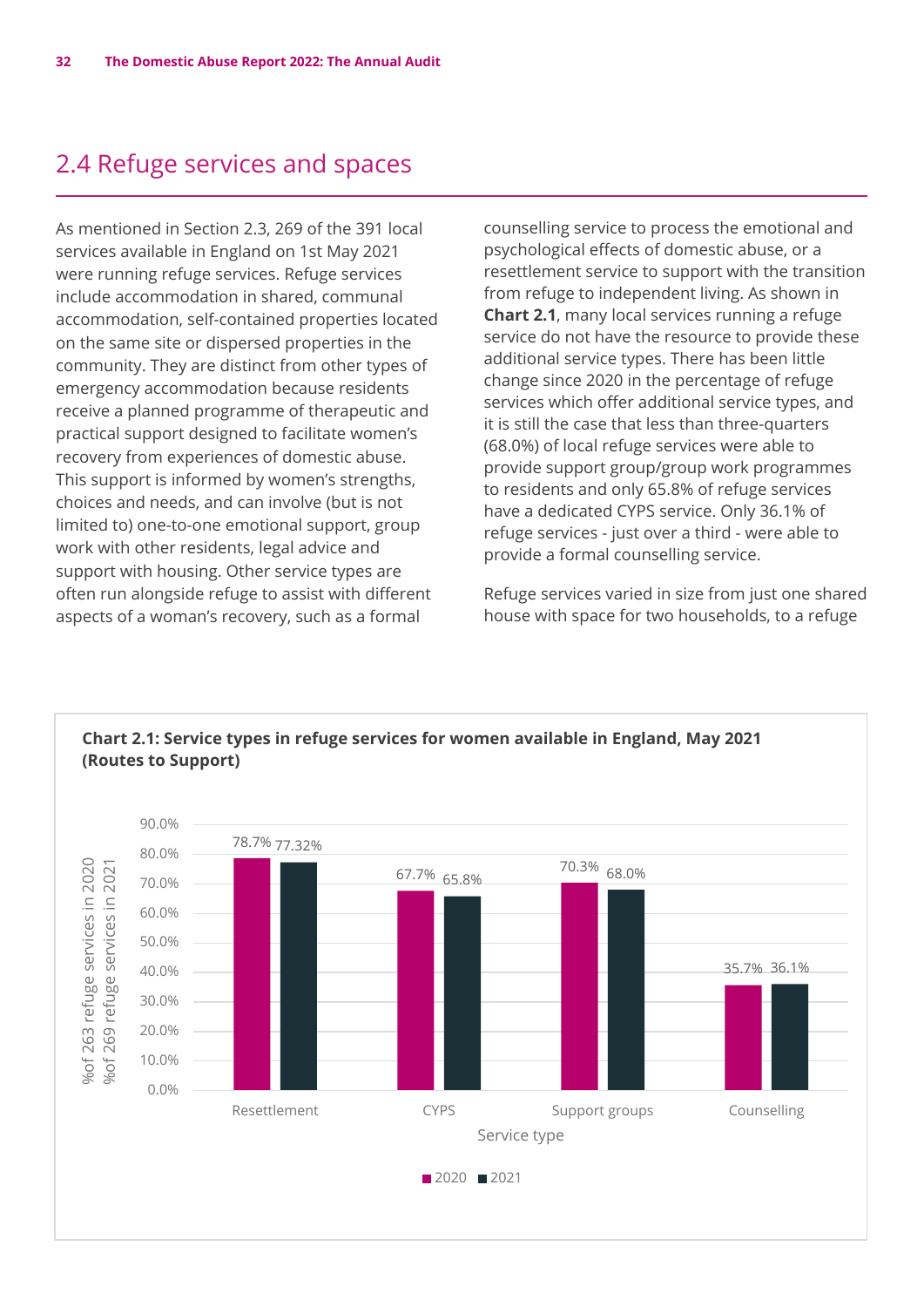## 2.4 Refuge services and spaces

As mentioned in Section 2.3, 269 of the 391 local services available in England on 1st May 2021 were running refuge services. Refuge services include accommodation in shared, communal accommodation, self-contained properties located on the same site or dispersed properties in the community. They are distinct from other types of emergency accommodation because residents receive a planned programme of therapeutic and practical support designed to facilitate women's recovery from experiences of domestic abuse. This support is informed by women's strengths, choices and needs, and can involve (but is not limited to) one-to-one emotional support, group work with other residents, legal advice and support with housing. Other service types are often run alongside refuge to assist with different aspects of a woman's recovery, such as a formal counselling service to process the emotional and psychological effects of domestic abuse, or a resettlement service to support with the transition from refuge to independent living. As shown in **Chart 2.1**, many local services running a refuge service do not have the resource to provide these additional service types. There has been little change since 2020 in the percentage of refuge services which offer additional service types, and it is still the case that less than three-quarters (68.0%) of local refuge services were able to provide support group/group work programmes to residents and only 65.8% of refuge services have a dedicated CYPS service. Only 36.1% of refuge services - just over a third - were able to provide a formal counselling service.

Refuge services varied in size from just one shared house with space for two households, to a refuge

**Chart 2.1: Service types in refuge services for women available in England, May 2021 (Routes to Support)**

| Service type | 2020 (% of 263 refuge services in 2020) | 2021 (% of 269 refuge services in 2021) |
|---|---|---|
| Resettlement | 78.7% | 77.32% |
| CYPS | 67.7% | 65.8% |
| Support groups | 70.3% | 68.0% |
| Counselling | 35.7% | 36.1% |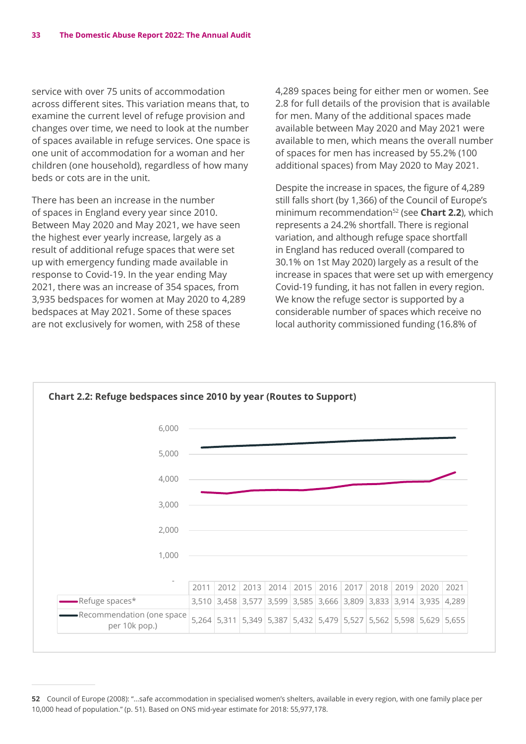service with over 75 units of accommodation across different sites. This variation means that, to examine the current level of refuge provision and changes over time, we need to look at the number of spaces available in refuge services. One space is one unit of accommodation for a woman and her children (one household), regardless of how many beds or cots are in the unit.

There has been an increase in the number of spaces in England every year since 2010. Between May 2020 and May 2021, we have seen the highest ever yearly increase, largely as a result of additional refuge spaces that were set up with emergency funding made available in response to Covid-19. In the year ending May 2021, there was an increase of 354 spaces, from 3,935 bedspaces for women at May 2020 to 4,289 bedspaces at May 2021. Some of these spaces are not exclusively for women, with 258 of these 4,289 spaces being for either men or women. See 2.8 for full details of the provision that is available for men. Many of the additional spaces made available between May 2020 and May 2021 were available to men, which means the overall number of spaces for men has increased by 55.2% (100 additional spaces) from May 2020 to May 2021.

Despite the increase in spaces, the figure of 4,289 still falls short (by 1,366) of the Council of Europe's minimum recommendation[52] (see **Chart 2.2**), which represents a 24.2% shortfall. There is regional variation, and although refuge space shortfall in England has reduced overall (compared to 30.1% on 1st May 2020) largely as a result of the increase in spaces that were set up with emergency Covid-19 funding, it has not fallen in every region. We know the refuge sector is supported by a considerable number of spaces which receive no local authority commissioned funding (16.8% of

**Chart 2.2: Refuge bedspaces since 2010 by year (Routes to Support)**

| | 2011 | 2012 | 2013 | 2014 | 2015 | 2016 | 2017 | 2018 | 2019 | 2020 | 2021 |
|---|---|---|---|---|---|---|---|---|---|---|---|
| Refuge spaces* | 3,510 | 3,458 | 3,577 | 3,599 | 3,585 | 3,666 | 3,809 | 3,833 | 3,914 | 3,935 | 4,289 |
| Recommendation (one space per 10k pop.) | 5,264 | 5,311 | 5,349 | 5,387 | 5,432 | 5,479 | 5,527 | 5,562 | 5,598 | 5,629 | 5,655 |

**52** Council of Europe (2008): "...safe accommodation in specialised women's shelters, available in every region, with one family place per 10,000 head of population." (p. 51). Based on ONS mid-year estimate for 2018: 55,977,178.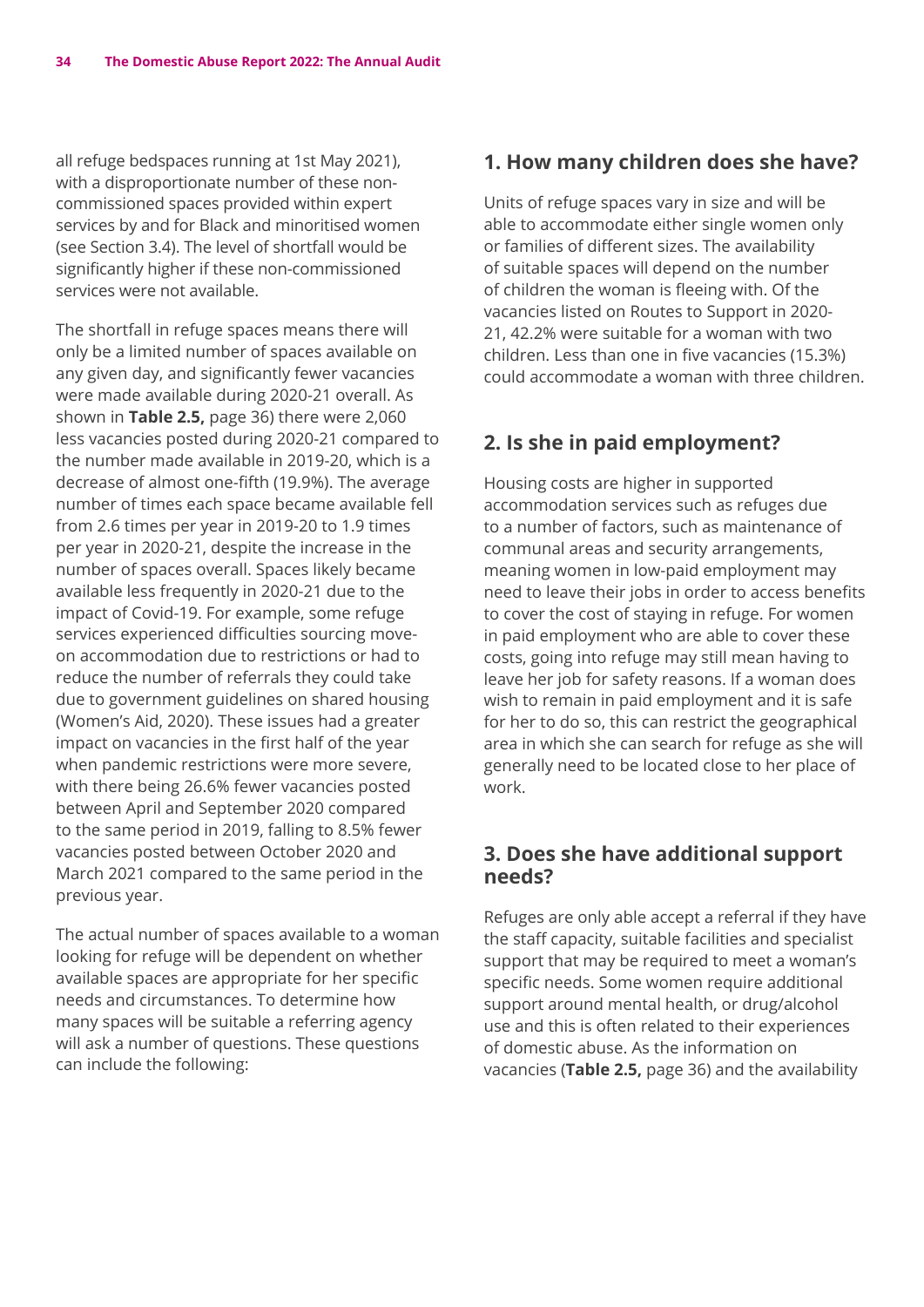all refuge bedspaces running at 1st May 2021), with a disproportionate number of these non-commissioned spaces provided within expert services by and for Black and minoritised women (see Section 3.4). The level of shortfall would be significantly higher if these non-commissioned services were not available.

The shortfall in refuge spaces means there will only be a limited number of spaces available on any given day, and significantly fewer vacancies were made available during 2020-21 overall. As shown in **Table 2.5,** page 36) there were 2,060 less vacancies posted during 2020-21 compared to the number made available in 2019-20, which is a decrease of almost one-fifth (19.9%). The average number of times each space became available fell from 2.6 times per year in 2019-20 to 1.9 times per year in 2020-21, despite the increase in the number of spaces overall. Spaces likely became available less frequently in 2020-21 due to the impact of Covid-19. For example, some refuge services experienced difficulties sourcing move-on accommodation due to restrictions or had to reduce the number of referrals they could take due to government guidelines on shared housing (Women's Aid, 2020). These issues had a greater impact on vacancies in the first half of the year when pandemic restrictions were more severe, with there being 26.6% fewer vacancies posted between April and September 2020 compared to the same period in 2019, falling to 8.5% fewer vacancies posted between October 2020 and March 2021 compared to the same period in the previous year.

The actual number of spaces available to a woman looking for refuge will be dependent on whether available spaces are appropriate for her specific needs and circumstances. To determine how many spaces will be suitable a referring agency will ask a number of questions. These questions can include the following:

## 1. How many children does she have?

Units of refuge spaces vary in size and will be able to accommodate either single women only or families of different sizes. The availability of suitable spaces will depend on the number of children the woman is fleeing with. Of the vacancies listed on Routes to Support in 2020-21, 42.2% were suitable for a woman with two children. Less than one in five vacancies (15.3%) could accommodate a woman with three children.

## 2. Is she in paid employment?

Housing costs are higher in supported accommodation services such as refuges due to a number of factors, such as maintenance of communal areas and security arrangements, meaning women in low-paid employment may need to leave their jobs in order to access benefits to cover the cost of staying in refuge. For women in paid employment who are able to cover these costs, going into refuge may still mean having to leave her job for safety reasons. If a woman does wish to remain in paid employment and it is safe for her to do so, this can restrict the geographical area in which she can search for refuge as she will generally need to be located close to her place of work.

## 3. Does she have additional support needs?

Refuges are only able accept a referral if they have the staff capacity, suitable facilities and specialist support that may be required to meet a woman's specific needs. Some women require additional support around mental health, or drug/alcohol use and this is often related to their experiences of domestic abuse. As the information on vacancies (**Table 2.5,** page 36) and the availability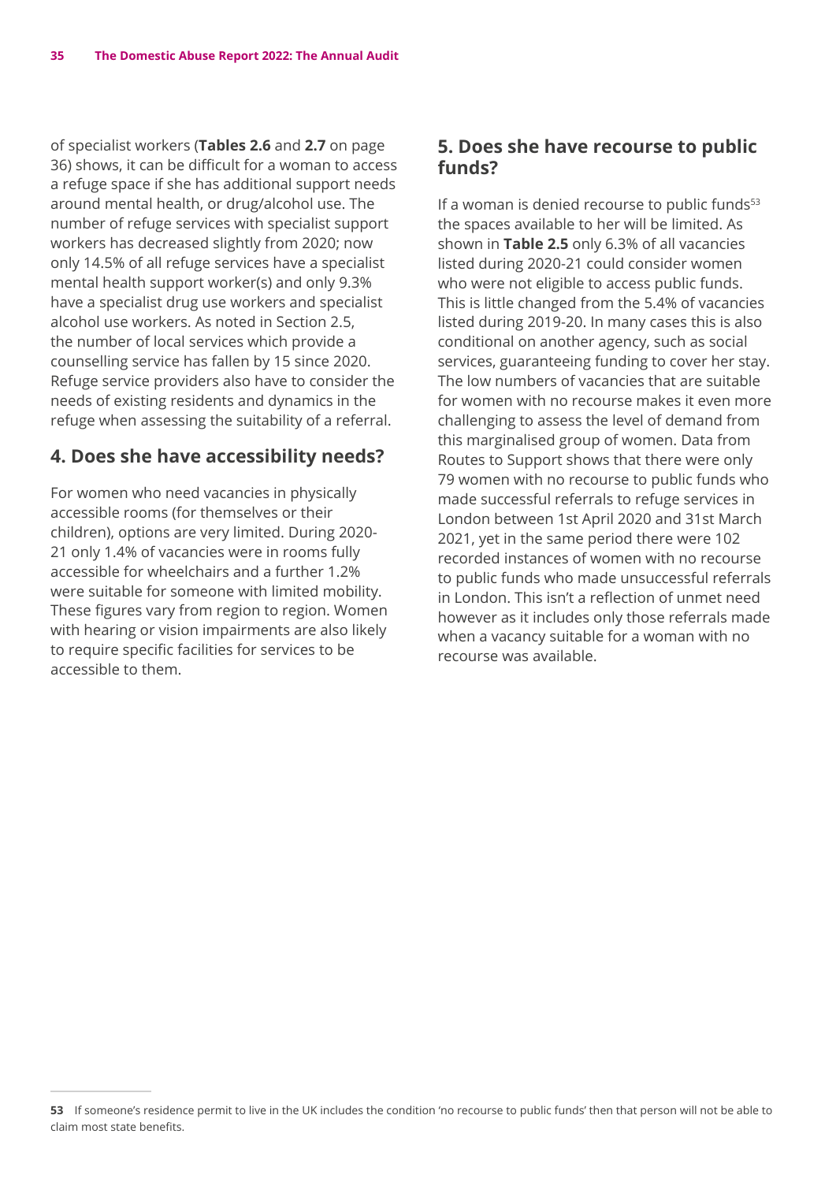of specialist workers (**Tables 2.6** and **2.7** on page 36) shows, it can be difficult for a woman to access a refuge space if she has additional support needs around mental health, or drug/alcohol use. The number of refuge services with specialist support workers has decreased slightly from 2020; now only 14.5% of all refuge services have a specialist mental health support worker(s) and only 9.3% have a specialist drug use workers and specialist alcohol use workers. As noted in Section 2.5, the number of local services which provide a counselling service has fallen by 15 since 2020. Refuge service providers also have to consider the needs of existing residents and dynamics in the refuge when assessing the suitability of a referral.

## 4. Does she have accessibility needs?

For women who need vacancies in physically accessible rooms (for themselves or their children), options are very limited. During 2020-21 only 1.4% of vacancies were in rooms fully accessible for wheelchairs and a further 1.2% were suitable for someone with limited mobility. These figures vary from region to region. Women with hearing or vision impairments are also likely to require specific facilities for services to be accessible to them.

## 5. Does she have recourse to public funds?

If a woman is denied recourse to public funds[53] the spaces available to her will be limited. As shown in **Table 2.5** only 6.3% of all vacancies listed during 2020-21 could consider women who were not eligible to access public funds. This is little changed from the 5.4% of vacancies listed during 2019-20. In many cases this is also conditional on another agency, such as social services, guaranteeing funding to cover her stay. The low numbers of vacancies that are suitable for women with no recourse makes it even more challenging to assess the level of demand from this marginalised group of women. Data from Routes to Support shows that there were only 79 women with no recourse to public funds who made successful referrals to refuge services in London between 1st April 2020 and 31st March 2021, yet in the same period there were 102 recorded instances of women with no recourse to public funds who made unsuccessful referrals in London. This isn't a reflection of unmet need however as it includes only those referrals made when a vacancy suitable for a woman with no recourse was available.

---

**53** If someone's residence permit to live in the UK includes the condition 'no recourse to public funds' then that person will not be able to claim most state benefits.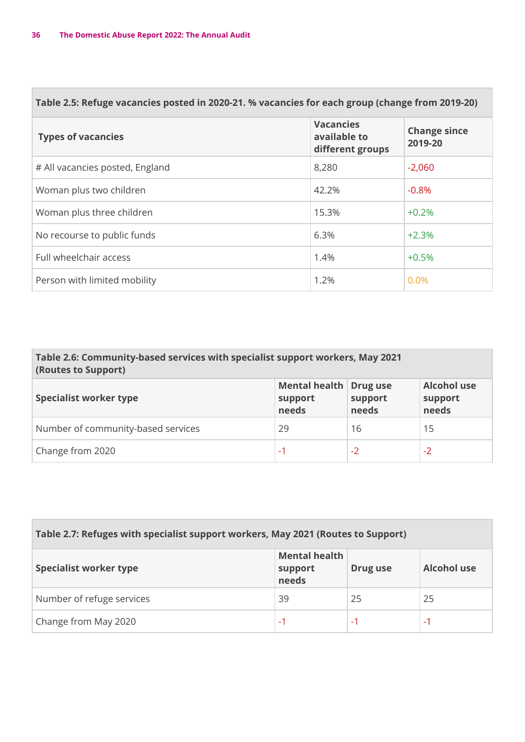| Table 2.5: Refuge vacancies posted in 2020-21. % vacancies for each group (change from 2019-20) | | |
|---|---|---|
| **Types of vacancies** | **Vacancies available to different groups** | **Change since 2019-20** |
| # All vacancies posted, England | 8,280 | -2,060 |
| Woman plus two children | 42.2% | -0.8% |
| Woman plus three children | 15.3% | +0.2% |
| No recourse to public funds | 6.3% | +2.3% |
| Full wheelchair access | 1.4% | +0.5% |
| Person with limited mobility | 1.2% | 0.0% |

| Table 2.6: Community-based services with specialist support workers, May 2021 (Routes to Support) | | | |
|---|---|---|---|
| **Specialist worker type** | **Mental health support needs** | **Drug use support needs** | **Alcohol use support needs** |
| Number of community-based services | 29 | 16 | 15 |
| Change from 2020 | -1 | -2 | -2 |

| Table 2.7: Refuges with specialist support workers, May 2021 (Routes to Support) | | | |
|---|---|---|---|
| **Specialist worker type** | **Mental health support needs** | **Drug use** | **Alcohol use** |
| Number of refuge services | 39 | 25 | 25 |
| Change from May 2020 | -1 | -1 | -1 |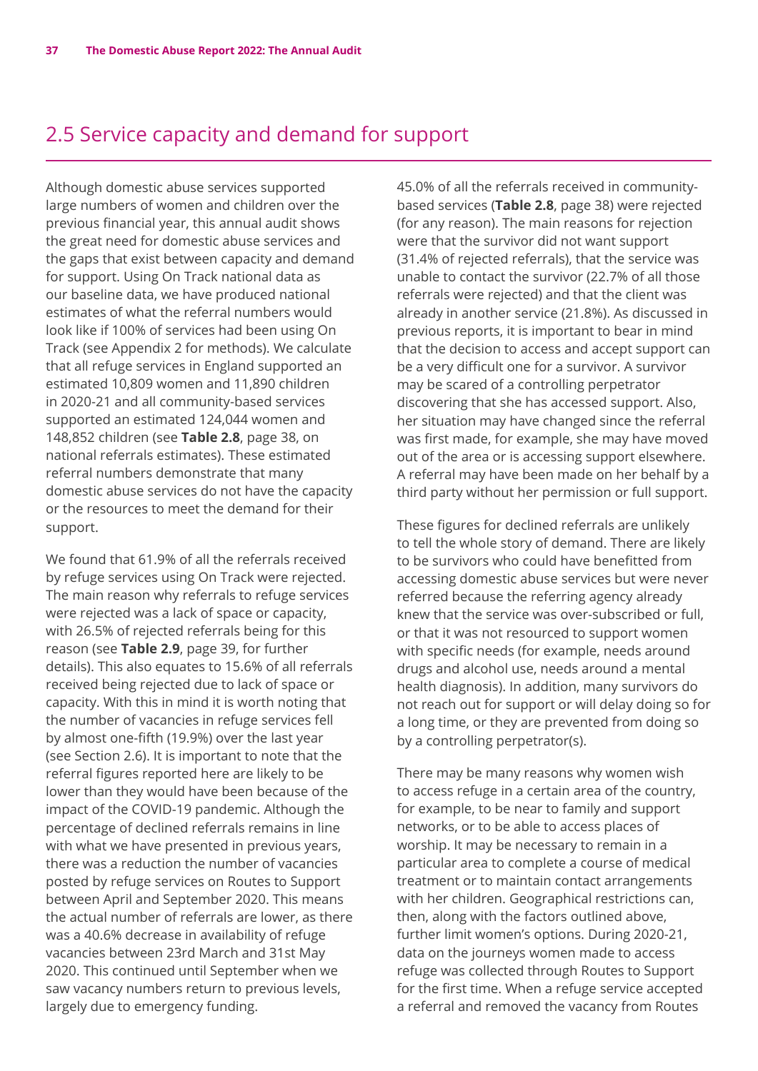## 2.5 Service capacity and demand for support

Although domestic abuse services supported large numbers of women and children over the previous financial year, this annual audit shows the great need for domestic abuse services and the gaps that exist between capacity and demand for support. Using On Track national data as our baseline data, we have produced national estimates of what the referral numbers would look like if 100% of services had been using On Track (see Appendix 2 for methods). We calculate that all refuge services in England supported an estimated 10,809 women and 11,890 children in 2020-21 and all community-based services supported an estimated 124,044 women and 148,852 children (see **Table 2.8**, page 38, on national referrals estimates). These estimated referral numbers demonstrate that many domestic abuse services do not have the capacity or the resources to meet the demand for their support.

We found that 61.9% of all the referrals received by refuge services using On Track were rejected. The main reason why referrals to refuge services were rejected was a lack of space or capacity, with 26.5% of rejected referrals being for this reason (see **Table 2.9**, page 39, for further details). This also equates to 15.6% of all referrals received being rejected due to lack of space or capacity. With this in mind it is worth noting that the number of vacancies in refuge services fell by almost one-fifth (19.9%) over the last year (see Section 2.6). It is important to note that the referral figures reported here are likely to be lower than they would have been because of the impact of the COVID-19 pandemic. Although the percentage of declined referrals remains in line with what we have presented in previous years, there was a reduction the number of vacancies posted by refuge services on Routes to Support between April and September 2020. This means the actual number of referrals are lower, as there was a 40.6% decrease in availability of refuge vacancies between 23rd March and 31st May 2020. This continued until September when we saw vacancy numbers return to previous levels, largely due to emergency funding.

45.0% of all the referrals received in community-based services (**Table 2.8**, page 38) were rejected (for any reason). The main reasons for rejection were that the survivor did not want support (31.4% of rejected referrals), that the service was unable to contact the survivor (22.7% of all those referrals were rejected) and that the client was already in another service (21.8%). As discussed in previous reports, it is important to bear in mind that the decision to access and accept support can be a very difficult one for a survivor. A survivor may be scared of a controlling perpetrator discovering that she has accessed support. Also, her situation may have changed since the referral was first made, for example, she may have moved out of the area or is accessing support elsewhere. A referral may have been made on her behalf by a third party without her permission or full support.

These figures for declined referrals are unlikely to tell the whole story of demand. There are likely to be survivors who could have benefitted from accessing domestic abuse services but were never referred because the referring agency already knew that the service was over-subscribed or full, or that it was not resourced to support women with specific needs (for example, needs around drugs and alcohol use, needs around a mental health diagnosis). In addition, many survivors do not reach out for support or will delay doing so for a long time, or they are prevented from doing so by a controlling perpetrator(s).

There may be many reasons why women wish to access refuge in a certain area of the country, for example, to be near to family and support networks, or to be able to access places of worship. It may be necessary to remain in a particular area to complete a course of medical treatment or to maintain contact arrangements with her children. Geographical restrictions can, then, along with the factors outlined above, further limit women's options. During 2020-21, data on the journeys women made to access refuge was collected through Routes to Support for the first time. When a refuge service accepted a referral and removed the vacancy from Routes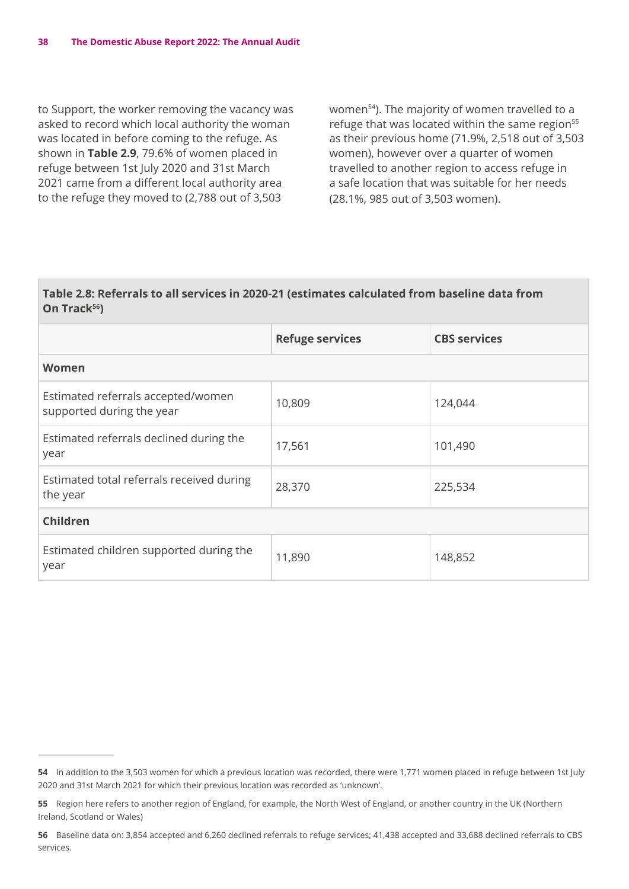to Support, the worker removing the vacancy was asked to record which local authority the woman was located in before coming to the refuge. As shown in **Table 2.9**, 79.6% of women placed in refuge between 1st July 2020 and 31st March 2021 came from a different local authority area to the refuge they moved to (2,788 out of 3,503 women[54]). The majority of women travelled to a refuge that was located within the same region[55] as their previous home (71.9%, 2,518 out of 3,503 women), however over a quarter of women travelled to another region to access refuge in a safe location that was suitable for her needs (28.1%, 985 out of 3,503 women).

**Table 2.8: Referrals to all services in 2020-21 (estimates calculated from baseline data from On Track[56])**

| | Refuge services | CBS services |
|---|---|---|
| **Women** | | |
| Estimated referrals accepted/women supported during the year | 10,809 | 124,044 |
| Estimated referrals declined during the year | 17,561 | 101,490 |
| Estimated total referrals received during the year | 28,370 | 225,534 |
| **Children** | | |
| Estimated children supported during the year | 11,890 | 148,852 |

**54** In addition to the 3,503 women for which a previous location was recorded, there were 1,771 women placed in refuge between 1st July 2020 and 31st March 2021 for which their previous location was recorded as 'unknown'.

**55** Region here refers to another region of England, for example, the North West of England, or another country in the UK (Northern Ireland, Scotland or Wales)

**56** Baseline data on: 3,854 accepted and 6,260 declined referrals to refuge services; 41,438 accepted and 33,688 declined referrals to CBS services.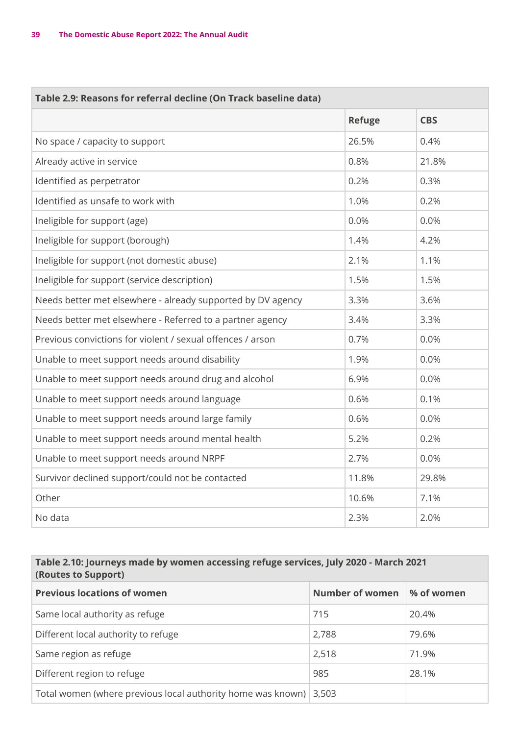| Table 2.9: Reasons for referral decline (On Track baseline data) | | |
|---|---|---|
| | **Refuge** | **CBS** |
| No space / capacity to support | 26.5% | 0.4% |
| Already active in service | 0.8% | 21.8% |
| Identified as perpetrator | 0.2% | 0.3% |
| Identified as unsafe to work with | 1.0% | 0.2% |
| Ineligible for support (age) | 0.0% | 0.0% |
| Ineligible for support (borough) | 1.4% | 4.2% |
| Ineligible for support (not domestic abuse) | 2.1% | 1.1% |
| Ineligible for support (service description) | 1.5% | 1.5% |
| Needs better met elsewhere - already supported by DV agency | 3.3% | 3.6% |
| Needs better met elsewhere - Referred to a partner agency | 3.4% | 3.3% |
| Previous convictions for violent / sexual offences / arson | 0.7% | 0.0% |
| Unable to meet support needs around disability | 1.9% | 0.0% |
| Unable to meet support needs around drug and alcohol | 6.9% | 0.0% |
| Unable to meet support needs around language | 0.6% | 0.1% |
| Unable to meet support needs around large family | 0.6% | 0.0% |
| Unable to meet support needs around mental health | 5.2% | 0.2% |
| Unable to meet support needs around NRPF | 2.7% | 0.0% |
| Survivor declined support/could not be contacted | 11.8% | 29.8% |
| Other | 10.6% | 7.1% |
| No data | 2.3% | 2.0% |

| Table 2.10: Journeys made by women accessing refuge services, July 2020 - March 2021 (Routes to Support) | | |
|---|---|---|
| **Previous locations of women** | **Number of women** | **% of women** |
| Same local authority as refuge | 715 | 20.4% |
| Different local authority to refuge | 2,788 | 79.6% |
| Same region as refuge | 2,518 | 71.9% |
| Different region to refuge | 985 | 28.1% |
| Total women (where previous local authority home was known) | 3,503 | |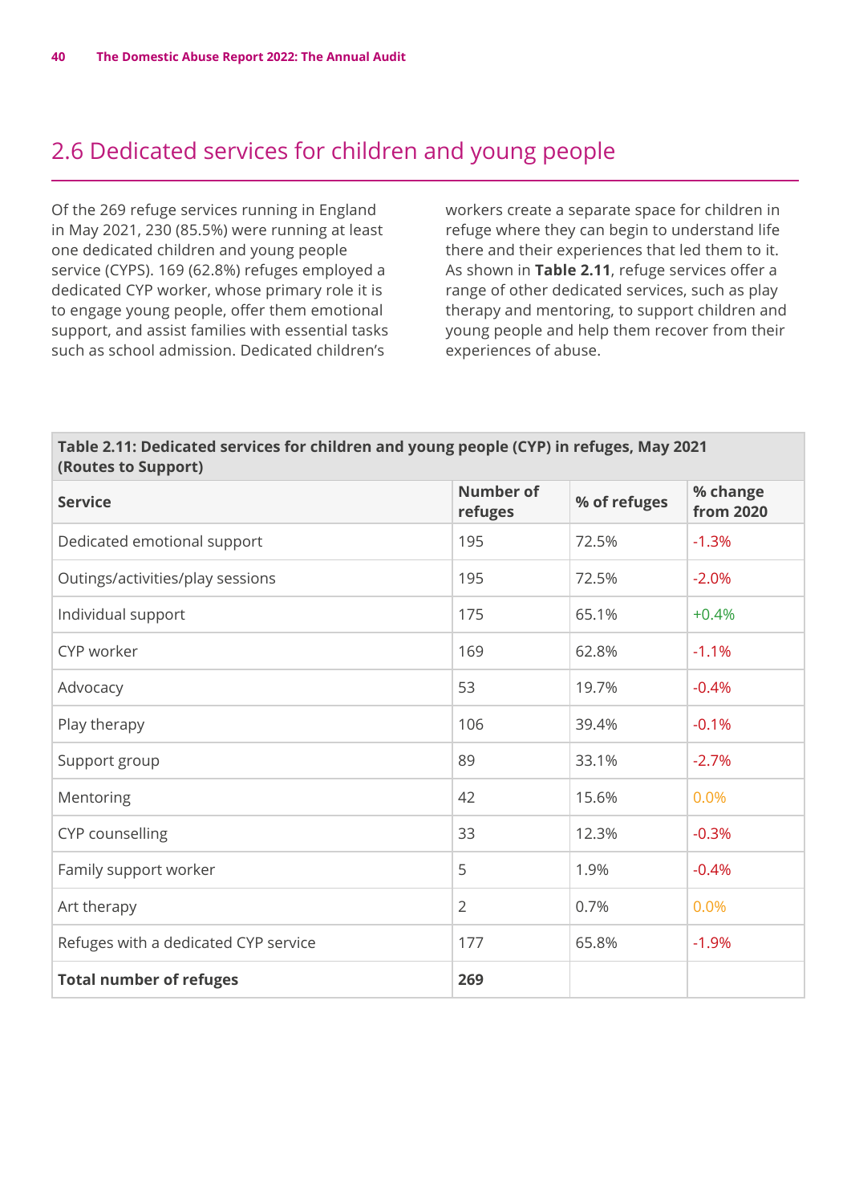## 2.6 Dedicated services for children and young people

Of the 269 refuge services running in England in May 2021, 230 (85.5%) were running at least one dedicated children and young people service (CYPS). 169 (62.8%) refuges employed a dedicated CYP worker, whose primary role it is to engage young people, offer them emotional support, and assist families with essential tasks such as school admission. Dedicated children's workers create a separate space for children in refuge where they can begin to understand life there and their experiences that led them to it. As shown in **Table 2.11**, refuge services offer a range of other dedicated services, such as play therapy and mentoring, to support children and young people and help them recover from their experiences of abuse.

**Table 2.11: Dedicated services for children and young people (CYP) in refuges, May 2021 (Routes to Support)**

| Service | Number of refuges | % of refuges | % change from 2020 |
|---|---|---|---|
| Dedicated emotional support | 195 | 72.5% | -1.3% |
| Outings/activities/play sessions | 195 | 72.5% | -2.0% |
| Individual support | 175 | 65.1% | +0.4% |
| CYP worker | 169 | 62.8% | -1.1% |
| Advocacy | 53 | 19.7% | -0.4% |
| Play therapy | 106 | 39.4% | -0.1% |
| Support group | 89 | 33.1% | -2.7% |
| Mentoring | 42 | 15.6% | 0.0% |
| CYP counselling | 33 | 12.3% | -0.3% |
| Family support worker | 5 | 1.9% | -0.4% |
| Art therapy | 2 | 0.7% | 0.0% |
| Refuges with a dedicated CYP service | 177 | 65.8% | -1.9% |
| **Total number of refuges** | **269** | | |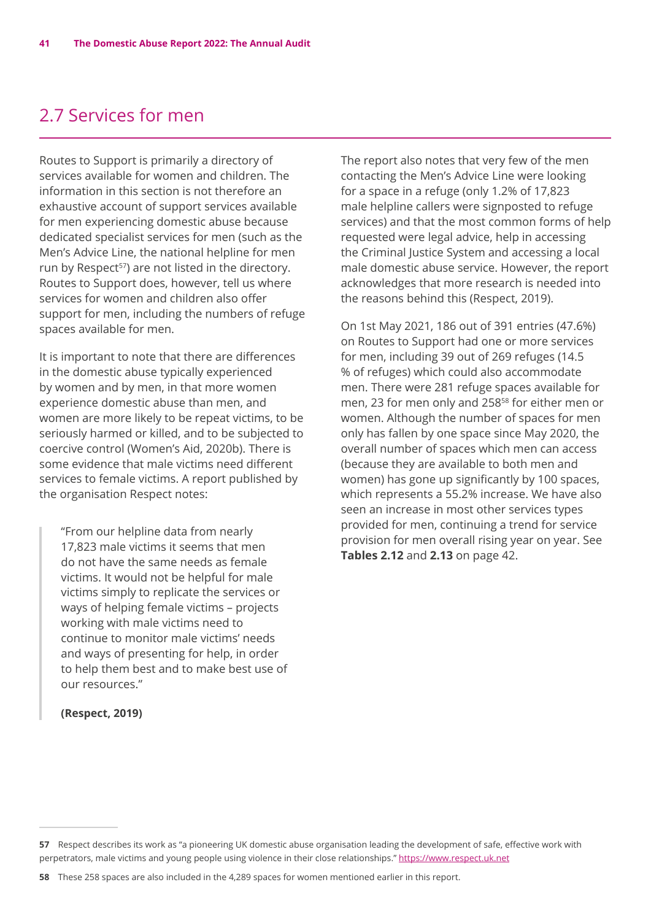## 2.7 Services for men

Routes to Support is primarily a directory of services available for women and children. The information in this section is not therefore an exhaustive account of support services available for men experiencing domestic abuse because dedicated specialist services for men (such as the Men's Advice Line, the national helpline for men run by Respect[57]) are not listed in the directory. Routes to Support does, however, tell us where services for women and children also offer support for men, including the numbers of refuge spaces available for men.

It is important to note that there are differences in the domestic abuse typically experienced by women and by men, in that more women experience domestic abuse than men, and women are more likely to be repeat victims, to be seriously harmed or killed, and to be subjected to coercive control (Women's Aid, 2020b). There is some evidence that male victims need different services to female victims. A report published by the organisation Respect notes:

> "From our helpline data from nearly 17,823 male victims it seems that men do not have the same needs as female victims. It would not be helpful for male victims simply to replicate the services or ways of helping female victims – projects working with male victims need to continue to monitor male victims' needs and ways of presenting for help, in order to help them best and to make best use of our resources."
>
> **(Respect, 2019)**

The report also notes that very few of the men contacting the Men's Advice Line were looking for a space in a refuge (only 1.2% of 17,823 male helpline callers were signposted to refuge services) and that the most common forms of help requested were legal advice, help in accessing the Criminal Justice System and accessing a local male domestic abuse service. However, the report acknowledges that more research is needed into the reasons behind this (Respect, 2019).

On 1st May 2021, 186 out of 391 entries (47.6%) on Routes to Support had one or more services for men, including 39 out of 269 refuges (14.5 % of refuges) which could also accommodate men. There were 281 refuge spaces available for men, 23 for men only and 258[58] for either men or women. Although the number of spaces for men only has fallen by one space since May 2020, the overall number of spaces which men can access (because they are available to both men and women) has gone up significantly by 100 spaces, which represents a 55.2% increase. We have also seen an increase in most other services types provided for men, continuing a trend for service provision for men overall rising year on year. See **Tables 2.12** and **2.13** on page 42.

---

**57** Respect describes its work as "a pioneering UK domestic abuse organisation leading the development of safe, effective work with perpetrators, male victims and young people using violence in their close relationships." https://www.respect.uk.net

**58** These 258 spaces are also included in the 4,289 spaces for women mentioned earlier in this report.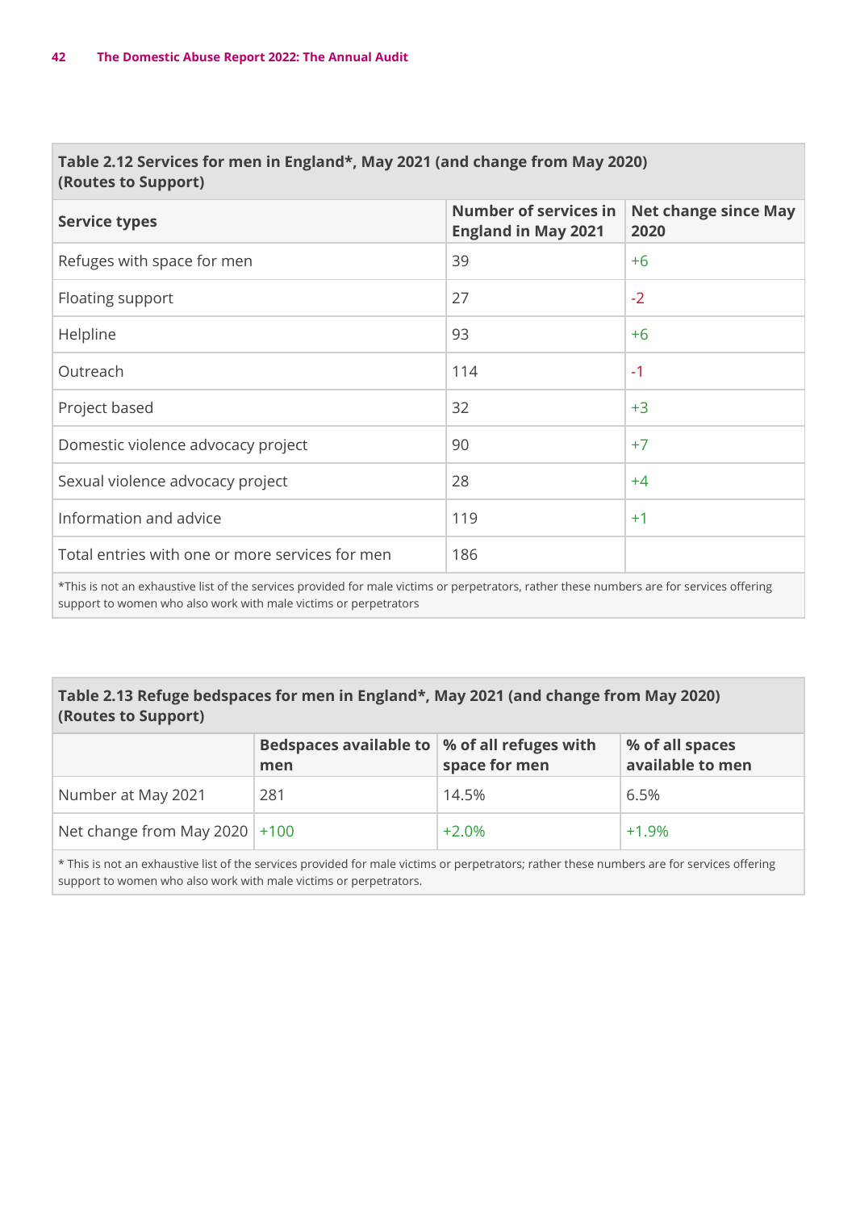**Table 2.12 Services for men in England*, May 2021 (and change from May 2020) (Routes to Support)**

| Service types | Number of services in England in May 2021 | Net change since May 2020 |
|---|---|---|
| Refuges with space for men | 39 | +6 |
| Floating support | 27 | -2 |
| Helpline | 93 | +6 |
| Outreach | 114 | -1 |
| Project based | 32 | +3 |
| Domestic violence advocacy project | 90 | +7 |
| Sexual violence advocacy project | 28 | +4 |
| Information and advice | 119 | +1 |
| Total entries with one or more services for men | 186 | |

*This is not an exhaustive list of the services provided for male victims or perpetrators, rather these numbers are for services offering support to women who also work with male victims or perpetrators

**Table 2.13 Refuge bedspaces for men in England*, May 2021 (and change from May 2020) (Routes to Support)**

| | Bedspaces available to men | % of all refuges with space for men | % of all spaces available to men |
|---|---|---|---|
| Number at May 2021 | 281 | 14.5% | 6.5% |
| Net change from May 2020 | +100 | +2.0% | +1.9% |

* This is not an exhaustive list of the services provided for male victims or perpetrators; rather these numbers are for services offering support to women who also work with male victims or perpetrators.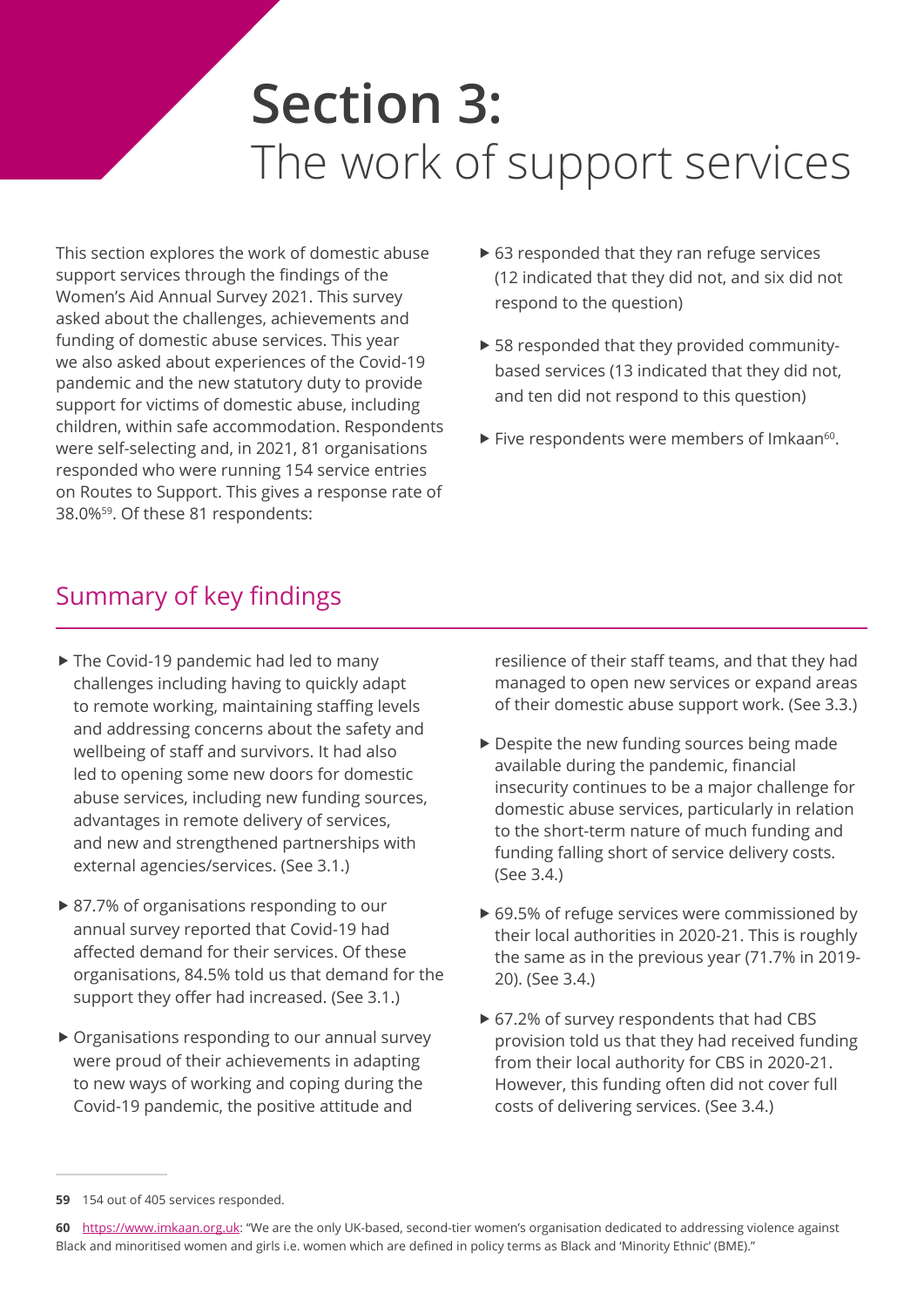# Section 3: The work of support services

This section explores the work of domestic abuse support services through the findings of the Women's Aid Annual Survey 2021. This survey asked about the challenges, achievements and funding of domestic abuse services. This year we also asked about experiences of the Covid-19 pandemic and the new statutory duty to provide support for victims of domestic abuse, including children, within safe accommodation. Respondents were self-selecting and, in 2021, 81 organisations responded who were running 154 service entries on Routes to Support. This gives a response rate of 38.0%[59]. Of these 81 respondents:

- 63 responded that they ran refuge services (12 indicated that they did not, and six did not respond to the question)
- 58 responded that they provided community-based services (13 indicated that they did not, and ten did not respond to this question)
- Five respondents were members of Imkaan[60].

## Summary of key findings

- The Covid-19 pandemic had led to many challenges including having to quickly adapt to remote working, maintaining staffing levels and addressing concerns about the safety and wellbeing of staff and survivors. It had also led to opening some new doors for domestic abuse services, including new funding sources, advantages in remote delivery of services, and new and strengthened partnerships with external agencies/services. (See 3.1.)
- 87.7% of organisations responding to our annual survey reported that Covid-19 had affected demand for their services. Of these organisations, 84.5% told us that demand for the support they offer had increased. (See 3.1.)
- Organisations responding to our annual survey were proud of their achievements in adapting to new ways of working and coping during the Covid-19 pandemic, the positive attitude and resilience of their staff teams, and that they had managed to open new services or expand areas of their domestic abuse support work. (See 3.3.)
- Despite the new funding sources being made available during the pandemic, financial insecurity continues to be a major challenge for domestic abuse services, particularly in relation to the short-term nature of much funding and funding falling short of service delivery costs. (See 3.4.)
- 69.5% of refuge services were commissioned by their local authorities in 2020-21. This is roughly the same as in the previous year (71.7% in 2019-20). (See 3.4.)
- 67.2% of survey respondents that had CBS provision told us that they had received funding from their local authority for CBS in 2020-21. However, this funding often did not cover full costs of delivering services. (See 3.4.)

---

**59** 154 out of 405 services responded.

**60** https://www.imkaan.org.uk: "We are the only UK-based, second-tier women's organisation dedicated to addressing violence against Black and minoritised women and girls i.e. women which are defined in policy terms as Black and 'Minority Ethnic' (BME)."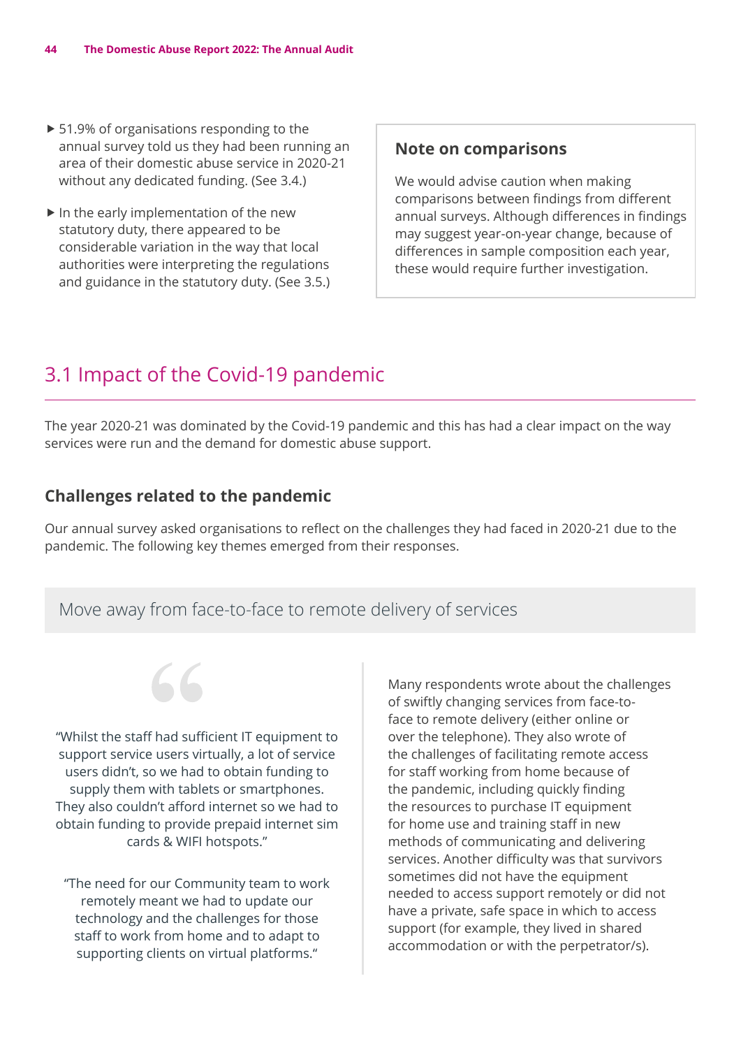- 51.9% of organisations responding to the annual survey told us they had been running an area of their domestic abuse service in 2020-21 without any dedicated funding. (See 3.4.)
- In the early implementation of the new statutory duty, there appeared to be considerable variation in the way that local authorities were interpreting the regulations and guidance in the statutory duty. (See 3.5.)

> **Note on comparisons**
>
> We would advise caution when making comparisons between findings from different annual surveys. Although differences in findings may suggest year-on-year change, because of differences in sample composition each year, these would require further investigation.

## 3.1 Impact of the Covid-19 pandemic

The year 2020-21 was dominated by the Covid-19 pandemic and this has had a clear impact on the way services were run and the demand for domestic abuse support.

### Challenges related to the pandemic

Our annual survey asked organisations to reflect on the challenges they had faced in 2020-21 due to the pandemic. The following key themes emerged from their responses.

#### Move away from face-to-face to remote delivery of services

"Whilst the staff had sufficient IT equipment to support service users virtually, a lot of service users didn't, so we had to obtain funding to supply them with tablets or smartphones. They also couldn't afford internet so we had to obtain funding to provide prepaid internet sim cards & WIFI hotspots."

"The need for our Community team to work remotely meant we had to update our technology and the challenges for those staff to work from home and to adapt to supporting clients on virtual platforms."

Many respondents wrote about the challenges of swiftly changing services from face-to-face to remote delivery (either online or over the telephone). They also wrote of the challenges of facilitating remote access for staff working from home because of the pandemic, including quickly finding the resources to purchase IT equipment for home use and training staff in new methods of communicating and delivering services. Another difficulty was that survivors sometimes did not have the equipment needed to access support remotely or did not have a private, safe space in which to access support (for example, they lived in shared accommodation or with the perpetrator/s).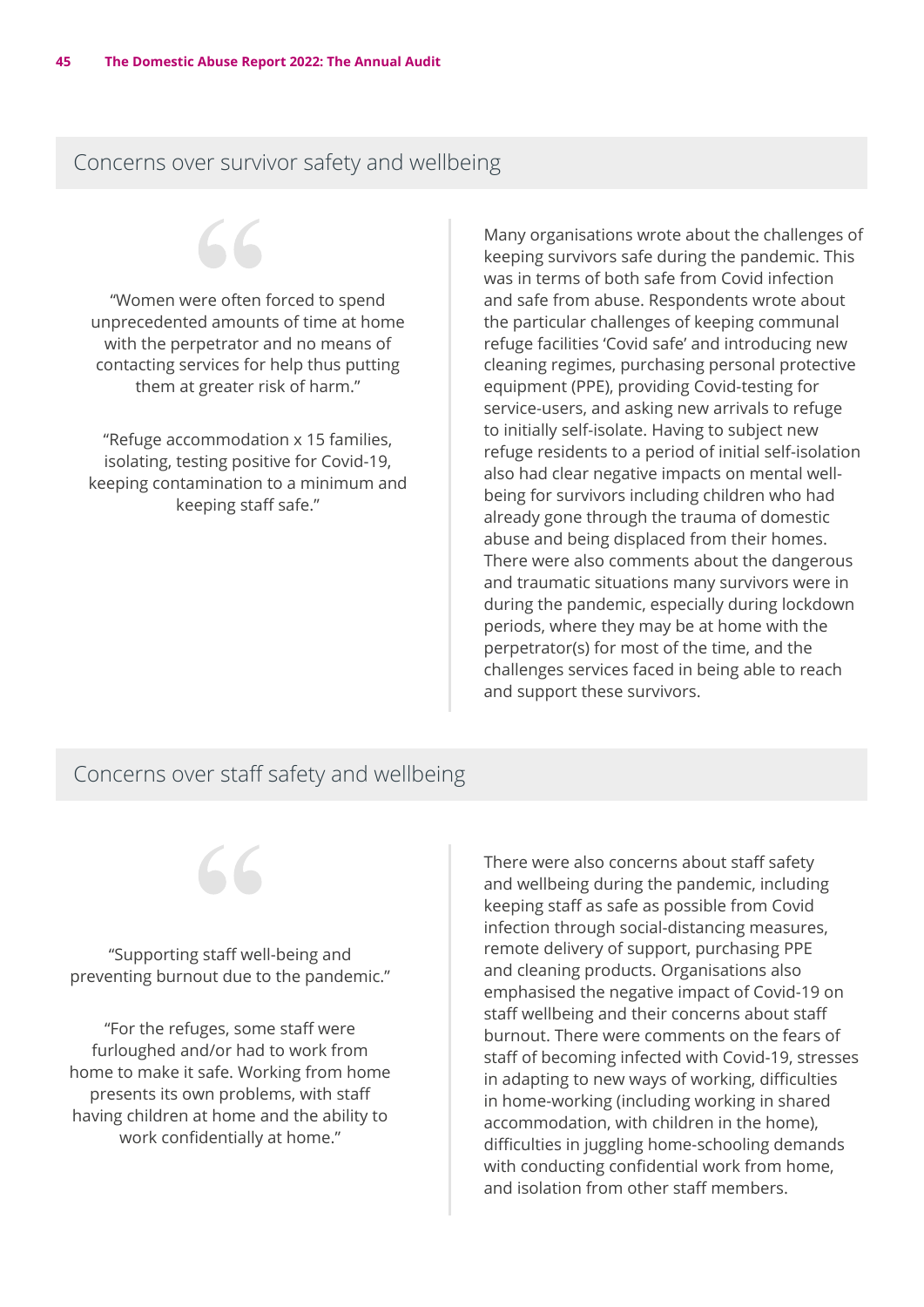## Concerns over survivor safety and wellbeing

"Women were often forced to spend unprecedented amounts of time at home with the perpetrator and no means of contacting services for help thus putting them at greater risk of harm."

"Refuge accommodation x 15 families, isolating, testing positive for Covid-19, keeping contamination to a minimum and keeping staff safe."

Many organisations wrote about the challenges of keeping survivors safe during the pandemic. This was in terms of both safe from Covid infection and safe from abuse. Respondents wrote about the particular challenges of keeping communal refuge facilities 'Covid safe' and introducing new cleaning regimes, purchasing personal protective equipment (PPE), providing Covid-testing for service-users, and asking new arrivals to refuge to initially self-isolate. Having to subject new refuge residents to a period of initial self-isolation also had clear negative impacts on mental well-being for survivors including children who had already gone through the trauma of domestic abuse and being displaced from their homes. There were also comments about the dangerous and traumatic situations many survivors were in during the pandemic, especially during lockdown periods, where they may be at home with the perpetrator(s) for most of the time, and the challenges services faced in being able to reach and support these survivors.

## Concerns over staff safety and wellbeing

"Supporting staff well-being and preventing burnout due to the pandemic."

"For the refuges, some staff were furloughed and/or had to work from home to make it safe. Working from home presents its own problems, with staff having children at home and the ability to work confidentially at home."

There were also concerns about staff safety and wellbeing during the pandemic, including keeping staff as safe as possible from Covid infection through social-distancing measures, remote delivery of support, purchasing PPE and cleaning products. Organisations also emphasised the negative impact of Covid-19 on staff wellbeing and their concerns about staff burnout. There were comments on the fears of staff of becoming infected with Covid-19, stresses in adapting to new ways of working, difficulties in home-working (including working in shared accommodation, with children in the home), difficulties in juggling home-schooling demands with conducting confidential work from home, and isolation from other staff members.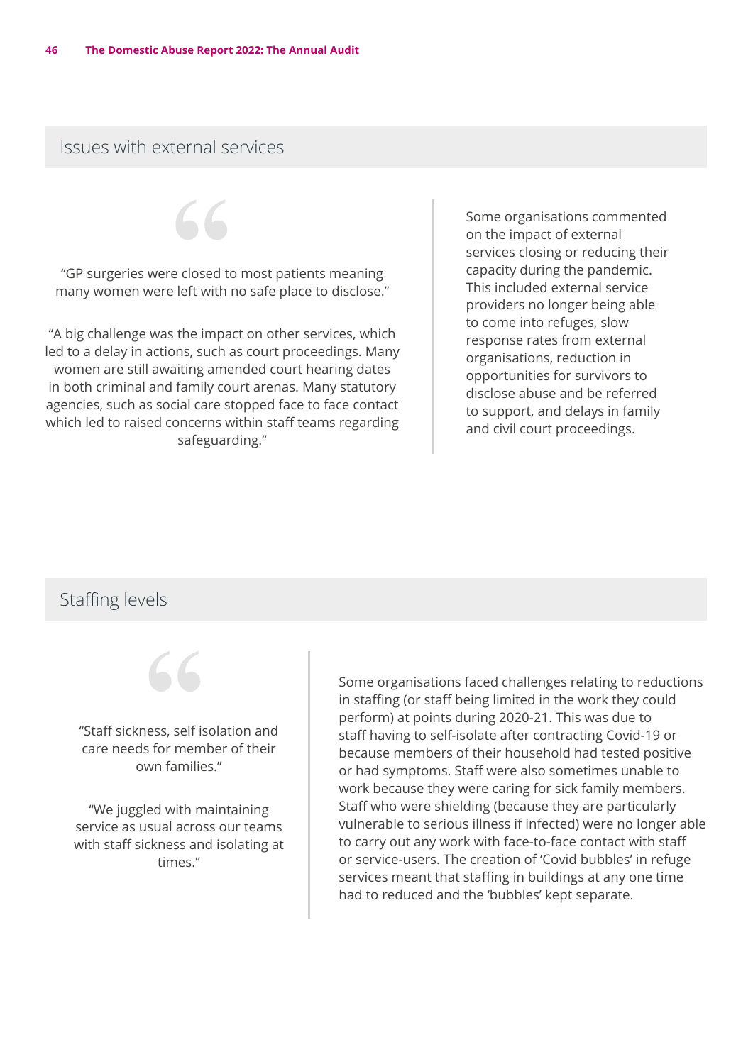## Issues with external services

"GP surgeries were closed to most patients meaning many women were left with no safe place to disclose."

"A big challenge was the impact on other services, which led to a delay in actions, such as court proceedings. Many women are still awaiting amended court hearing dates in both criminal and family court arenas. Many statutory agencies, such as social care stopped face to face contact which led to raised concerns within staff teams regarding safeguarding."

Some organisations commented on the impact of external services closing or reducing their capacity during the pandemic. This included external service providers no longer being able to come into refuges, slow response rates from external organisations, reduction in opportunities for survivors to disclose abuse and be referred to support, and delays in family and civil court proceedings.

## Staffing levels

"Staff sickness, self isolation and care needs for member of their own families."

"We juggled with maintaining service as usual across our teams with staff sickness and isolating at times."

Some organisations faced challenges relating to reductions in staffing (or staff being limited in the work they could perform) at points during 2020-21. This was due to staff having to self-isolate after contracting Covid-19 or because members of their household had tested positive or had symptoms. Staff were also sometimes unable to work because they were caring for sick family members. Staff who were shielding (because they are particularly vulnerable to serious illness if infected) were no longer able to carry out any work with face-to-face contact with staff or service-users. The creation of 'Covid bubbles' in refuge services meant that staffing in buildings at any one time had to reduced and the 'bubbles' kept separate.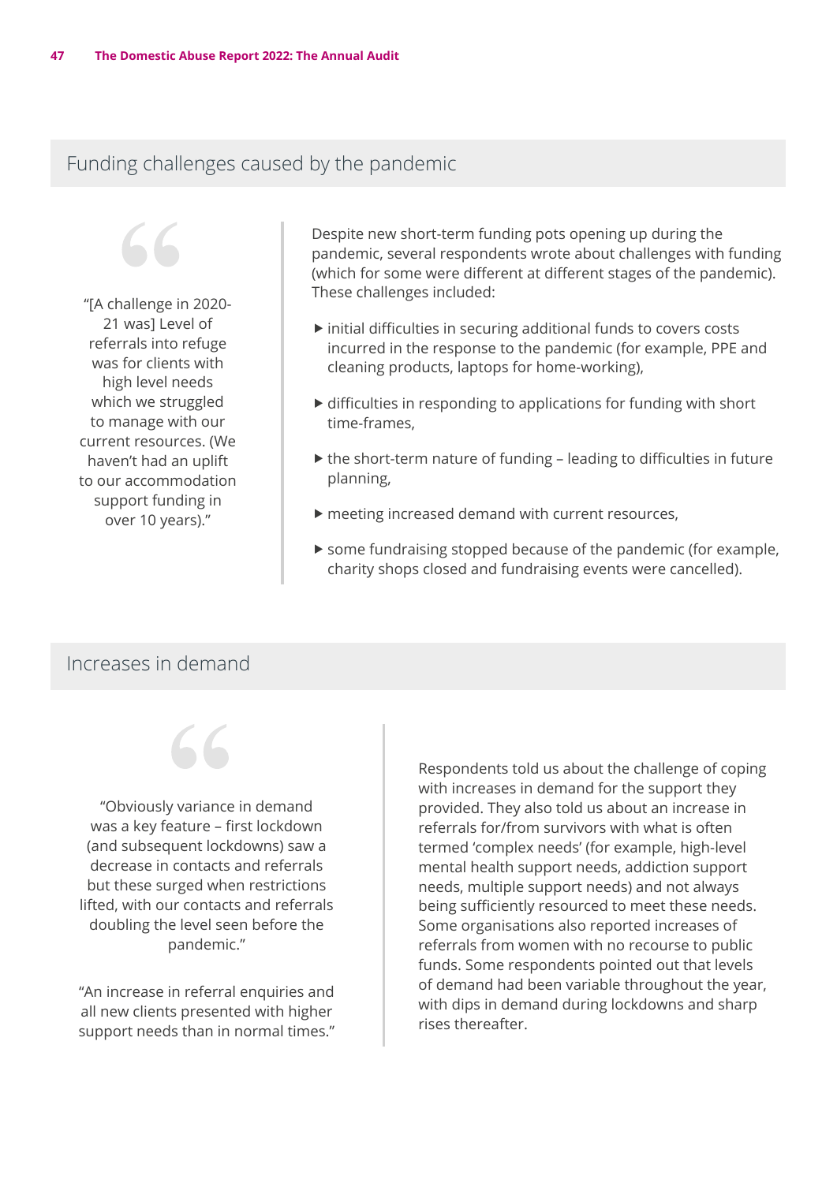## Funding challenges caused by the pandemic

> "[A challenge in 2020-21 was] Level of referrals into refuge was for clients with high level needs which we struggled to manage with our current resources. (We haven't had an uplift to our accommodation support funding in over 10 years)."

Despite new short-term funding pots opening up during the pandemic, several respondents wrote about challenges with funding (which for some were different at different stages of the pandemic). These challenges included:

- initial difficulties in securing additional funds to covers costs incurred in the response to the pandemic (for example, PPE and cleaning products, laptops for home-working),
- difficulties in responding to applications for funding with short time-frames,
- the short-term nature of funding – leading to difficulties in future planning,
- meeting increased demand with current resources,
- some fundraising stopped because of the pandemic (for example, charity shops closed and fundraising events were cancelled).

## Increases in demand

> "Obviously variance in demand was a key feature – first lockdown (and subsequent lockdowns) saw a decrease in contacts and referrals but these surged when restrictions lifted, with our contacts and referrals doubling the level seen before the pandemic."

> "An increase in referral enquiries and all new clients presented with higher support needs than in normal times."

Respondents told us about the challenge of coping with increases in demand for the support they provided. They also told us about an increase in referrals for/from survivors with what is often termed 'complex needs' (for example, high-level mental health support needs, addiction support needs, multiple support needs) and not always being sufficiently resourced to meet these needs. Some organisations also reported increases of referrals from women with no recourse to public funds. Some respondents pointed out that levels of demand had been variable throughout the year, with dips in demand during lockdowns and sharp rises thereafter.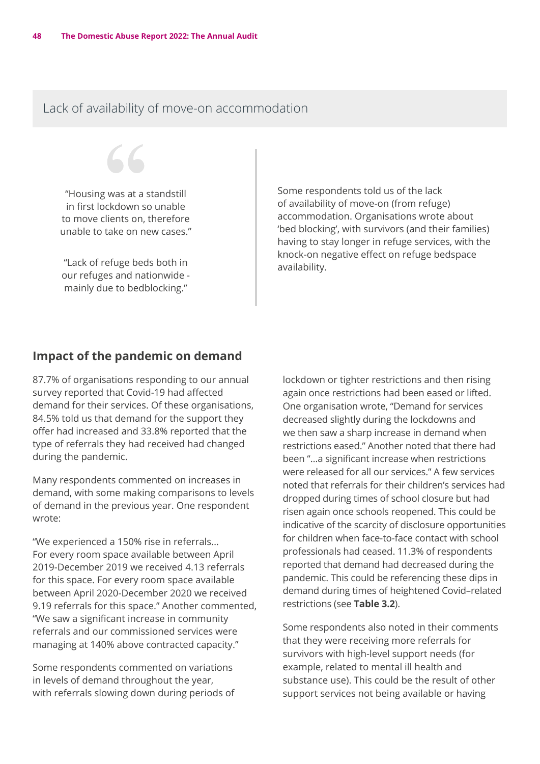## Lack of availability of move-on accommodation

> "Housing was at a standstill in first lockdown so unable to move clients on, therefore unable to take on new cases."
>
> "Lack of refuge beds both in our refuges and nationwide - mainly due to bedblocking."

Some respondents told us of the lack of availability of move-on (from refuge) accommodation. Organisations wrote about 'bed blocking', with survivors (and their families) having to stay longer in refuge services, with the knock-on negative effect on refuge bedspace availability.

## Impact of the pandemic on demand

87.7% of organisations responding to our annual survey reported that Covid-19 had affected demand for their services. Of these organisations, 84.5% told us that demand for the support they offer had increased and 33.8% reported that the type of referrals they had received had changed during the pandemic.

Many respondents commented on increases in demand, with some making comparisons to levels of demand in the previous year. One respondent wrote:

"We experienced a 150% rise in referrals… For every room space available between April 2019-December 2019 we received 4.13 referrals for this space. For every room space available between April 2020-December 2020 we received 9.19 referrals for this space." Another commented, "We saw a significant increase in community referrals and our commissioned services were managing at 140% above contracted capacity."

Some respondents commented on variations in levels of demand throughout the year, with referrals slowing down during periods of lockdown or tighter restrictions and then rising again once restrictions had been eased or lifted. One organisation wrote, "Demand for services decreased slightly during the lockdowns and we then saw a sharp increase in demand when restrictions eased." Another noted that there had been "…a significant increase when restrictions were released for all our services." A few services noted that referrals for their children's services had dropped during times of school closure but had risen again once schools reopened. This could be indicative of the scarcity of disclosure opportunities for children when face-to-face contact with school professionals had ceased. 11.3% of respondents reported that demand had decreased during the pandemic. This could be referencing these dips in demand during times of heightened Covid–related restrictions (see **Table 3.2**).

Some respondents also noted in their comments that they were receiving more referrals for survivors with high-level support needs (for example, related to mental ill health and substance use). This could be the result of other support services not being available or having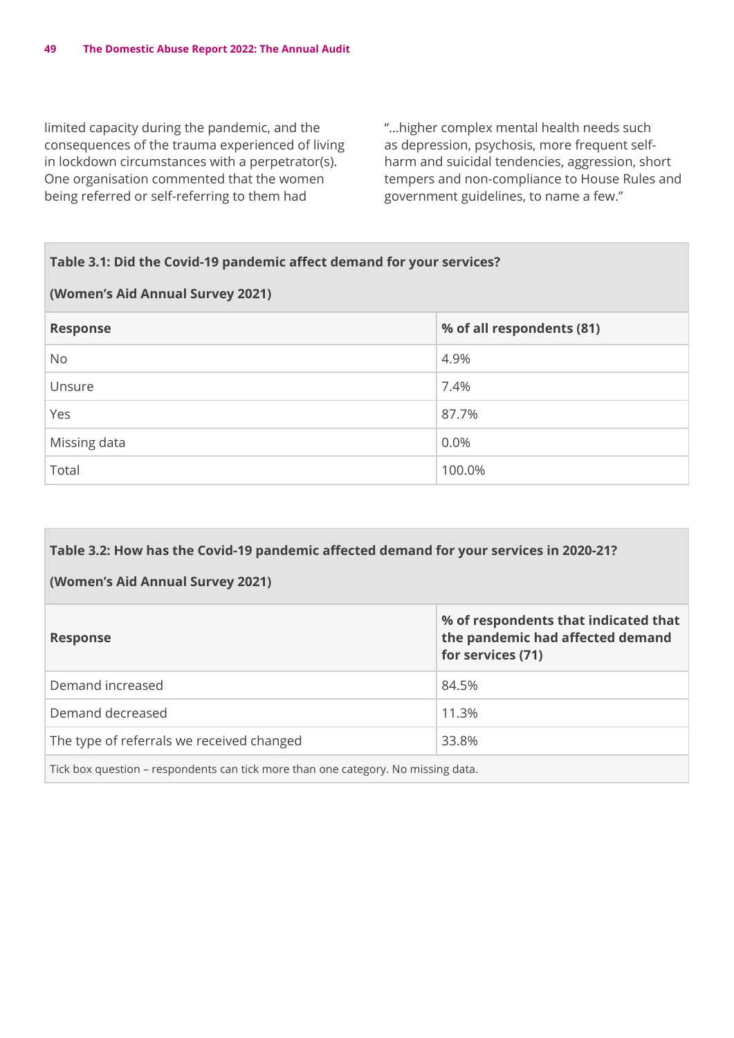limited capacity during the pandemic, and the consequences of the trauma experienced of living in lockdown circumstances with a perpetrator(s). One organisation commented that the women being referred or self-referring to them had

"…higher complex mental health needs such as depression, psychosis, more frequent self-harm and suicidal tendencies, aggression, short tempers and non-compliance to House Rules and government guidelines, to name a few."

**Table 3.1: Did the Covid-19 pandemic affect demand for your services?**

**(Women's Aid Annual Survey 2021)**

| Response | % of all respondents (81) |
|---|---|
| No | 4.9% |
| Unsure | 7.4% |
| Yes | 87.7% |
| Missing data | 0.0% |
| Total | 100.0% |

**Table 3.2: How has the Covid-19 pandemic affected demand for your services in 2020-21?**

**(Women's Aid Annual Survey 2021)**

| Response | % of respondents that indicated that the pandemic had affected demand for services (71) |
|---|---|
| Demand increased | 84.5% |
| Demand decreased | 11.3% |
| The type of referrals we received changed | 33.8% |

Tick box question – respondents can tick more than one category. No missing data.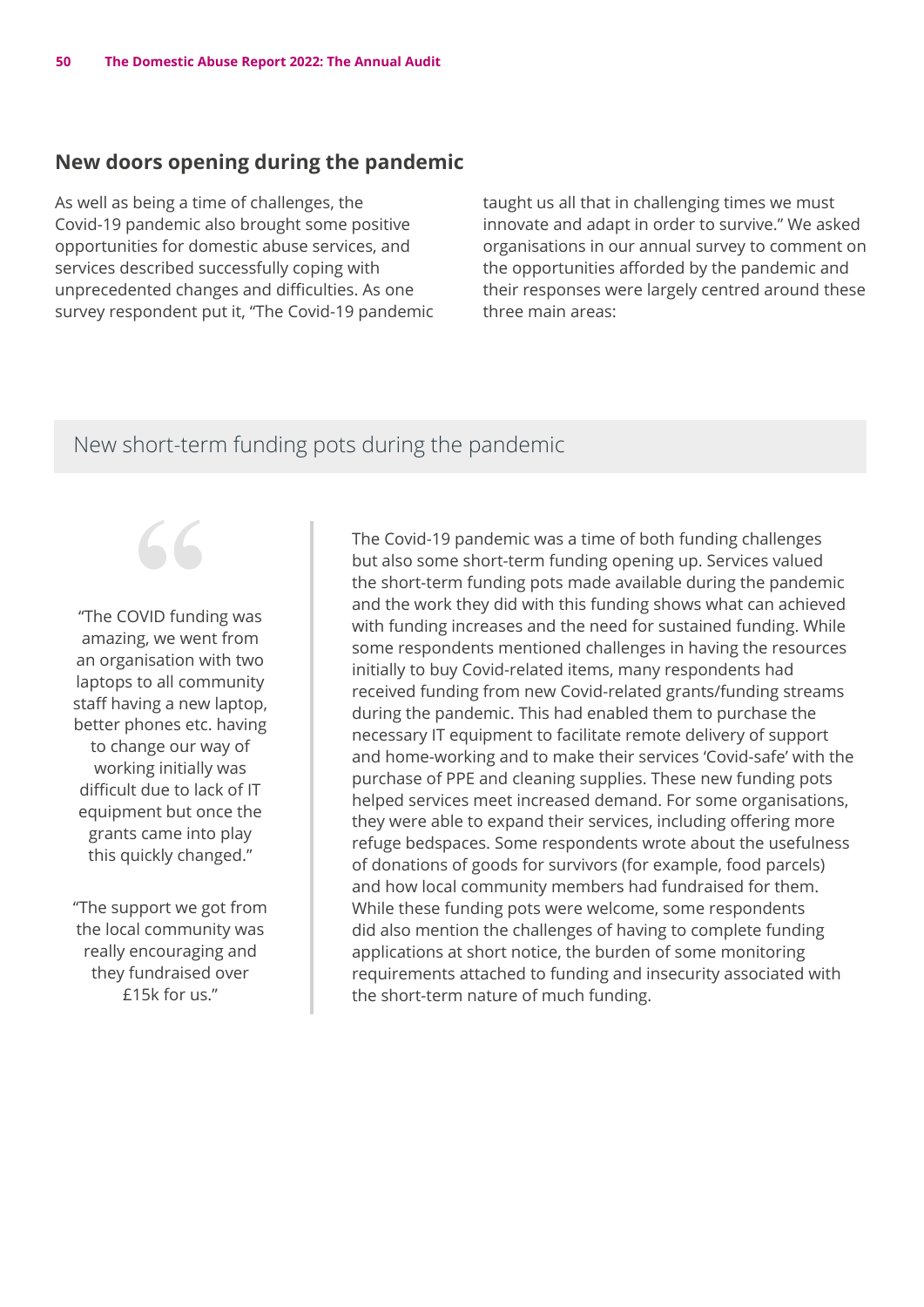## New doors opening during the pandemic

As well as being a time of challenges, the Covid-19 pandemic also brought some positive opportunities for domestic abuse services, and services described successfully coping with unprecedented changes and difficulties. As one survey respondent put it, "The Covid-19 pandemic taught us all that in challenging times we must innovate and adapt in order to survive." We asked organisations in our annual survey to comment on the opportunities afforded by the pandemic and their responses were largely centred around these three main areas:

### New short-term funding pots during the pandemic

> "The COVID funding was amazing, we went from an organisation with two laptops to all community staff having a new laptop, better phones etc. having to change our way of working initially was difficult due to lack of IT equipment but once the grants came into play this quickly changed."

> "The support we got from the local community was really encouraging and they fundraised over £15k for us."

The Covid-19 pandemic was a time of both funding challenges but also some short-term funding opening up. Services valued the short-term funding pots made available during the pandemic and the work they did with this funding shows what can achieved with funding increases and the need for sustained funding. While some respondents mentioned challenges in having the resources initially to buy Covid-related items, many respondents had received funding from new Covid-related grants/funding streams during the pandemic. This had enabled them to purchase the necessary IT equipment to facilitate remote delivery of support and home-working and to make their services 'Covid-safe' with the purchase of PPE and cleaning supplies. These new funding pots helped services meet increased demand. For some organisations, they were able to expand their services, including offering more refuge bedspaces. Some respondents wrote about the usefulness of donations of goods for survivors (for example, food parcels) and how local community members had fundraised for them. While these funding pots were welcome, some respondents did also mention the challenges of having to complete funding applications at short notice, the burden of some monitoring requirements attached to funding and insecurity associated with the short-term nature of much funding.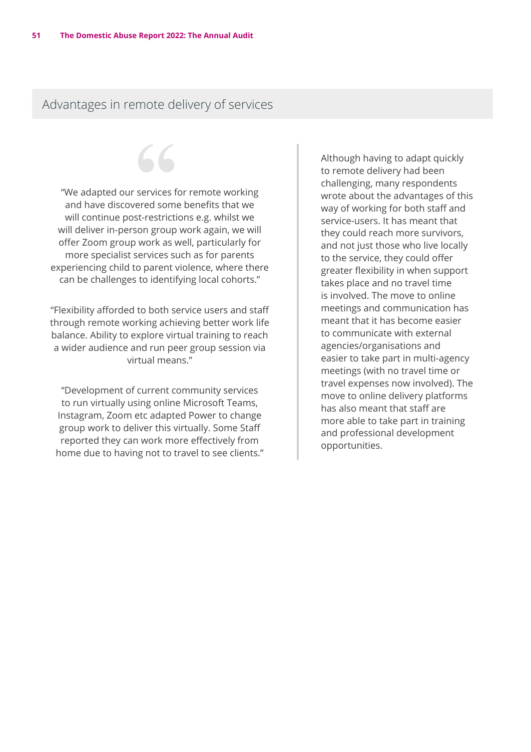## Advantages in remote delivery of services

"We adapted our services for remote working and have discovered some benefits that we will continue post-restrictions e.g. whilst we will deliver in-person group work again, we will offer Zoom group work as well, particularly for more specialist services such as for parents experiencing child to parent violence, where there can be challenges to identifying local cohorts."

"Flexibility afforded to both service users and staff through remote working achieving better work life balance. Ability to explore virtual training to reach a wider audience and run peer group session via virtual means."

"Development of current community services to run virtually using online Microsoft Teams, Instagram, Zoom etc adapted Power to change group work to deliver this virtually. Some Staff reported they can work more effectively from home due to having not to travel to see clients."

Although having to adapt quickly to remote delivery had been challenging, many respondents wrote about the advantages of this way of working for both staff and service-users. It has meant that they could reach more survivors, and not just those who live locally to the service, they could offer greater flexibility in when support takes place and no travel time is involved. The move to online meetings and communication has meant that it has become easier to communicate with external agencies/organisations and easier to take part in multi-agency meetings (with no travel time or travel expenses now involved). The move to online delivery platforms has also meant that staff are more able to take part in training and professional development opportunities.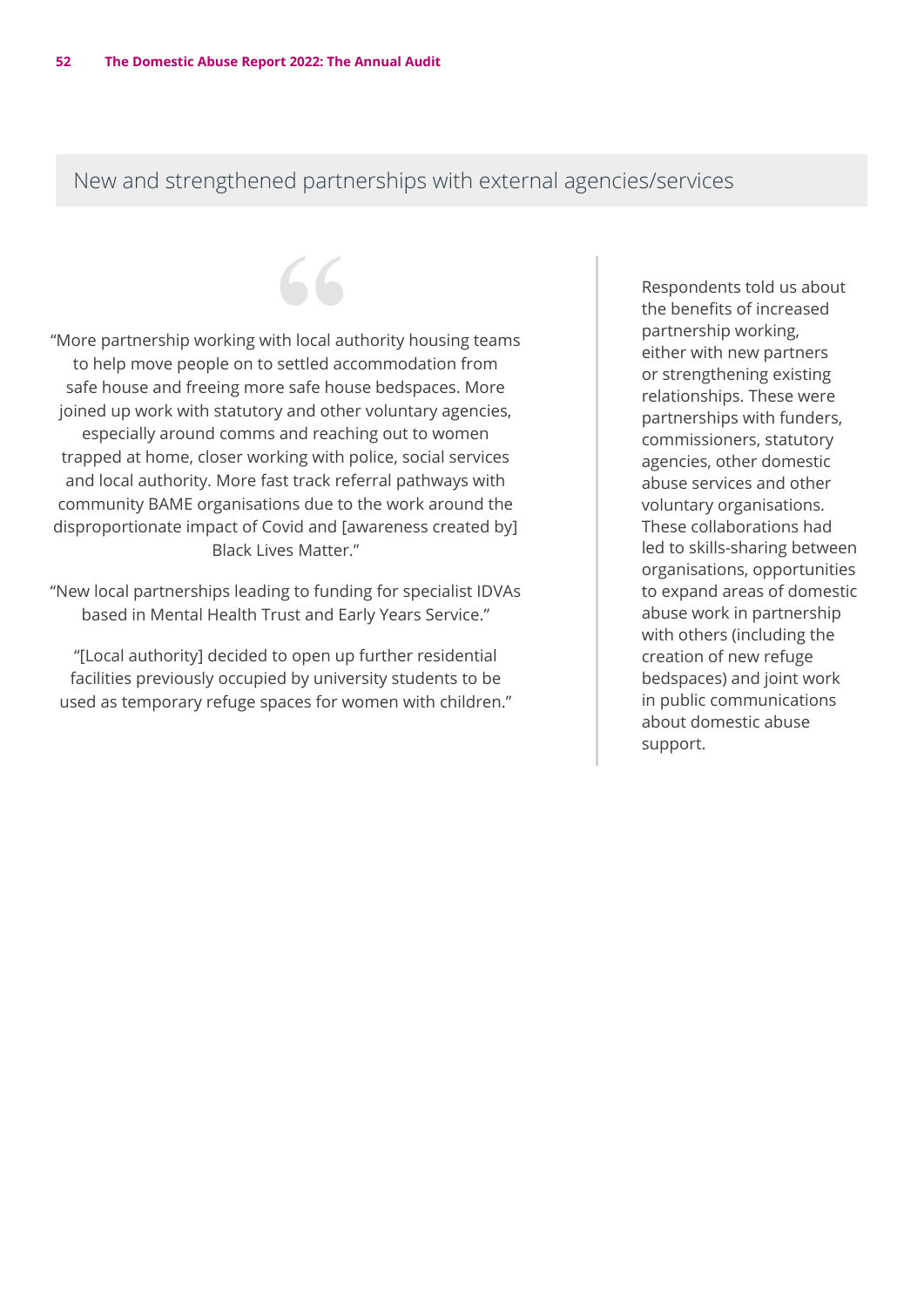## New and strengthened partnerships with external agencies/services

"More partnership working with local authority housing teams to help move people on to settled accommodation from safe house and freeing more safe house bedspaces. More joined up work with statutory and other voluntary agencies, especially around comms and reaching out to women trapped at home, closer working with police, social services and local authority. More fast track referral pathways with community BAME organisations due to the work around the disproportionate impact of Covid and [awareness created by] Black Lives Matter."

"New local partnerships leading to funding for specialist IDVAs based in Mental Health Trust and Early Years Service."

"[Local authority] decided to open up further residential facilities previously occupied by university students to be used as temporary refuge spaces for women with children."

Respondents told us about the benefits of increased partnership working, either with new partners or strengthening existing relationships. These were partnerships with funders, commissioners, statutory agencies, other domestic abuse services and other voluntary organisations. These collaborations had led to skills-sharing between organisations, opportunities to expand areas of domestic abuse work in partnership with others (including the creation of new refuge bedspaces) and joint work in public communications about domestic abuse support.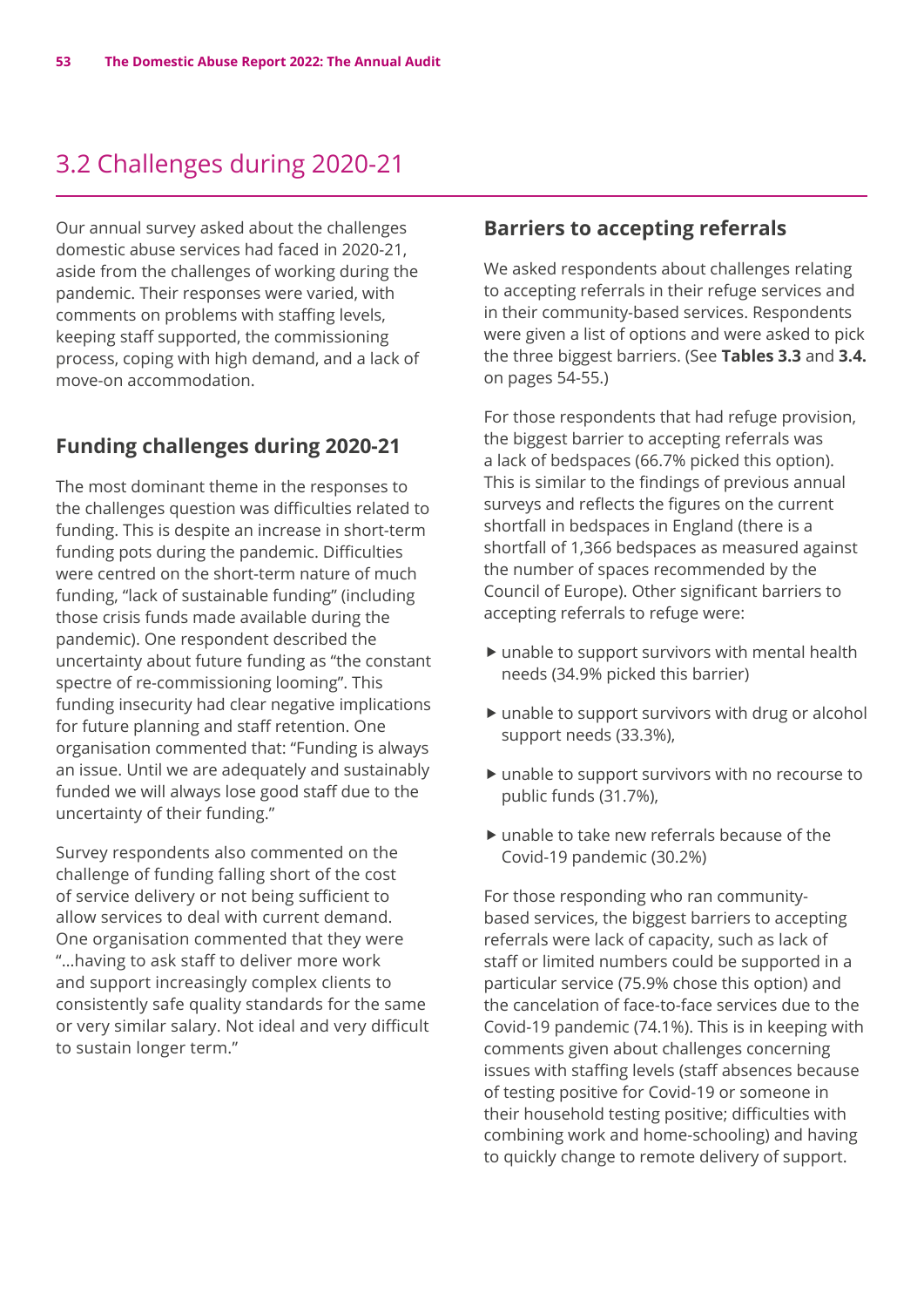## 3.2 Challenges during 2020-21

Our annual survey asked about the challenges domestic abuse services had faced in 2020-21, aside from the challenges of working during the pandemic. Their responses were varied, with comments on problems with staffing levels, keeping staff supported, the commissioning process, coping with high demand, and a lack of move-on accommodation.

### Funding challenges during 2020-21

The most dominant theme in the responses to the challenges question was difficulties related to funding. This is despite an increase in short-term funding pots during the pandemic. Difficulties were centred on the short-term nature of much funding, "lack of sustainable funding" (including those crisis funds made available during the pandemic). One respondent described the uncertainty about future funding as "the constant spectre of re-commissioning looming". This funding insecurity had clear negative implications for future planning and staff retention. One organisation commented that: "Funding is always an issue. Until we are adequately and sustainably funded we will always lose good staff due to the uncertainty of their funding."

Survey respondents also commented on the challenge of funding falling short of the cost of service delivery or not being sufficient to allow services to deal with current demand. One organisation commented that they were "...having to ask staff to deliver more work and support increasingly complex clients to consistently safe quality standards for the same or very similar salary. Not ideal and very difficult to sustain longer term."

### Barriers to accepting referrals

We asked respondents about challenges relating to accepting referrals in their refuge services and in their community-based services. Respondents were given a list of options and were asked to pick the three biggest barriers. (See **Tables 3.3** and **3.4.** on pages 54-55.)

For those respondents that had refuge provision, the biggest barrier to accepting referrals was a lack of bedspaces (66.7% picked this option). This is similar to the findings of previous annual surveys and reflects the figures on the current shortfall in bedspaces in England (there is a shortfall of 1,366 bedspaces as measured against the number of spaces recommended by the Council of Europe). Other significant barriers to accepting referrals to refuge were:

- unable to support survivors with mental health needs (34.9% picked this barrier)
- unable to support survivors with drug or alcohol support needs (33.3%),
- unable to support survivors with no recourse to public funds (31.7%),
- unable to take new referrals because of the Covid-19 pandemic (30.2%)

For those responding who ran community-based services, the biggest barriers to accepting referrals were lack of capacity, such as lack of staff or limited numbers could be supported in a particular service (75.9% chose this option) and the cancelation of face-to-face services due to the Covid-19 pandemic (74.1%). This is in keeping with comments given about challenges concerning issues with staffing levels (staff absences because of testing positive for Covid-19 or someone in their household testing positive; difficulties with combining work and home-schooling) and having to quickly change to remote delivery of support.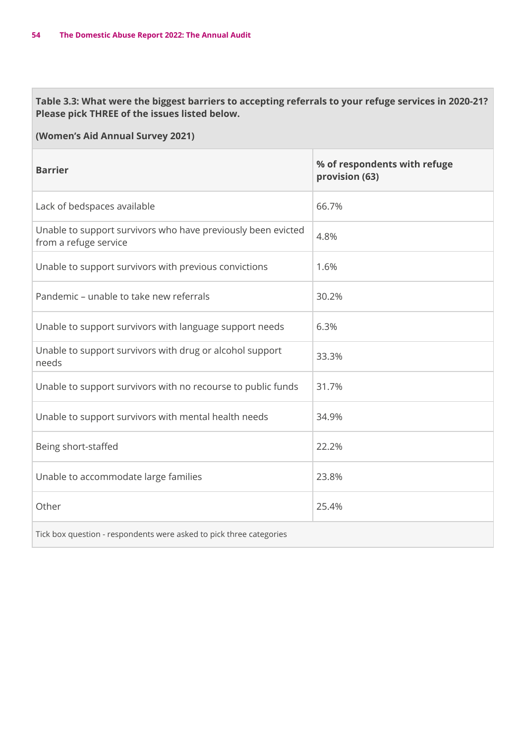**Table 3.3: What were the biggest barriers to accepting referrals to your refuge services in 2020-21? Please pick THREE of the issues listed below.**

**(Women's Aid Annual Survey 2021)**

| Barrier | % of respondents with refuge provision (63) |
|---|---|
| Lack of bedspaces available | 66.7% |
| Unable to support survivors who have previously been evicted from a refuge service | 4.8% |
| Unable to support survivors with previous convictions | 1.6% |
| Pandemic – unable to take new referrals | 30.2% |
| Unable to support survivors with language support needs | 6.3% |
| Unable to support survivors with drug or alcohol support needs | 33.3% |
| Unable to support survivors with no recourse to public funds | 31.7% |
| Unable to support survivors with mental health needs | 34.9% |
| Being short-staffed | 22.2% |
| Unable to accommodate large families | 23.8% |
| Other | 25.4% |

Tick box question - respondents were asked to pick three categories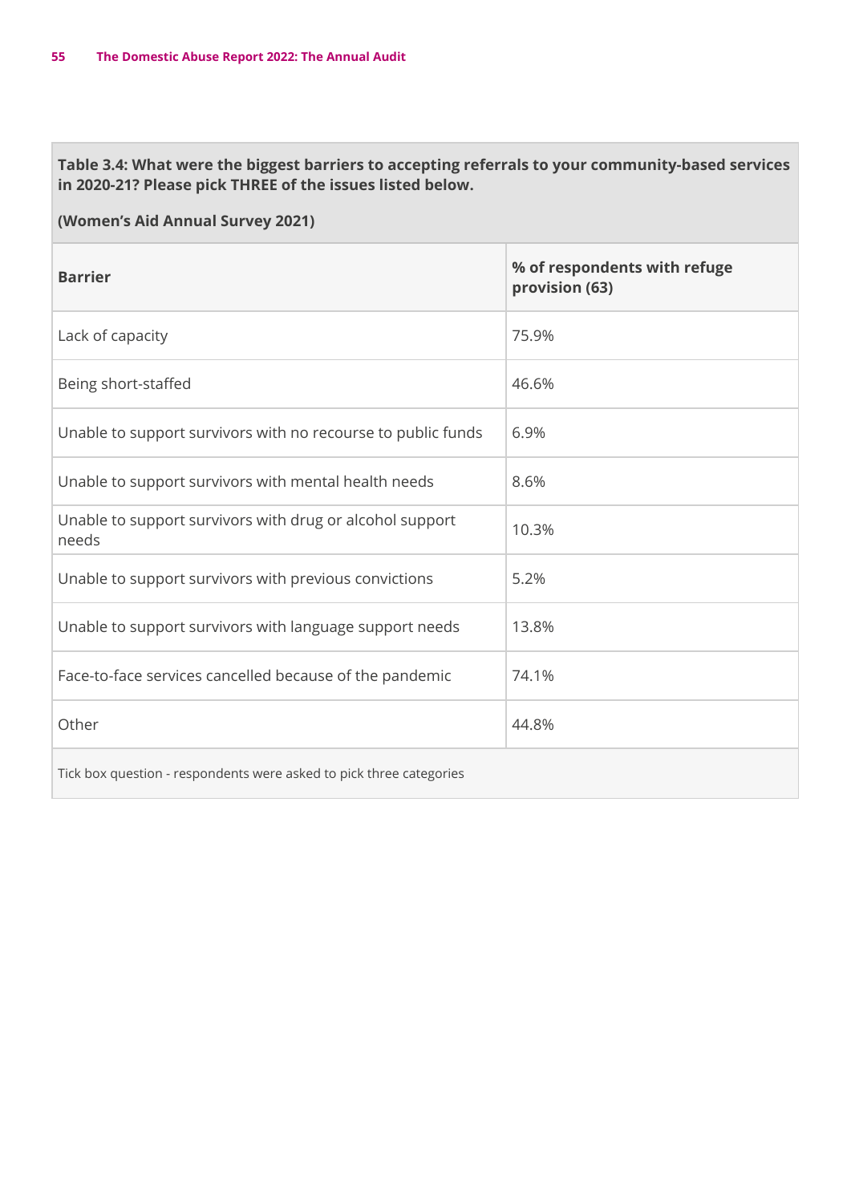**Table 3.4: What were the biggest barriers to accepting referrals to your community-based services in 2020-21? Please pick THREE of the issues listed below.**

**(Women's Aid Annual Survey 2021)**

| Barrier | % of respondents with refuge provision (63) |
|---|---|
| Lack of capacity | 75.9% |
| Being short-staffed | 46.6% |
| Unable to support survivors with no recourse to public funds | 6.9% |
| Unable to support survivors with mental health needs | 8.6% |
| Unable to support survivors with drug or alcohol support needs | 10.3% |
| Unable to support survivors with previous convictions | 5.2% |
| Unable to support survivors with language support needs | 13.8% |
| Face-to-face services cancelled because of the pandemic | 74.1% |
| Other | 44.8% |

Tick box question - respondents were asked to pick three categories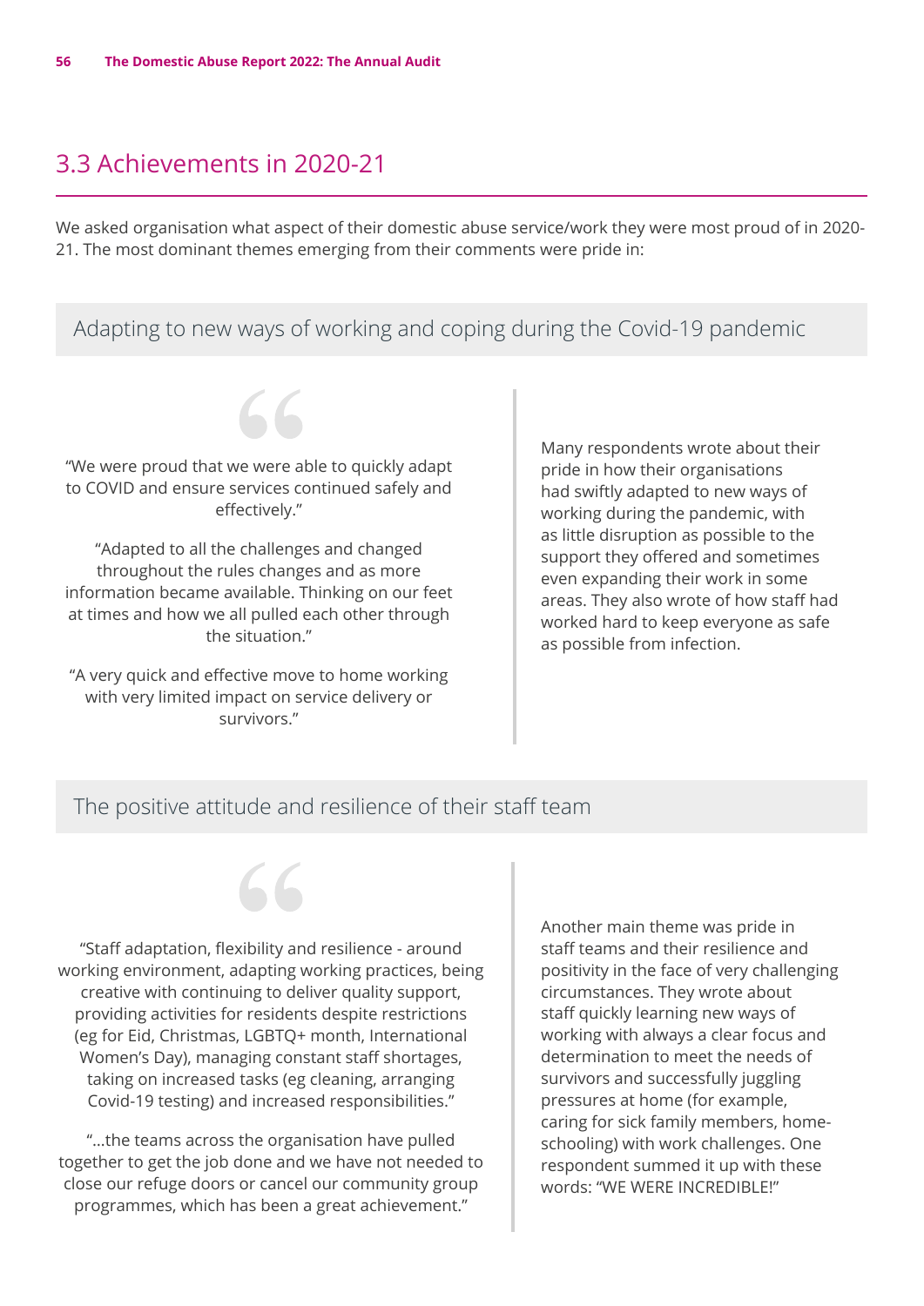## 3.3 Achievements in 2020-21

We asked organisation what aspect of their domestic abuse service/work they were most proud of in 2020-21. The most dominant themes emerging from their comments were pride in:

### Adapting to new ways of working and coping during the Covid-19 pandemic

"We were proud that we were able to quickly adapt to COVID and ensure services continued safely and effectively."

"Adapted to all the challenges and changed throughout the rules changes and as more information became available. Thinking on our feet at times and how we all pulled each other through the situation."

"A very quick and effective move to home working with very limited impact on service delivery or survivors."

Many respondents wrote about their pride in how their organisations had swiftly adapted to new ways of working during the pandemic, with as little disruption as possible to the support they offered and sometimes even expanding their work in some areas. They also wrote of how staff had worked hard to keep everyone as safe as possible from infection.

### The positive attitude and resilience of their staff team

"Staff adaptation, flexibility and resilience - around working environment, adapting working practices, being creative with continuing to deliver quality support, providing activities for residents despite restrictions (eg for Eid, Christmas, LGBTQ+ month, International Women's Day), managing constant staff shortages, taking on increased tasks (eg cleaning, arranging Covid-19 testing) and increased responsibilities."

"...the teams across the organisation have pulled together to get the job done and we have not needed to close our refuge doors or cancel our community group programmes, which has been a great achievement."

Another main theme was pride in staff teams and their resilience and positivity in the face of very challenging circumstances. They wrote about staff quickly learning new ways of working with always a clear focus and determination to meet the needs of survivors and successfully juggling pressures at home (for example, caring for sick family members, home-schooling) with work challenges. One respondent summed it up with these words: "WE WERE INCREDIBLE!"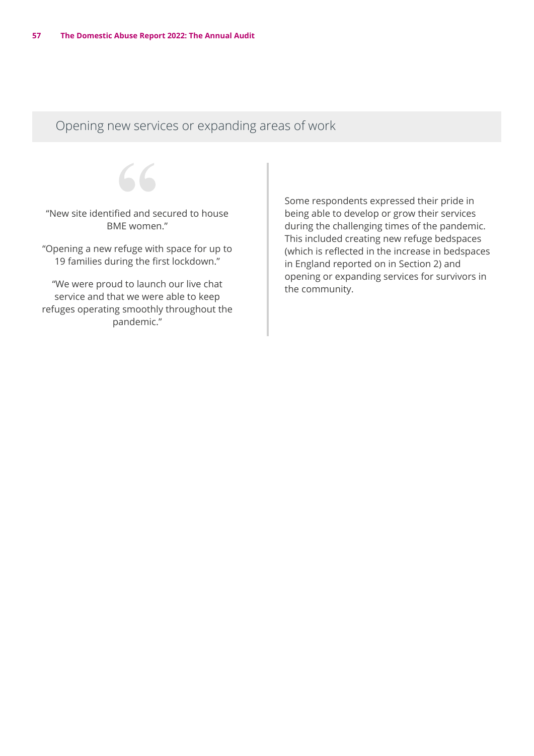## Opening new services or expanding areas of work

"New site identified and secured to house BME women."

"Opening a new refuge with space for up to 19 families during the first lockdown."

"We were proud to launch our live chat service and that we were able to keep refuges operating smoothly throughout the pandemic."

Some respondents expressed their pride in being able to develop or grow their services during the challenging times of the pandemic. This included creating new refuge bedspaces (which is reflected in the increase in bedspaces in England reported on in Section 2) and opening or expanding services for survivors in the community.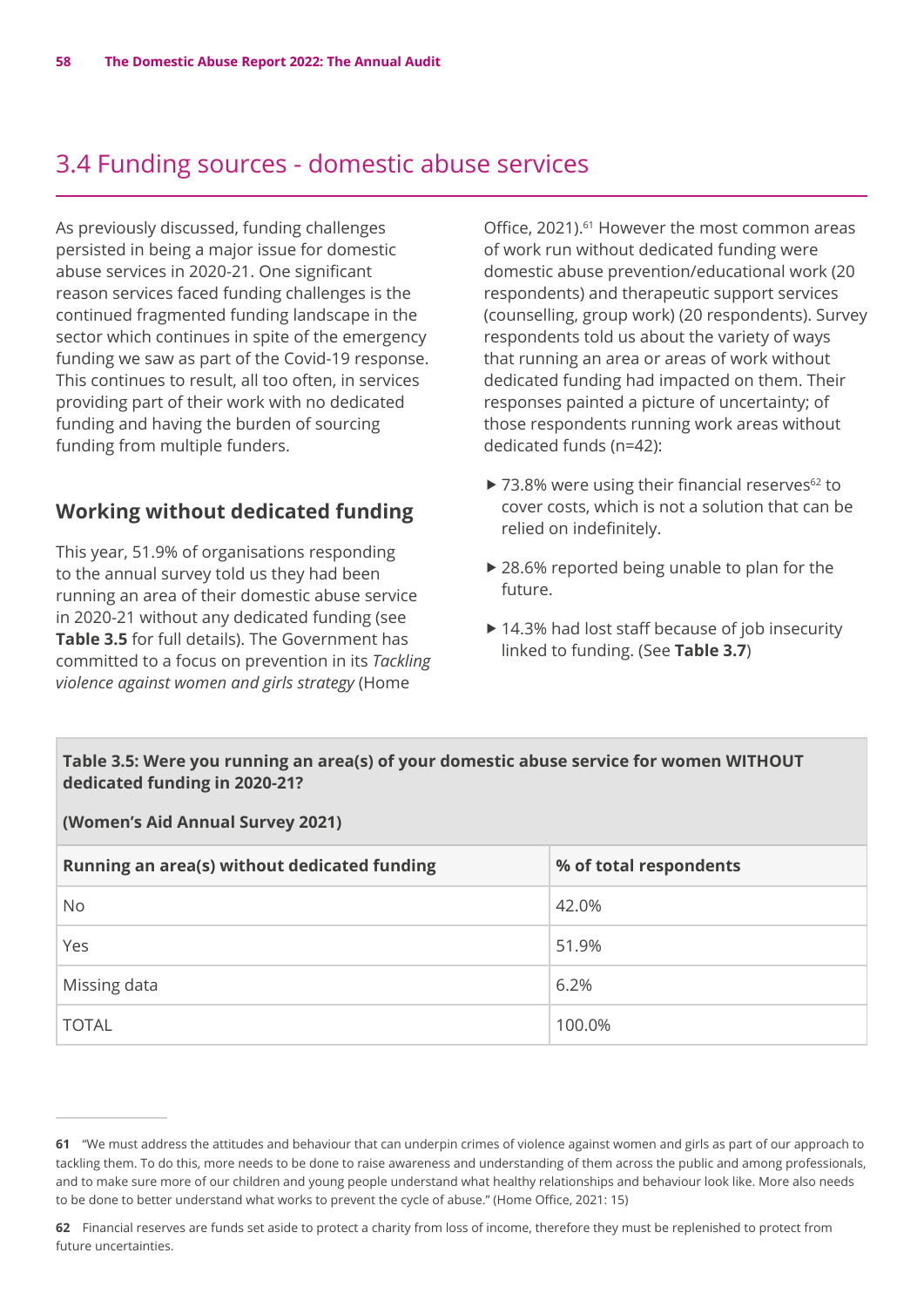## 3.4 Funding sources - domestic abuse services

As previously discussed, funding challenges persisted in being a major issue for domestic abuse services in 2020-21. One significant reason services faced funding challenges is the continued fragmented funding landscape in the sector which continues in spite of the emergency funding we saw as part of the Covid-19 response. This continues to result, all too often, in services providing part of their work with no dedicated funding and having the burden of sourcing funding from multiple funders.

### Working without dedicated funding

This year, 51.9% of organisations responding to the annual survey told us they had been running an area of their domestic abuse service in 2020-21 without any dedicated funding (see **Table 3.5** for full details). The Government has committed to a focus on prevention in its *Tackling violence against women and girls strategy* (Home Office, 2021).[61] However the most common areas of work run without dedicated funding were domestic abuse prevention/educational work (20 respondents) and therapeutic support services (counselling, group work) (20 respondents). Survey respondents told us about the variety of ways that running an area or areas of work without dedicated funding had impacted on them. Their responses painted a picture of uncertainty; of those respondents running work areas without dedicated funds (n=42):

- 73.8% were using their financial reserves[62] to cover costs, which is not a solution that can be relied on indefinitely.
- 28.6% reported being unable to plan for the future.
- 14.3% had lost staff because of job insecurity linked to funding. (See **Table 3.7**)

**Table 3.5: Were you running an area(s) of your domestic abuse service for women WITHOUT dedicated funding in 2020-21?**

**(Women's Aid Annual Survey 2021)**

| Running an area(s) without dedicated funding | % of total respondents |
|---|---|
| No | 42.0% |
| Yes | 51.9% |
| Missing data | 6.2% |
| TOTAL | 100.0% |

---

**61** "We must address the attitudes and behaviour that can underpin crimes of violence against women and girls as part of our approach to tackling them. To do this, more needs to be done to raise awareness and understanding of them across the public and among professionals, and to make sure more of our children and young people understand what healthy relationships and behaviour look like. More also needs to be done to better understand what works to prevent the cycle of abuse." (Home Office, 2021: 15)

**62** Financial reserves are funds set aside to protect a charity from loss of income, therefore they must be replenished to protect from future uncertainties.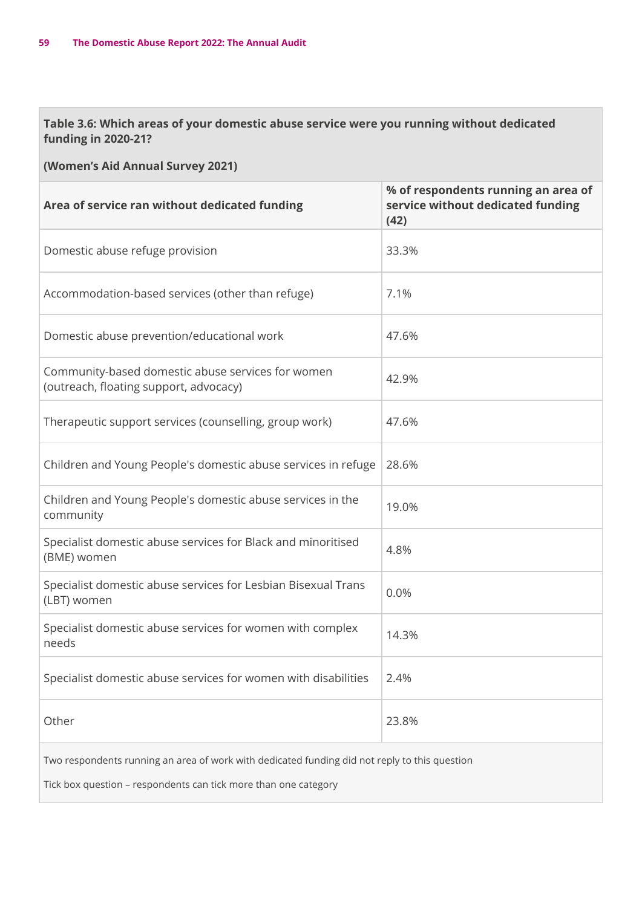**Table 3.6: Which areas of your domestic abuse service were you running without dedicated funding in 2020-21?**

**(Women's Aid Annual Survey 2021)**

| Area of service ran without dedicated funding | % of respondents running an area of service without dedicated funding (42) |
|---|---|
| Domestic abuse refuge provision | 33.3% |
| Accommodation-based services (other than refuge) | 7.1% |
| Domestic abuse prevention/educational work | 47.6% |
| Community-based domestic abuse services for women (outreach, floating support, advocacy) | 42.9% |
| Therapeutic support services (counselling, group work) | 47.6% |
| Children and Young People's domestic abuse services in refuge | 28.6% |
| Children and Young People's domestic abuse services in the community | 19.0% |
| Specialist domestic abuse services for Black and minoritised (BME) women | 4.8% |
| Specialist domestic abuse services for Lesbian Bisexual Trans (LBT) women | 0.0% |
| Specialist domestic abuse services for women with complex needs | 14.3% |
| Specialist domestic abuse services for women with disabilities | 2.4% |
| Other | 23.8% |

Two respondents running an area of work with dedicated funding did not reply to this question

Tick box question – respondents can tick more than one category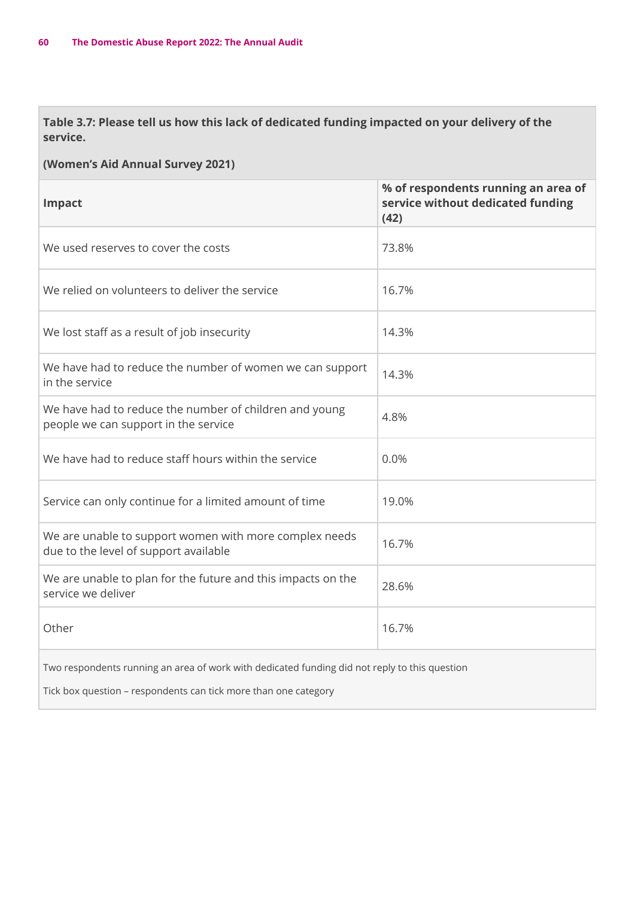**Table 3.7: Please tell us how this lack of dedicated funding impacted on your delivery of the service.**

**(Women's Aid Annual Survey 2021)**

| Impact | % of respondents running an area of service without dedicated funding (42) |
|---|---|
| We used reserves to cover the costs | 73.8% |
| We relied on volunteers to deliver the service | 16.7% |
| We lost staff as a result of job insecurity | 14.3% |
| We have had to reduce the number of women we can support in the service | 14.3% |
| We have had to reduce the number of children and young people we can support in the service | 4.8% |
| We have had to reduce staff hours within the service | 0.0% |
| Service can only continue for a limited amount of time | 19.0% |
| We are unable to support women with more complex needs due to the level of support available | 16.7% |
| We are unable to plan for the future and this impacts on the service we deliver | 28.6% |
| Other | 16.7% |

Two respondents running an area of work with dedicated funding did not reply to this question

Tick box question – respondents can tick more than one category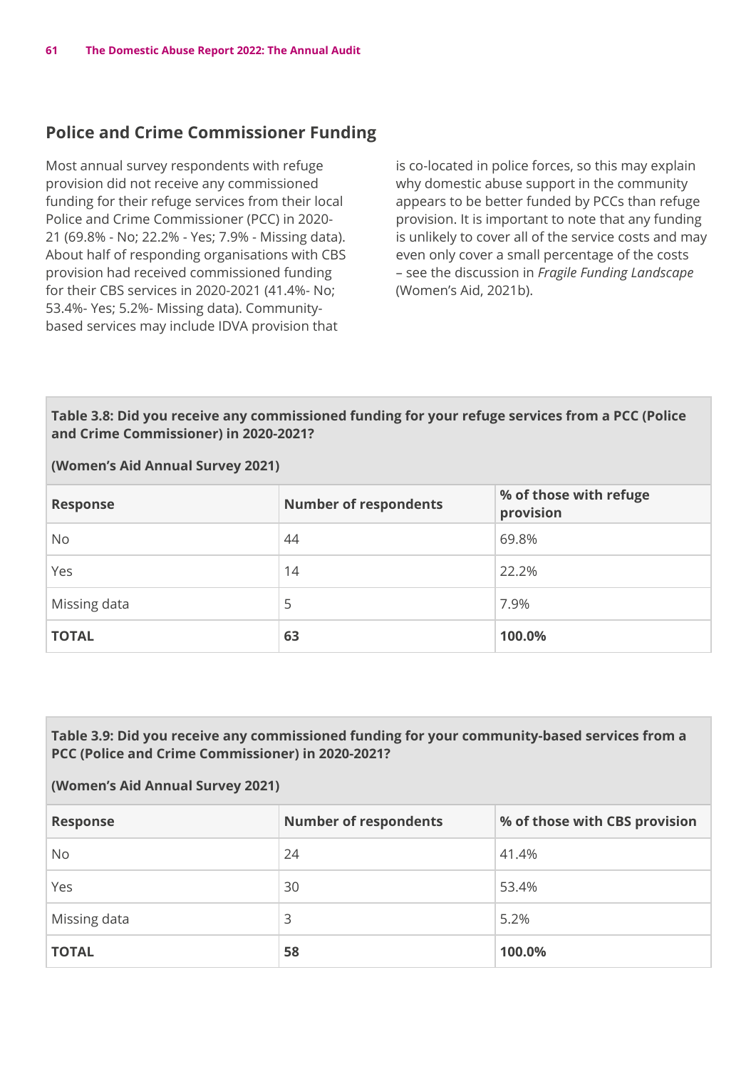## Police and Crime Commissioner Funding

Most annual survey respondents with refuge provision did not receive any commissioned funding for their refuge services from their local Police and Crime Commissioner (PCC) in 2020-21 (69.8% - No; 22.2% - Yes; 7.9% - Missing data). About half of responding organisations with CBS provision had received commissioned funding for their CBS services in 2020-2021 (41.4%- No; 53.4%- Yes; 5.2%- Missing data). Community-based services may include IDVA provision that is co-located in police forces, so this may explain why domestic abuse support in the community appears to be better funded by PCCs than refuge provision. It is important to note that any funding is unlikely to cover all of the service costs and may even only cover a small percentage of the costs – see the discussion in *Fragile Funding Landscape* (Women's Aid, 2021b).

**Table 3.8: Did you receive any commissioned funding for your refuge services from a PCC (Police and Crime Commissioner) in 2020-2021?**

**(Women's Aid Annual Survey 2021)**

| Response | Number of respondents | % of those with refuge provision |
|---|---|---|
| No | 44 | 69.8% |
| Yes | 14 | 22.2% |
| Missing data | 5 | 7.9% |
| **TOTAL** | **63** | **100.0%** |

**Table 3.9: Did you receive any commissioned funding for your community-based services from a PCC (Police and Crime Commissioner) in 2020-2021?**

**(Women's Aid Annual Survey 2021)**

| Response | Number of respondents | % of those with CBS provision |
|---|---|---|
| No | 24 | 41.4% |
| Yes | 30 | 53.4% |
| Missing data | 3 | 5.2% |
| **TOTAL** | **58** | **100.0%** |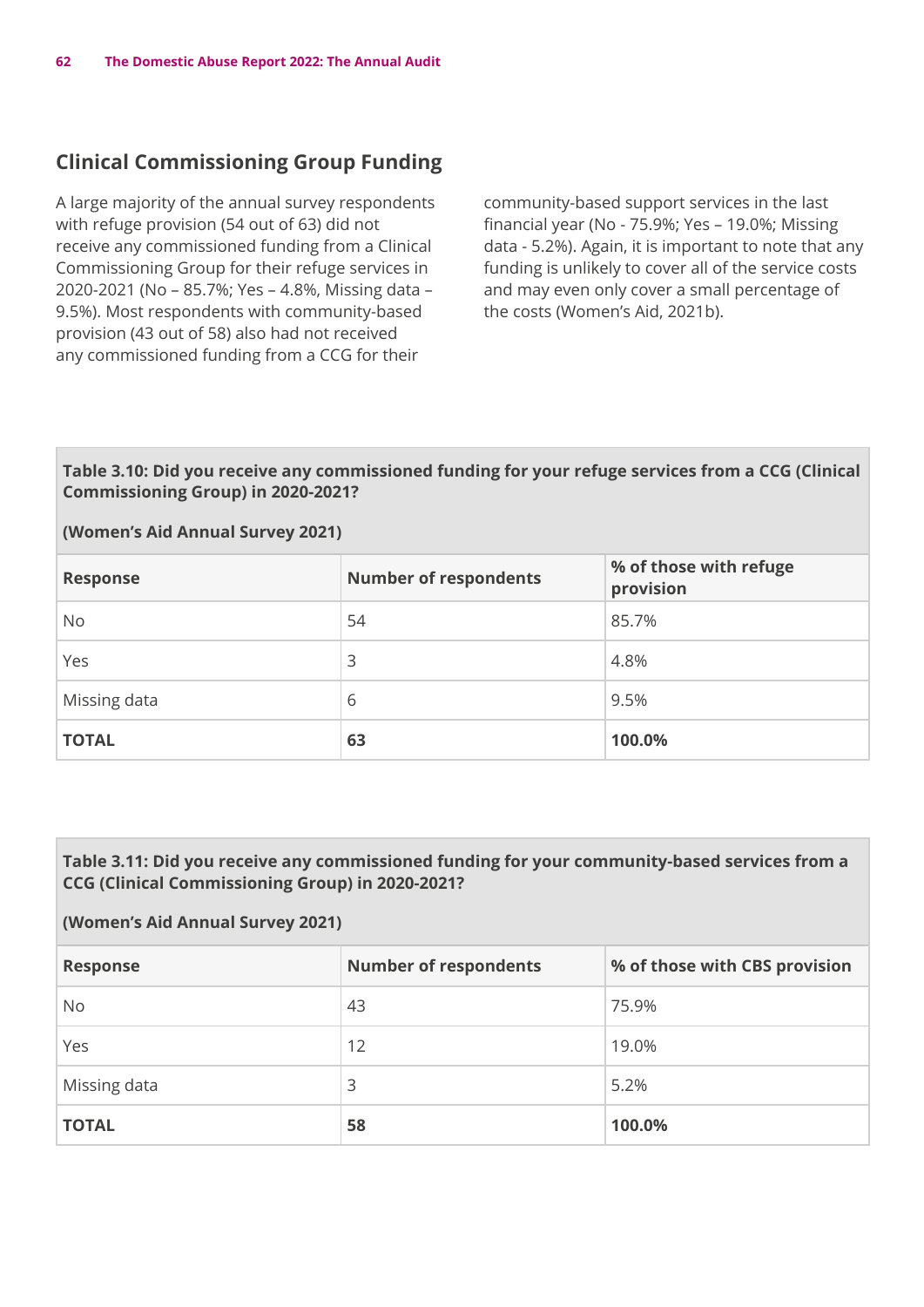## Clinical Commissioning Group Funding

A large majority of the annual survey respondents with refuge provision (54 out of 63) did not receive any commissioned funding from a Clinical Commissioning Group for their refuge services in 2020-2021 (No – 85.7%; Yes – 4.8%, Missing data – 9.5%). Most respondents with community-based provision (43 out of 58) also had not received any commissioned funding from a CCG for their community-based support services in the last financial year (No - 75.9%; Yes – 19.0%; Missing data - 5.2%). Again, it is important to note that any funding is unlikely to cover all of the service costs and may even only cover a small percentage of the costs (Women's Aid, 2021b).

**Table 3.10: Did you receive any commissioned funding for your refuge services from a CCG (Clinical Commissioning Group) in 2020-2021?**

**(Women's Aid Annual Survey 2021)**

| Response | Number of respondents | % of those with refuge provision |
|---|---|---|
| No | 54 | 85.7% |
| Yes | 3 | 4.8% |
| Missing data | 6 | 9.5% |
| **TOTAL** | **63** | **100.0%** |

**Table 3.11: Did you receive any commissioned funding for your community-based services from a CCG (Clinical Commissioning Group) in 2020-2021?**

**(Women's Aid Annual Survey 2021)**

| Response | Number of respondents | % of those with CBS provision |
|---|---|---|
| No | 43 | 75.9% |
| Yes | 12 | 19.0% |
| Missing data | 3 | 5.2% |
| **TOTAL** | **58** | **100.0%** |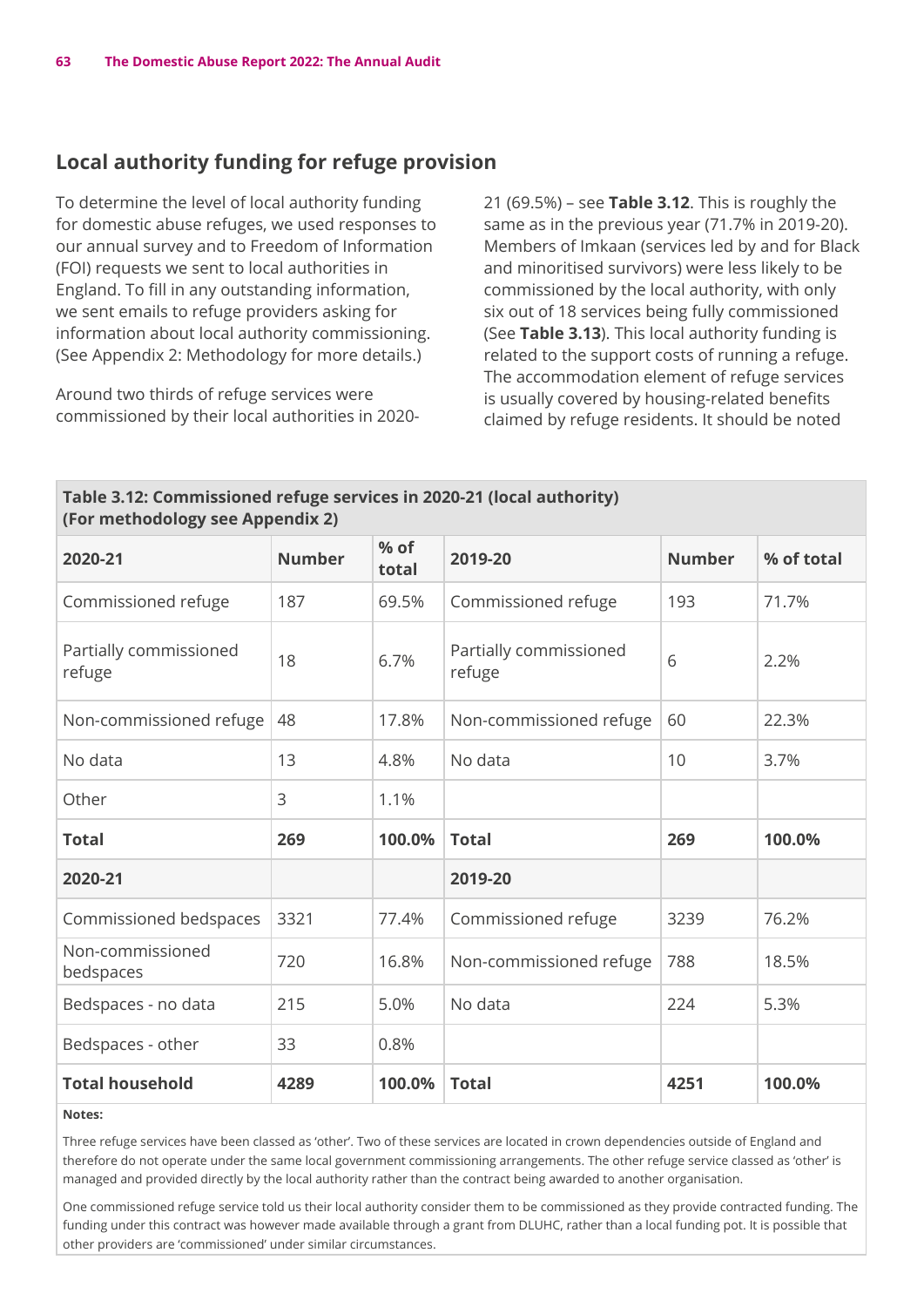## Local authority funding for refuge provision

To determine the level of local authority funding for domestic abuse refuges, we used responses to our annual survey and to Freedom of Information (FOI) requests we sent to local authorities in England. To fill in any outstanding information, we sent emails to refuge providers asking for information about local authority commissioning. (See Appendix 2: Methodology for more details.)

Around two thirds of refuge services were commissioned by their local authorities in 2020-21 (69.5%) – see **Table 3.12**. This is roughly the same as in the previous year (71.7% in 2019-20). Members of Imkaan (services led by and for Black and minoritised survivors) were less likely to be commissioned by the local authority, with only six out of 18 services being fully commissioned (See **Table 3.13**). This local authority funding is related to the support costs of running a refuge. The accommodation element of refuge services is usually covered by housing-related benefits claimed by refuge residents. It should be noted

**Table 3.12: Commissioned refuge services in 2020-21 (local authority) (For methodology see Appendix 2)**

| 2020-21 | Number | % of total | 2019-20 | Number | % of total |
|---|---|---|---|---|---|
| Commissioned refuge | 187 | 69.5% | Commissioned refuge | 193 | 71.7% |
| Partially commissioned refuge | 18 | 6.7% | Partially commissioned refuge | 6 | 2.2% |
| Non-commissioned refuge | 48 | 17.8% | Non-commissioned refuge | 60 | 22.3% |
| No data | 13 | 4.8% | No data | 10 | 3.7% |
| Other | 3 | 1.1% | | | |
| **Total** | **269** | **100.0%** | **Total** | **269** | **100.0%** |
| **2020-21** | | | **2019-20** | | |
| Commissioned bedspaces | 3321 | 77.4% | Commissioned refuge | 3239 | 76.2% |
| Non-commissioned bedspaces | 720 | 16.8% | Non-commissioned refuge | 788 | 18.5% |
| Bedspaces - no data | 215 | 5.0% | No data | 224 | 5.3% |
| Bedspaces - other | 33 | 0.8% | | | |
| **Total household** | **4289** | **100.0%** | **Total** | **4251** | **100.0%** |

**Notes:**

Three refuge services have been classed as 'other'. Two of these services are located in crown dependencies outside of England and therefore do not operate under the same local government commissioning arrangements. The other refuge service classed as 'other' is managed and provided directly by the local authority rather than the contract being awarded to another organisation.

One commissioned refuge service told us their local authority consider them to be commissioned as they provide contracted funding. The funding under this contract was however made available through a grant from DLUHC, rather than a local funding pot. It is possible that other providers are 'commissioned' under similar circumstances.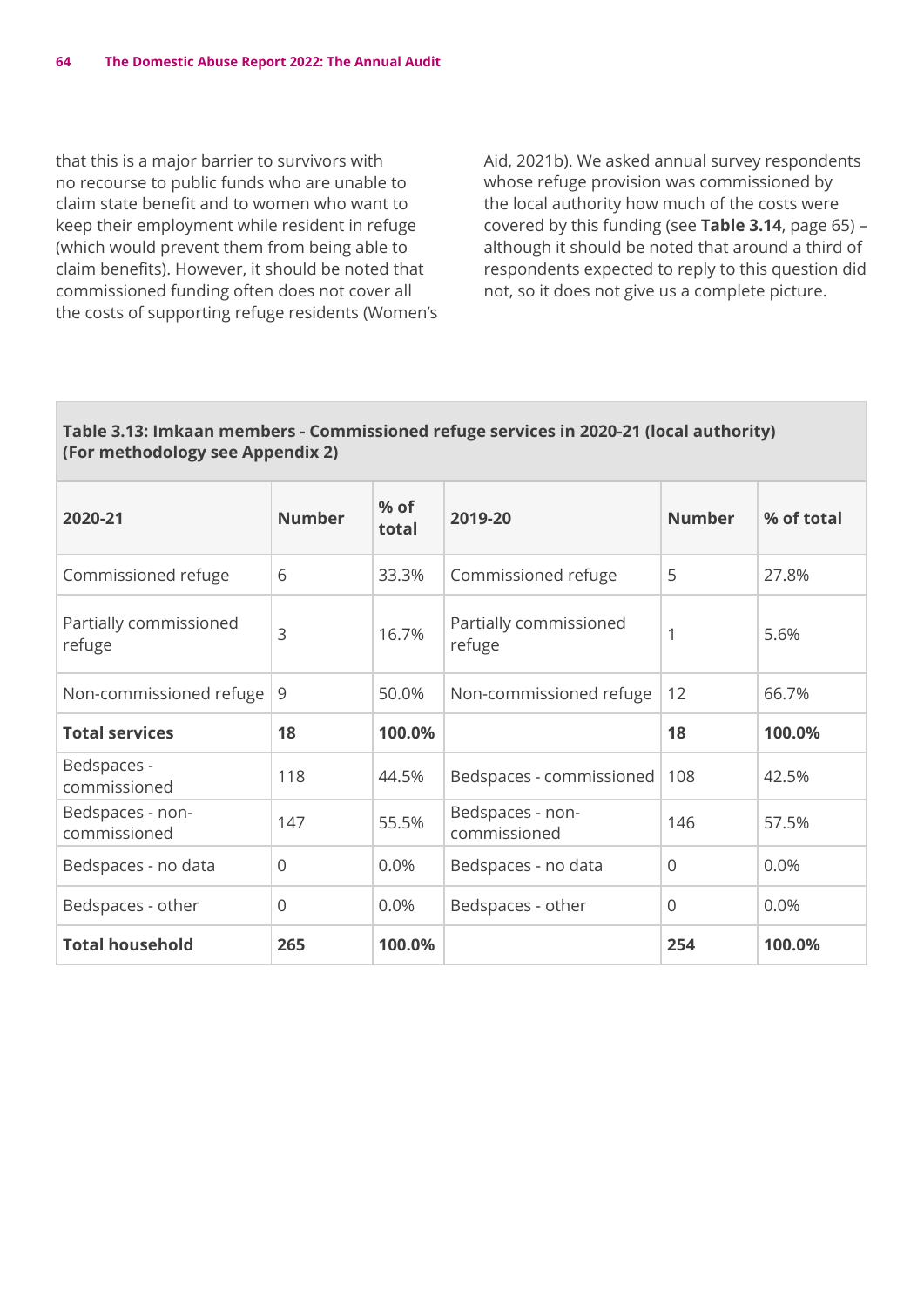that this is a major barrier to survivors with no recourse to public funds who are unable to claim state benefit and to women who want to keep their employment while resident in refuge (which would prevent them from being able to claim benefits). However, it should be noted that commissioned funding often does not cover all the costs of supporting refuge residents (Women's Aid, 2021b). We asked annual survey respondents whose refuge provision was commissioned by the local authority how much of the costs were covered by this funding (see **Table 3.14**, page 65) – although it should be noted that around a third of respondents expected to reply to this question did not, so it does not give us a complete picture.

**Table 3.13: Imkaan members - Commissioned refuge services in 2020-21 (local authority) (For methodology see Appendix 2)**

| 2020-21 | Number | % of total | 2019-20 | Number | % of total |
|---|---|---|---|---|---|
| Commissioned refuge | 6 | 33.3% | Commissioned refuge | 5 | 27.8% |
| Partially commissioned refuge | 3 | 16.7% | Partially commissioned refuge | 1 | 5.6% |
| Non-commissioned refuge | 9 | 50.0% | Non-commissioned refuge | 12 | 66.7% |
| **Total services** | **18** | **100.0%** | | **18** | **100.0%** |
| Bedspaces - commissioned | 118 | 44.5% | Bedspaces - commissioned | 108 | 42.5% |
| Bedspaces - non-commissioned | 147 | 55.5% | Bedspaces - non-commissioned | 146 | 57.5% |
| Bedspaces - no data | 0 | 0.0% | Bedspaces - no data | 0 | 0.0% |
| Bedspaces - other | 0 | 0.0% | Bedspaces - other | 0 | 0.0% |
| **Total household** | **265** | **100.0%** | | **254** | **100.0%** |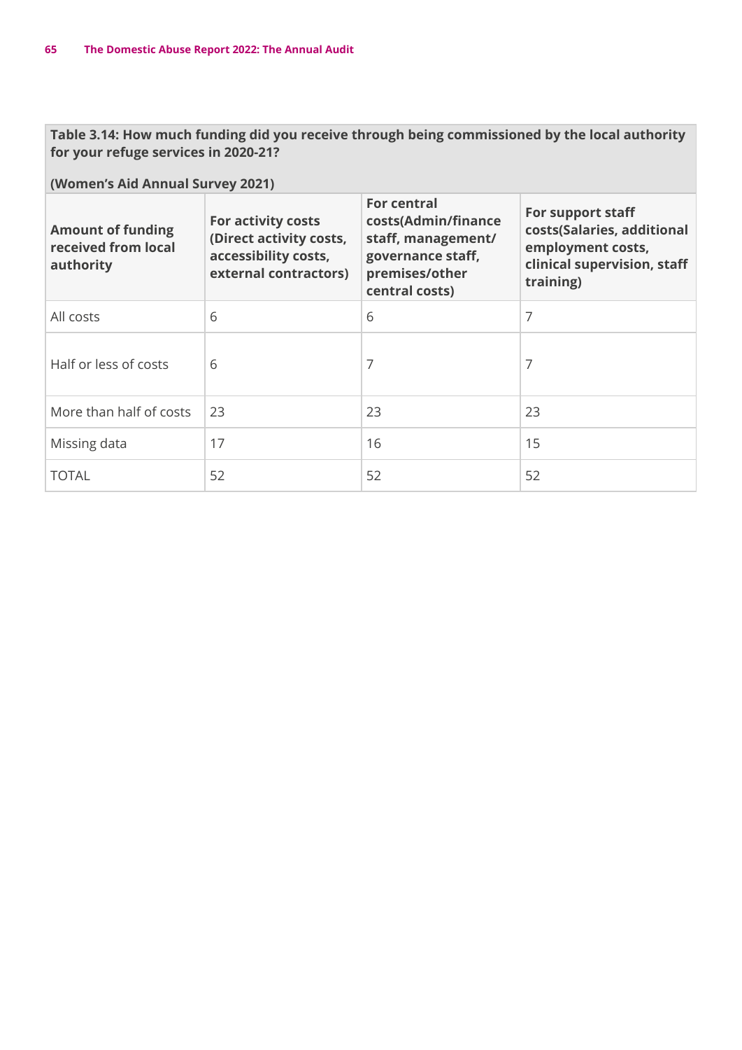**Table 3.14: How much funding did you receive through being commissioned by the local authority for your refuge services in 2020-21?**

**(Women's Aid Annual Survey 2021)**

| Amount of funding received from local authority | For activity costs (Direct activity costs, accessibility costs, external contractors) | For central costs(Admin/finance staff, management/ governance staff, premises/other central costs) | For support staff costs(Salaries, additional employment costs, clinical supervision, staff training) |
|---|---|---|---|
| All costs | 6 | 6 | 7 |
| Half or less of costs | 6 | 7 | 7 |
| More than half of costs | 23 | 23 | 23 |
| Missing data | 17 | 16 | 15 |
| TOTAL | 52 | 52 | 52 |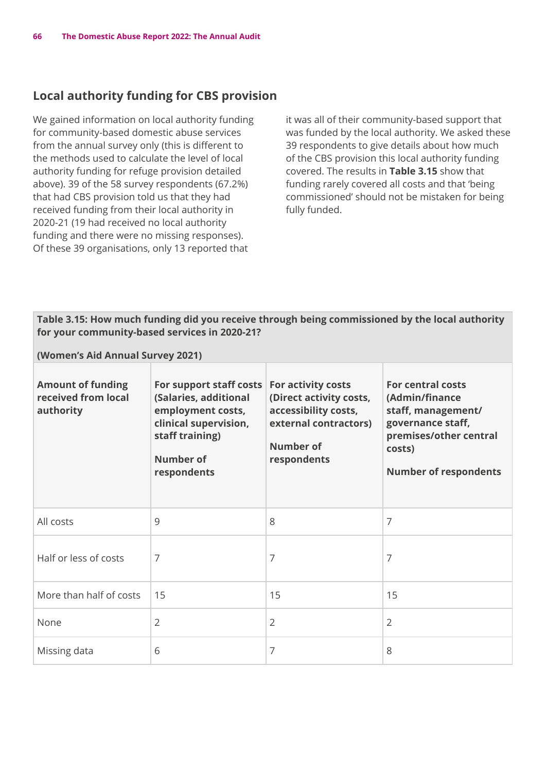## Local authority funding for CBS provision

We gained information on local authority funding for community-based domestic abuse services from the annual survey only (this is different to the methods used to calculate the level of local authority funding for refuge provision detailed above). 39 of the 58 survey respondents (67.2%) that had CBS provision told us that they had received funding from their local authority in 2020-21 (19 had received no local authority funding and there were no missing responses). Of these 39 organisations, only 13 reported that it was all of their community-based support that was funded by the local authority. We asked these 39 respondents to give details about how much of the CBS provision this local authority funding covered. The results in **Table 3.15** show that funding rarely covered all costs and that 'being commissioned' should not be mistaken for being fully funded.

**Table 3.15: How much funding did you receive through being commissioned by the local authority for your community-based services in 2020-21?**

**(Women's Aid Annual Survey 2021)**

| Amount of funding received from local authority | For support staff costs (Salaries, additional employment costs, clinical supervision, staff training) Number of respondents | For activity costs (Direct activity costs, accessibility costs, external contractors) Number of respondents | For central costs (Admin/finance staff, management/ governance staff, premises/other central costs) Number of respondents |
|---|---|---|---|
| All costs | 9 | 8 | 7 |
| Half or less of costs | 7 | 7 | 7 |
| More than half of costs | 15 | 15 | 15 |
| None | 2 | 2 | 2 |
| Missing data | 6 | 7 | 8 |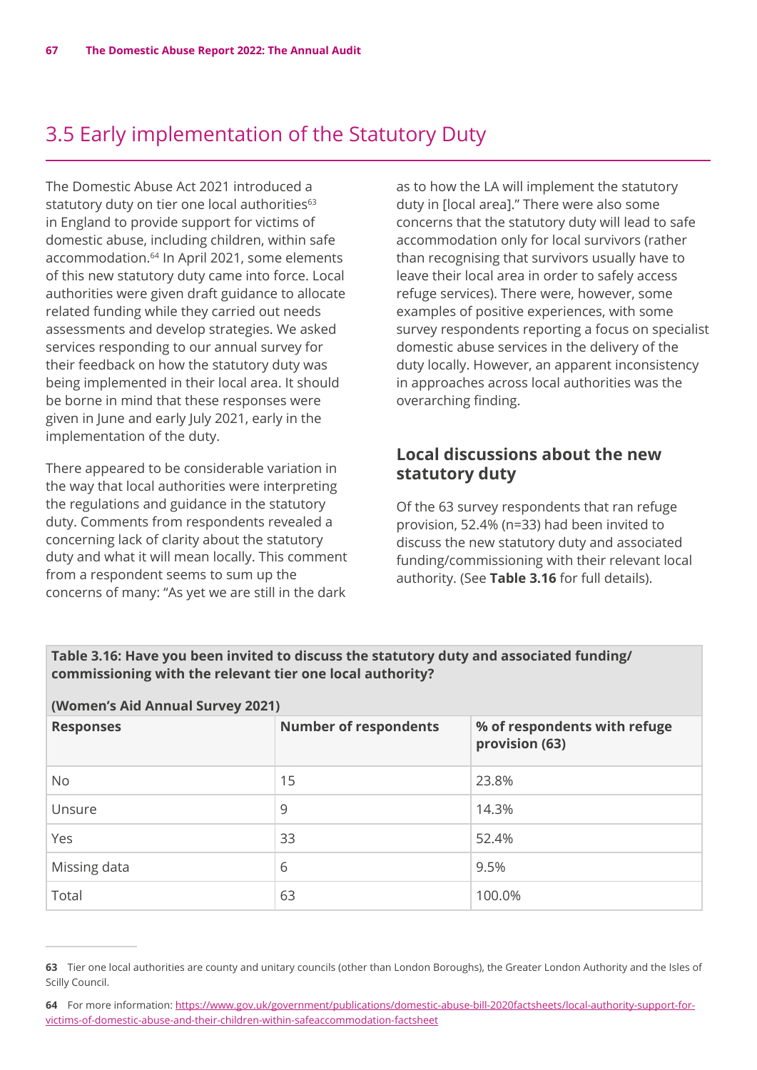## 3.5 Early implementation of the Statutory Duty

The Domestic Abuse Act 2021 introduced a statutory duty on tier one local authorities[63] in England to provide support for victims of domestic abuse, including children, within safe accommodation.[64] In April 2021, some elements of this new statutory duty came into force. Local authorities were given draft guidance to allocate related funding while they carried out needs assessments and develop strategies. We asked services responding to our annual survey for their feedback on how the statutory duty was being implemented in their local area. It should be borne in mind that these responses were given in June and early July 2021, early in the implementation of the duty.

There appeared to be considerable variation in the way that local authorities were interpreting the regulations and guidance in the statutory duty. Comments from respondents revealed a concerning lack of clarity about the statutory duty and what it will mean locally. This comment from a respondent seems to sum up the concerns of many: "As yet we are still in the dark as to how the LA will implement the statutory duty in [local area]." There were also some concerns that the statutory duty will lead to safe accommodation only for local survivors (rather than recognising that survivors usually have to leave their local area in order to safely access refuge services). There were, however, some examples of positive experiences, with some survey respondents reporting a focus on specialist domestic abuse services in the delivery of the duty locally. However, an apparent inconsistency in approaches across local authorities was the overarching finding.

### Local discussions about the new statutory duty

Of the 63 survey respondents that ran refuge provision, 52.4% (n=33) had been invited to discuss the new statutory duty and associated funding/commissioning with their relevant local authority. (See **Table 3.16** for full details).

**Table 3.16: Have you been invited to discuss the statutory duty and associated funding/ commissioning with the relevant tier one local authority?**

**(Women's Aid Annual Survey 2021)**

| Responses | Number of respondents | % of respondents with refuge provision (63) |
|---|---|---|
| No | 15 | 23.8% |
| Unsure | 9 | 14.3% |
| Yes | 33 | 52.4% |
| Missing data | 6 | 9.5% |
| Total | 63 | 100.0% |

---

**63** Tier one local authorities are county and unitary councils (other than London Boroughs), the Greater London Authority and the Isles of Scilly Council.

**64** For more information: https://www.gov.uk/government/publications/domestic-abuse-bill-2020factsheets/local-authority-support-for-victims-of-domestic-abuse-and-their-children-within-safeaccommodation-factsheet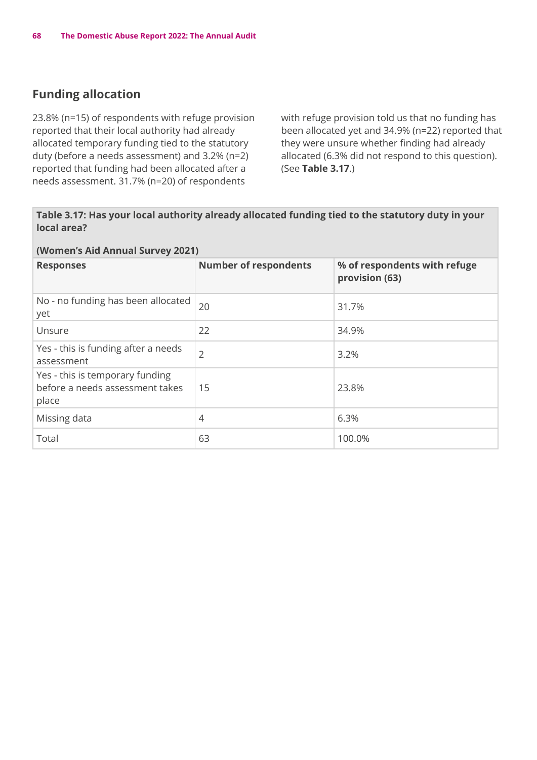## Funding allocation

23.8% (n=15) of respondents with refuge provision reported that their local authority had already allocated temporary funding tied to the statutory duty (before a needs assessment) and 3.2% (n=2) reported that funding had been allocated after a needs assessment. 31.7% (n=20) of respondents with refuge provision told us that no funding has been allocated yet and 34.9% (n=22) reported that they were unsure whether finding had already allocated (6.3% did not respond to this question). (See **Table 3.17**.)

**Table 3.17: Has your local authority already allocated funding tied to the statutory duty in your local area?**

**(Women's Aid Annual Survey 2021)**

| Responses | Number of respondents | % of respondents with refuge provision (63) |
|---|---|---|
| No - no funding has been allocated yet | 20 | 31.7% |
| Unsure | 22 | 34.9% |
| Yes - this is funding after a needs assessment | 2 | 3.2% |
| Yes - this is temporary funding before a needs assessment takes place | 15 | 23.8% |
| Missing data | 4 | 6.3% |
| Total | 63 | 100.0% |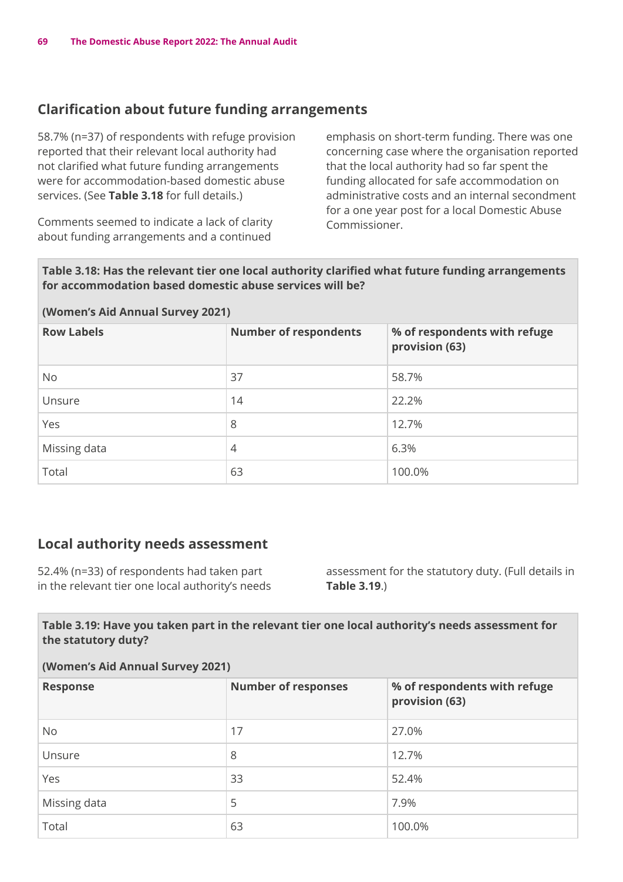## Clarification about future funding arrangements

58.7% (n=37) of respondents with refuge provision reported that their relevant local authority had not clarified what future funding arrangements were for accommodation-based domestic abuse services. (See **Table 3.18** for full details.)

Comments seemed to indicate a lack of clarity about funding arrangements and a continued emphasis on short-term funding. There was one concerning case where the organisation reported that the local authority had so far spent the funding allocated for safe accommodation on administrative costs and an internal secondment for a one year post for a local Domestic Abuse Commissioner.

**Table 3.18: Has the relevant tier one local authority clarified what future funding arrangements for accommodation based domestic abuse services will be?**

**(Women's Aid Annual Survey 2021)**

| Row Labels | Number of respondents | % of respondents with refuge provision (63) |
|---|---|---|
| No | 37 | 58.7% |
| Unsure | 14 | 22.2% |
| Yes | 8 | 12.7% |
| Missing data | 4 | 6.3% |
| Total | 63 | 100.0% |

## Local authority needs assessment

52.4% (n=33) of respondents had taken part in the relevant tier one local authority's needs assessment for the statutory duty. (Full details in **Table 3.19**.)

**Table 3.19: Have you taken part in the relevant tier one local authority's needs assessment for the statutory duty?**

**(Women's Aid Annual Survey 2021)**

| Response | Number of responses | % of respondents with refuge provision (63) |
|---|---|---|
| No | 17 | 27.0% |
| Unsure | 8 | 12.7% |
| Yes | 33 | 52.4% |
| Missing data | 5 | 7.9% |
| Total | 63 | 100.0% |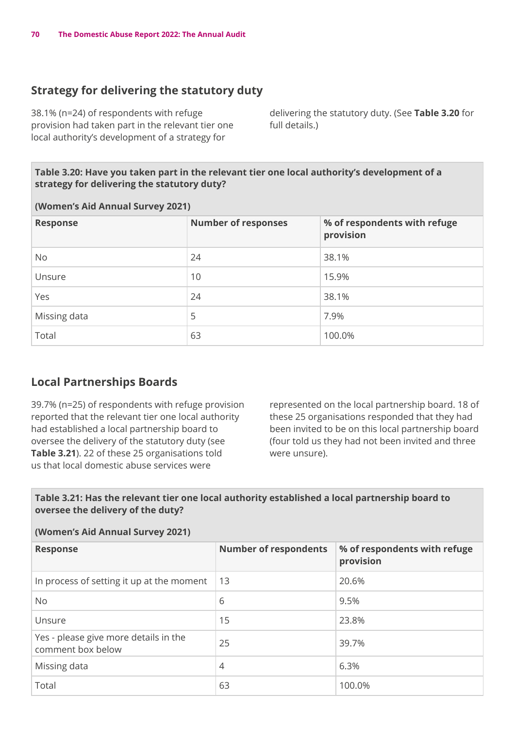## Strategy for delivering the statutory duty

38.1% (n=24) of respondents with refuge provision had taken part in the relevant tier one local authority's development of a strategy for delivering the statutory duty. (See **Table 3.20** for full details.)

**Table 3.20: Have you taken part in the relevant tier one local authority's development of a strategy for delivering the statutory duty?**

**(Women's Aid Annual Survey 2021)**

| Response | Number of responses | % of respondents with refuge provision |
|---|---|---|
| No | 24 | 38.1% |
| Unsure | 10 | 15.9% |
| Yes | 24 | 38.1% |
| Missing data | 5 | 7.9% |
| Total | 63 | 100.0% |

## Local Partnerships Boards

39.7% (n=25) of respondents with refuge provision reported that the relevant tier one local authority had established a local partnership board to oversee the delivery of the statutory duty (see **Table 3.21**). 22 of these 25 organisations told us that local domestic abuse services were represented on the local partnership board. 18 of these 25 organisations responded that they had been invited to be on this local partnership board (four told us they had not been invited and three were unsure).

**Table 3.21: Has the relevant tier one local authority established a local partnership board to oversee the delivery of the duty?**

**(Women's Aid Annual Survey 2021)**

| Response | Number of respondents | % of respondents with refuge provision |
|---|---|---|
| In process of setting it up at the moment | 13 | 20.6% |
| No | 6 | 9.5% |
| Unsure | 15 | 23.8% |
| Yes - please give more details in the comment box below | 25 | 39.7% |
| Missing data | 4 | 6.3% |
| Total | 63 | 100.0% |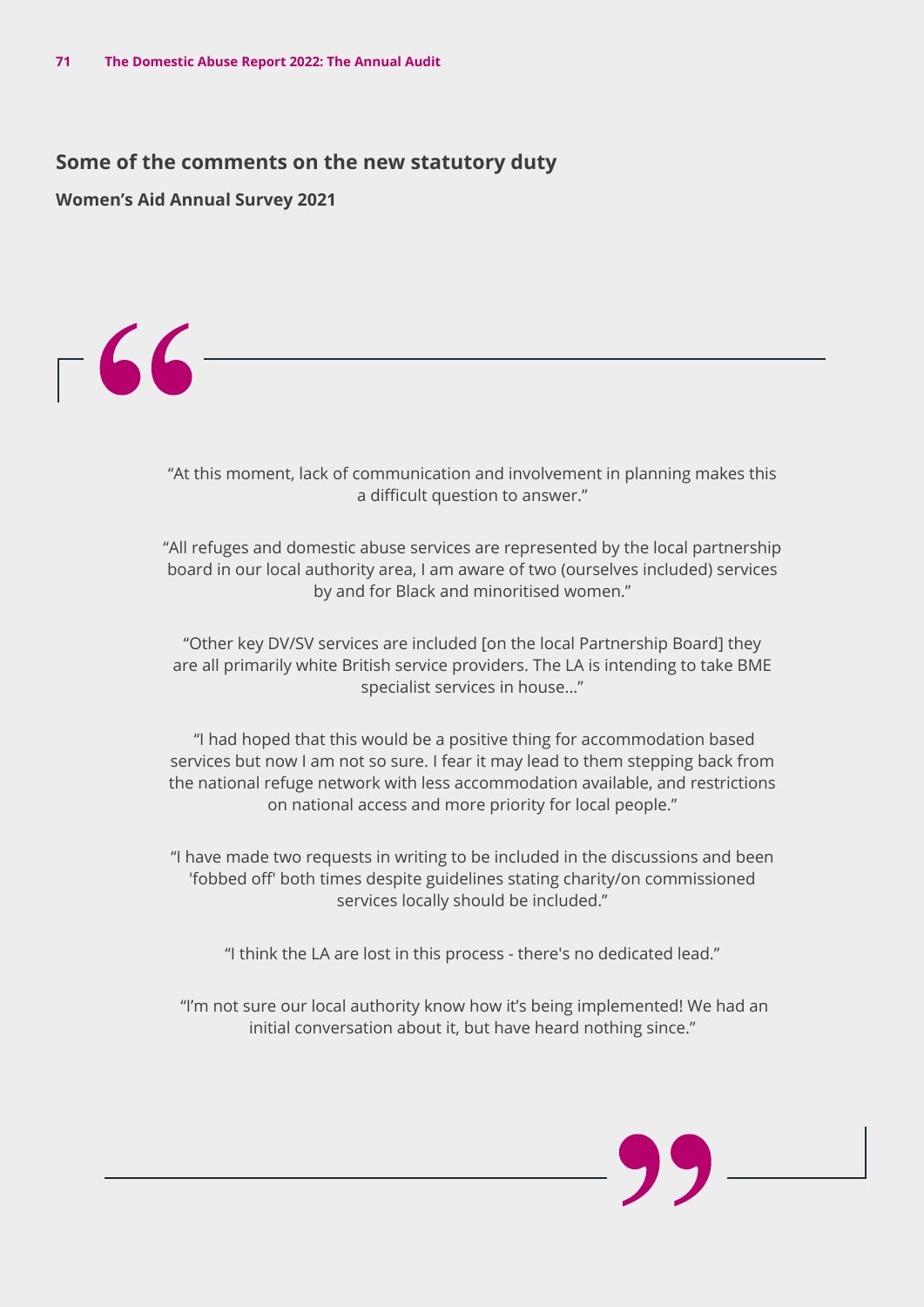## Some of the comments on the new statutory duty

**Women's Aid Annual Survey 2021**

"At this moment, lack of communication and involvement in planning makes this a difficult question to answer."

"All refuges and domestic abuse services are represented by the local partnership board in our local authority area, I am aware of two (ourselves included) services by and for Black and minoritised women."

"Other key DV/SV services are included [on the local Partnership Board] they are all primarily white British service providers. The LA is intending to take BME specialist services in house..."

"I had hoped that this would be a positive thing for accommodation based services but now I am not so sure. I fear it may lead to them stepping back from the national refuge network with less accommodation available, and restrictions on national access and more priority for local people."

"I have made two requests in writing to be included in the discussions and been 'fobbed off' both times despite guidelines stating charity/on commissioned services locally should be included."

"I think the LA are lost in this process - there's no dedicated lead."

"I'm not sure our local authority know how it's being implemented! We had an initial conversation about it, but have heard nothing since."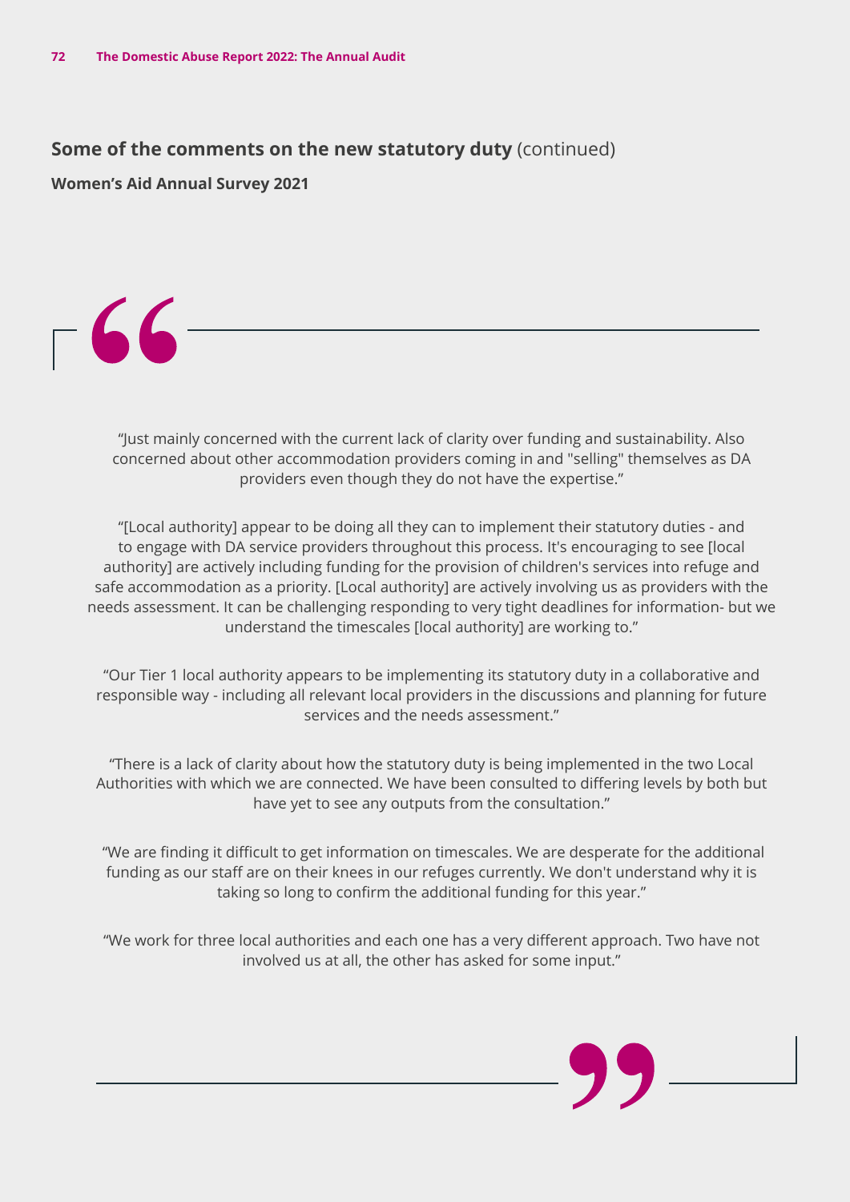## Some of the comments on the new statutory duty (continued)

**Women's Aid Annual Survey 2021**

"Just mainly concerned with the current lack of clarity over funding and sustainability. Also concerned about other accommodation providers coming in and "selling" themselves as DA providers even though they do not have the expertise."

"[Local authority] appear to be doing all they can to implement their statutory duties - and to engage with DA service providers throughout this process. It's encouraging to see [local authority] are actively including funding for the provision of children's services into refuge and safe accommodation as a priority. [Local authority] are actively involving us as providers with the needs assessment. It can be challenging responding to very tight deadlines for information- but we understand the timescales [local authority] are working to."

"Our Tier 1 local authority appears to be implementing its statutory duty in a collaborative and responsible way - including all relevant local providers in the discussions and planning for future services and the needs assessment."

"There is a lack of clarity about how the statutory duty is being implemented in the two Local Authorities with which we are connected. We have been consulted to differing levels by both but have yet to see any outputs from the consultation."

"We are finding it difficult to get information on timescales. We are desperate for the additional funding as our staff are on their knees in our refuges currently. We don't understand why it is taking so long to confirm the additional funding for this year."

"We work for three local authorities and each one has a very different approach. Two have not involved us at all, the other has asked for some input."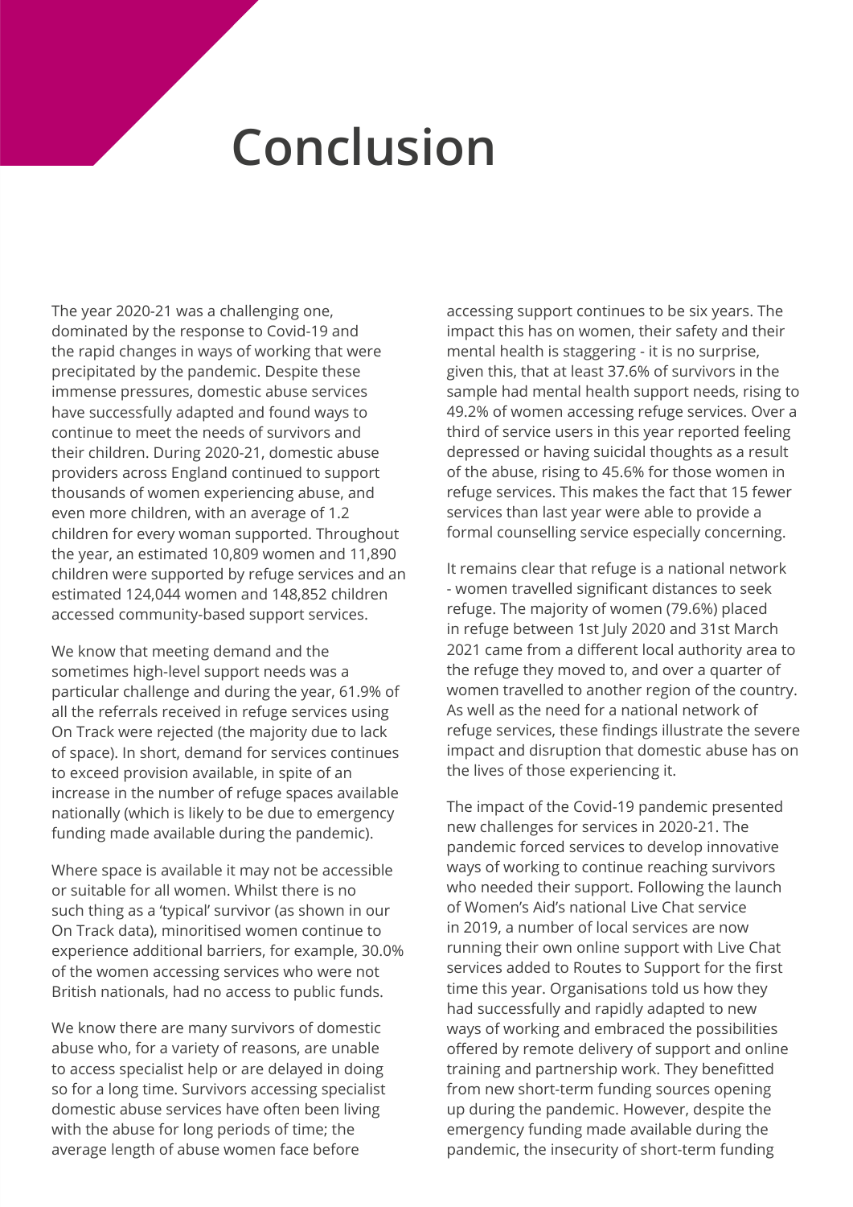# Conclusion

The year 2020-21 was a challenging one, dominated by the response to Covid-19 and the rapid changes in ways of working that were precipitated by the pandemic. Despite these immense pressures, domestic abuse services have successfully adapted and found ways to continue to meet the needs of survivors and their children. During 2020-21, domestic abuse providers across England continued to support thousands of women experiencing abuse, and even more children, with an average of 1.2 children for every woman supported. Throughout the year, an estimated 10,809 women and 11,890 children were supported by refuge services and an estimated 124,044 women and 148,852 children accessed community-based support services.

We know that meeting demand and the sometimes high-level support needs was a particular challenge and during the year, 61.9% of all the referrals received in refuge services using On Track were rejected (the majority due to lack of space). In short, demand for services continues to exceed provision available, in spite of an increase in the number of refuge spaces available nationally (which is likely to be due to emergency funding made available during the pandemic).

Where space is available it may not be accessible or suitable for all women. Whilst there is no such thing as a 'typical' survivor (as shown in our On Track data), minoritised women continue to experience additional barriers, for example, 30.0% of the women accessing services who were not British nationals, had no access to public funds.

We know there are many survivors of domestic abuse who, for a variety of reasons, are unable to access specialist help or are delayed in doing so for a long time. Survivors accessing specialist domestic abuse services have often been living with the abuse for long periods of time; the average length of abuse women face before accessing support continues to be six years. The impact this has on women, their safety and their mental health is staggering - it is no surprise, given this, that at least 37.6% of survivors in the sample had mental health support needs, rising to 49.2% of women accessing refuge services. Over a third of service users in this year reported feeling depressed or having suicidal thoughts as a result of the abuse, rising to 45.6% for those women in refuge services. This makes the fact that 15 fewer services than last year were able to provide a formal counselling service especially concerning.

It remains clear that refuge is a national network - women travelled significant distances to seek refuge. The majority of women (79.6%) placed in refuge between 1st July 2020 and 31st March 2021 came from a different local authority area to the refuge they moved to, and over a quarter of women travelled to another region of the country. As well as the need for a national network of refuge services, these findings illustrate the severe impact and disruption that domestic abuse has on the lives of those experiencing it.

The impact of the Covid-19 pandemic presented new challenges for services in 2020-21. The pandemic forced services to develop innovative ways of working to continue reaching survivors who needed their support. Following the launch of Women's Aid's national Live Chat service in 2019, a number of local services are now running their own online support with Live Chat services added to Routes to Support for the first time this year. Organisations told us how they had successfully and rapidly adapted to new ways of working and embraced the possibilities offered by remote delivery of support and online training and partnership work. They benefitted from new short-term funding sources opening up during the pandemic. However, despite the emergency funding made available during the pandemic, the insecurity of short-term funding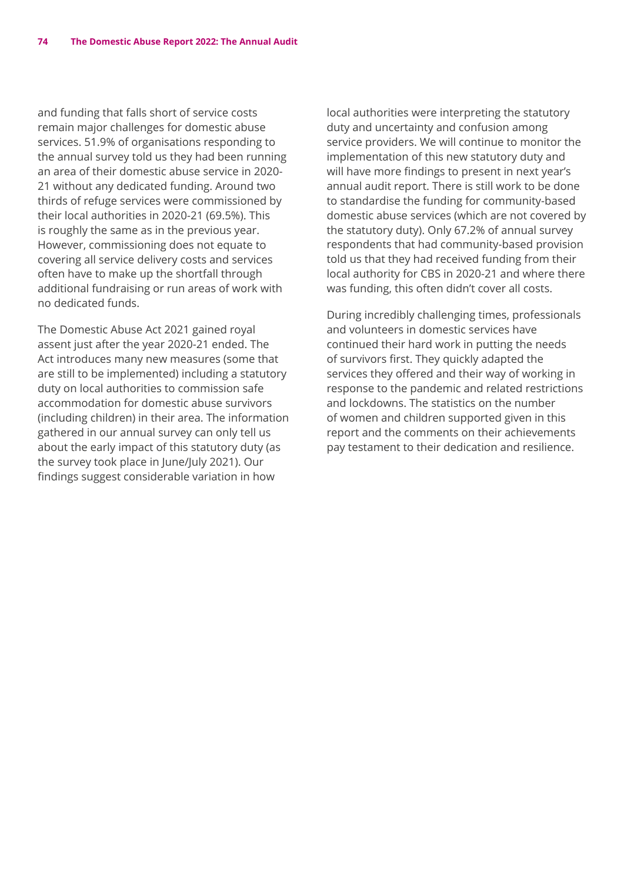and funding that falls short of service costs remain major challenges for domestic abuse services. 51.9% of organisations responding to the annual survey told us they had been running an area of their domestic abuse service in 2020-21 without any dedicated funding. Around two thirds of refuge services were commissioned by their local authorities in 2020-21 (69.5%). This is roughly the same as in the previous year. However, commissioning does not equate to covering all service delivery costs and services often have to make up the shortfall through additional fundraising or run areas of work with no dedicated funds.

The Domestic Abuse Act 2021 gained royal assent just after the year 2020-21 ended. The Act introduces many new measures (some that are still to be implemented) including a statutory duty on local authorities to commission safe accommodation for domestic abuse survivors (including children) in their area. The information gathered in our annual survey can only tell us about the early impact of this statutory duty (as the survey took place in June/July 2021). Our findings suggest considerable variation in how local authorities were interpreting the statutory duty and uncertainty and confusion among service providers. We will continue to monitor the implementation of this new statutory duty and will have more findings to present in next year's annual audit report. There is still work to be done to standardise the funding for community-based domestic abuse services (which are not covered by the statutory duty). Only 67.2% of annual survey respondents that had community-based provision told us that they had received funding from their local authority for CBS in 2020-21 and where there was funding, this often didn't cover all costs.

During incredibly challenging times, professionals and volunteers in domestic services have continued their hard work in putting the needs of survivors first. They quickly adapted the services they offered and their way of working in response to the pandemic and related restrictions and lockdowns. The statistics on the number of women and children supported given in this report and the comments on their achievements pay testament to their dedication and resilience.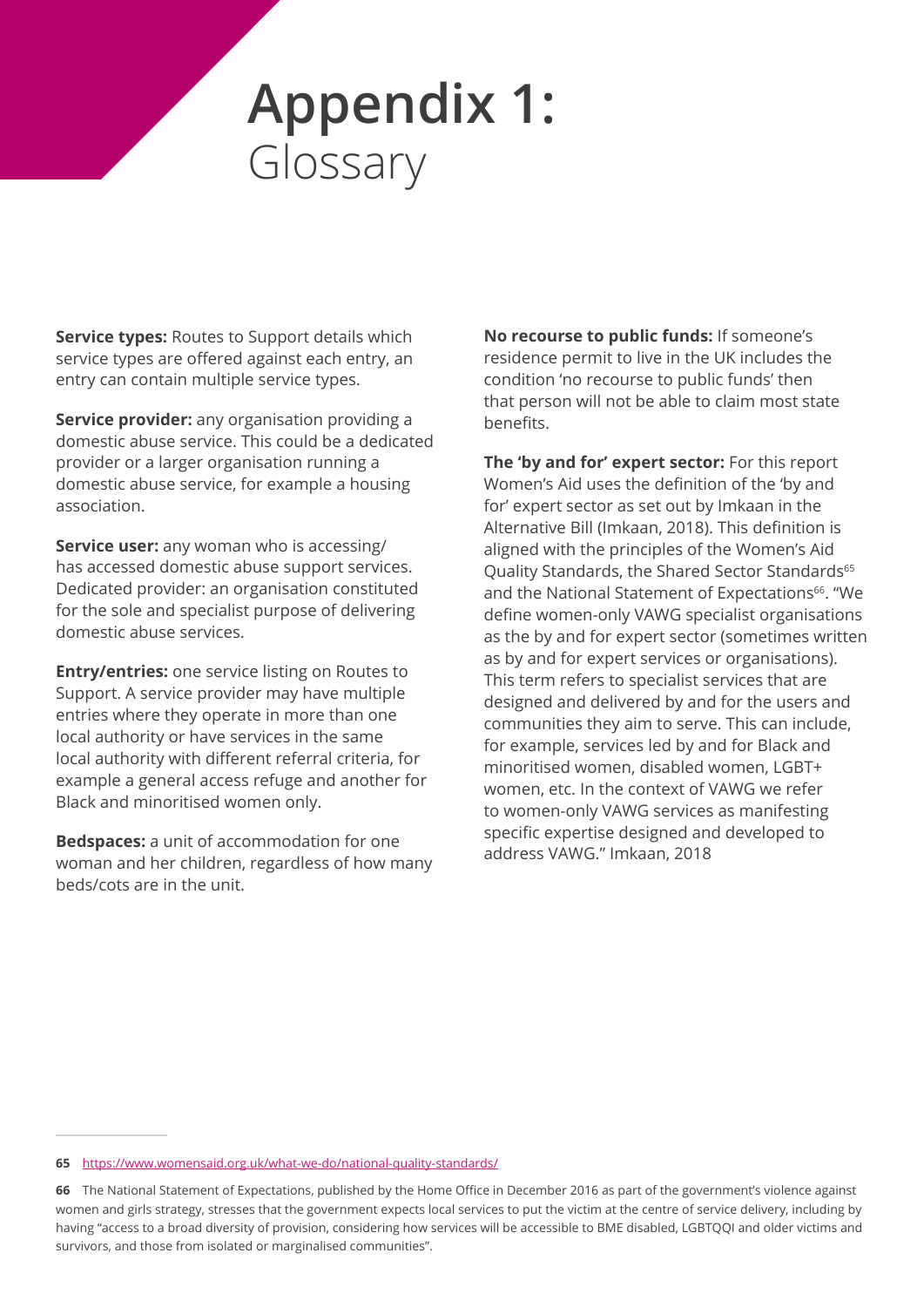# Appendix 1: Glossary

**Service types:** Routes to Support details which service types are offered against each entry, an entry can contain multiple service types.

**Service provider:** any organisation providing a domestic abuse service. This could be a dedicated provider or a larger organisation running a domestic abuse service, for example a housing association.

**Service user:** any woman who is accessing/ has accessed domestic abuse support services. Dedicated provider: an organisation constituted for the sole and specialist purpose of delivering domestic abuse services.

**Entry/entries:** one service listing on Routes to Support. A service provider may have multiple entries where they operate in more than one local authority or have services in the same local authority with different referral criteria, for example a general access refuge and another for Black and minoritised women only.

**Bedspaces:** a unit of accommodation for one woman and her children, regardless of how many beds/cots are in the unit.

**No recourse to public funds:** If someone's residence permit to live in the UK includes the condition 'no recourse to public funds' then that person will not be able to claim most state benefits.

**The 'by and for' expert sector:** For this report Women's Aid uses the definition of the 'by and for' expert sector as set out by Imkaan in the Alternative Bill (Imkaan, 2018). This definition is aligned with the principles of the Women's Aid Quality Standards, the Shared Sector Standards[65] and the National Statement of Expectations[66]. "We define women-only VAWG specialist organisations as the by and for expert sector (sometimes written as by and for expert services or organisations). This term refers to specialist services that are designed and delivered by and for the users and communities they aim to serve. This can include, for example, services led by and for Black and minoritised women, disabled women, LGBT+ women, etc. In the context of VAWG we refer to women-only VAWG services as manifesting specific expertise designed and developed to address VAWG." Imkaan, 2018

---

**65** https://www.womensaid.org.uk/what-we-do/national-quality-standards/

**66** The National Statement of Expectations, published by the Home Office in December 2016 as part of the government's violence against women and girls strategy, stresses that the government expects local services to put the victim at the centre of service delivery, including by having "access to a broad diversity of provision, considering how services will be accessible to BME disabled, LGBTQQI and older victims and survivors, and those from isolated or marginalised communities".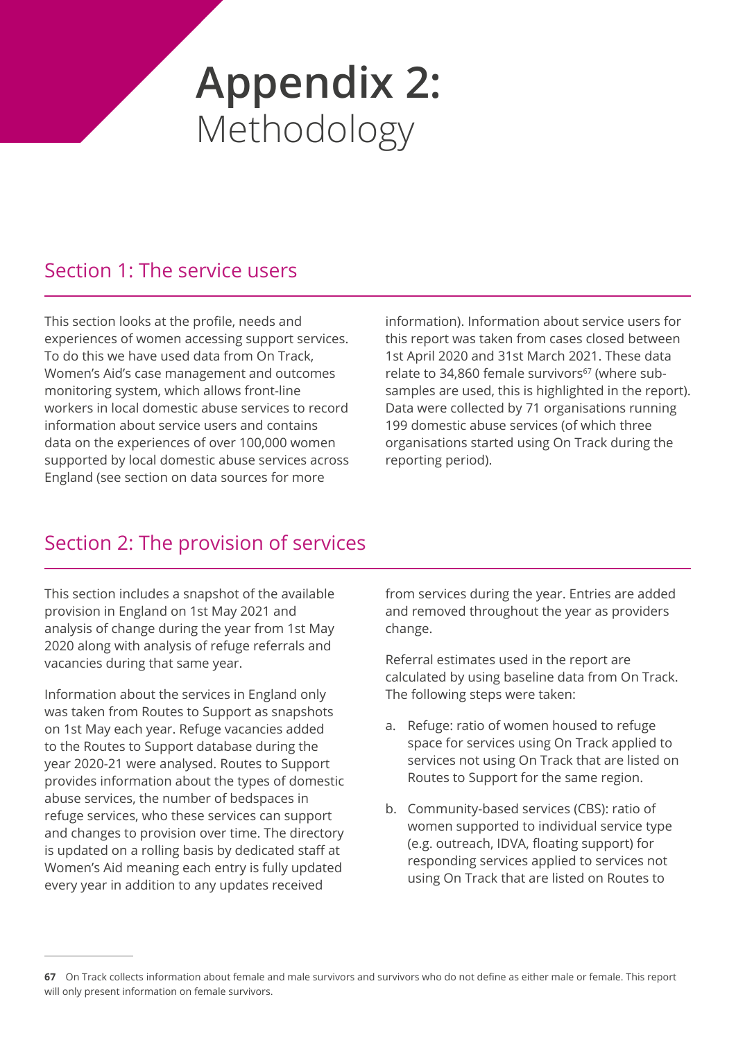# Appendix 2: Methodology

## Section 1: The service users

This section looks at the profile, needs and experiences of women accessing support services. To do this we have used data from On Track, Women's Aid's case management and outcomes monitoring system, which allows front-line workers in local domestic abuse services to record information about service users and contains data on the experiences of over 100,000 women supported by local domestic abuse services across England (see section on data sources for more information). Information about service users for this report was taken from cases closed between 1st April 2020 and 31st March 2021. These data relate to 34,860 female survivors[67] (where sub-samples are used, this is highlighted in the report). Data were collected by 71 organisations running 199 domestic abuse services (of which three organisations started using On Track during the reporting period).

## Section 2: The provision of services

This section includes a snapshot of the available provision in England on 1st May 2021 and analysis of change during the year from 1st May 2020 along with analysis of refuge referrals and vacancies during that same year.

Information about the services in England only was taken from Routes to Support as snapshots on 1st May each year. Refuge vacancies added to the Routes to Support database during the year 2020-21 were analysed. Routes to Support provides information about the types of domestic abuse services, the number of bedspaces in refuge services, who these services can support and changes to provision over time. The directory is updated on a rolling basis by dedicated staff at Women's Aid meaning each entry is fully updated every year in addition to any updates received from services during the year. Entries are added and removed throughout the year as providers change.

Referral estimates used in the report are calculated by using baseline data from On Track. The following steps were taken:

a. Refuge: ratio of women housed to refuge space for services using On Track applied to services not using On Track that are listed on Routes to Support for the same region.

b. Community-based services (CBS): ratio of women supported to individual service type (e.g. outreach, IDVA, floating support) for responding services applied to services not using On Track that are listed on Routes to

---

67 On Track collects information about female and male survivors and survivors who do not define as either male or female. This report will only present information on female survivors.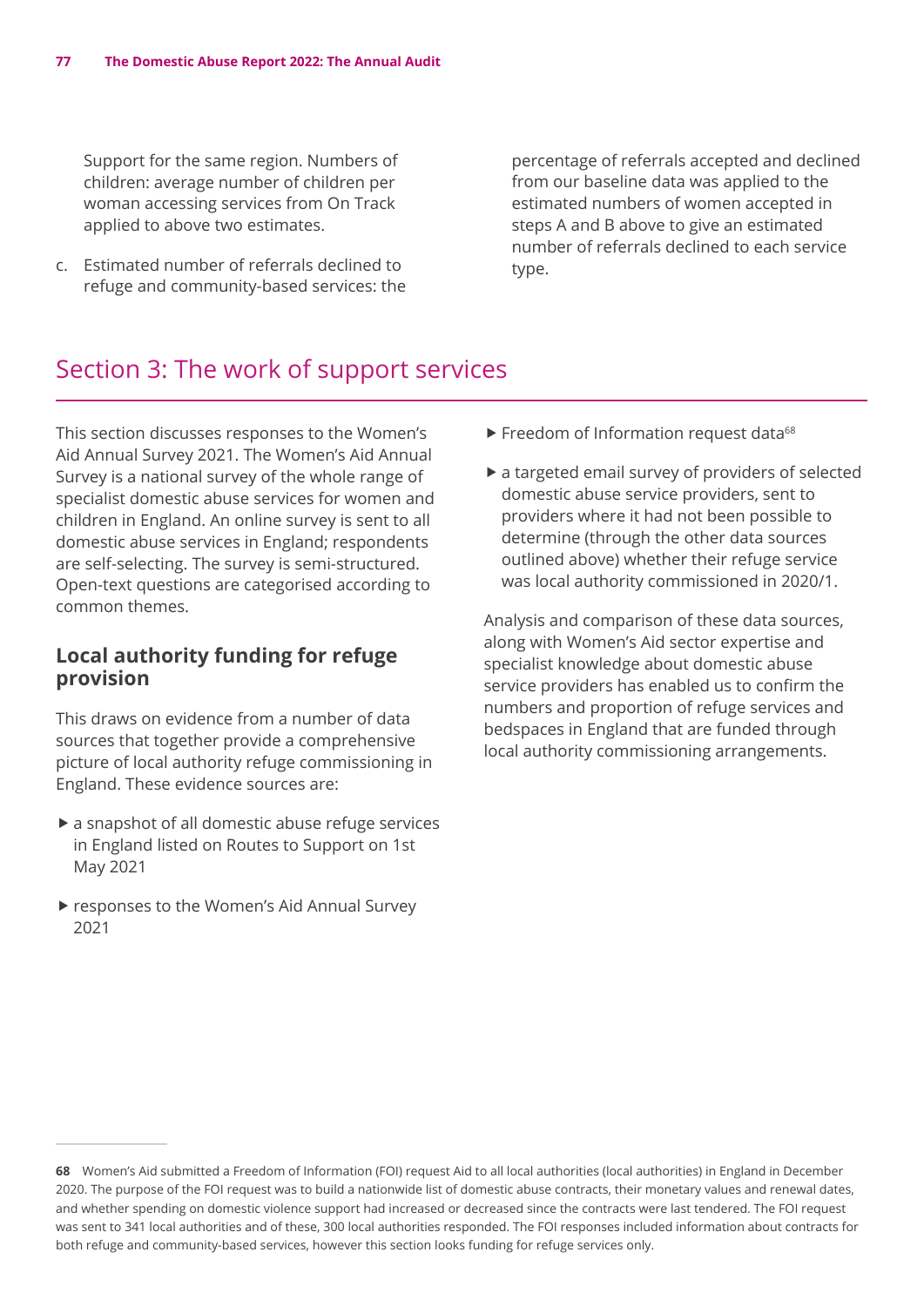Support for the same region. Numbers of children: average number of children per woman accessing services from On Track applied to above two estimates.

c. Estimated number of referrals declined to refuge and community-based services: the percentage of referrals accepted and declined from our baseline data was applied to the estimated numbers of women accepted in steps A and B above to give an estimated number of referrals declined to each service type.

## Section 3: The work of support services

This section discusses responses to the Women's Aid Annual Survey 2021. The Women's Aid Annual Survey is a national survey of the whole range of specialist domestic abuse services for women and children in England. An online survey is sent to all domestic abuse services in England; respondents are self-selecting. The survey is semi-structured. Open-text questions are categorised according to common themes.

### Local authority funding for refuge provision

This draws on evidence from a number of data sources that together provide a comprehensive picture of local authority refuge commissioning in England. These evidence sources are:

- a snapshot of all domestic abuse refuge services in England listed on Routes to Support on 1st May 2021
- responses to the Women's Aid Annual Survey 2021
- Freedom of Information request data[68]
- a targeted email survey of providers of selected domestic abuse service providers, sent to providers where it had not been possible to determine (through the other data sources outlined above) whether their refuge service was local authority commissioned in 2020/1.

Analysis and comparison of these data sources, along with Women's Aid sector expertise and specialist knowledge about domestic abuse service providers has enabled us to confirm the numbers and proportion of refuge services and bedspaces in England that are funded through local authority commissioning arrangements.

---

68 Women's Aid submitted a Freedom of Information (FOI) request Aid to all local authorities (local authorities) in England in December 2020. The purpose of the FOI request was to build a nationwide list of domestic abuse contracts, their monetary values and renewal dates, and whether spending on domestic violence support had increased or decreased since the contracts were last tendered. The FOI request was sent to 341 local authorities and of these, 300 local authorities responded. The FOI responses included information about contracts for both refuge and community-based services, however this section looks funding for refuge services only.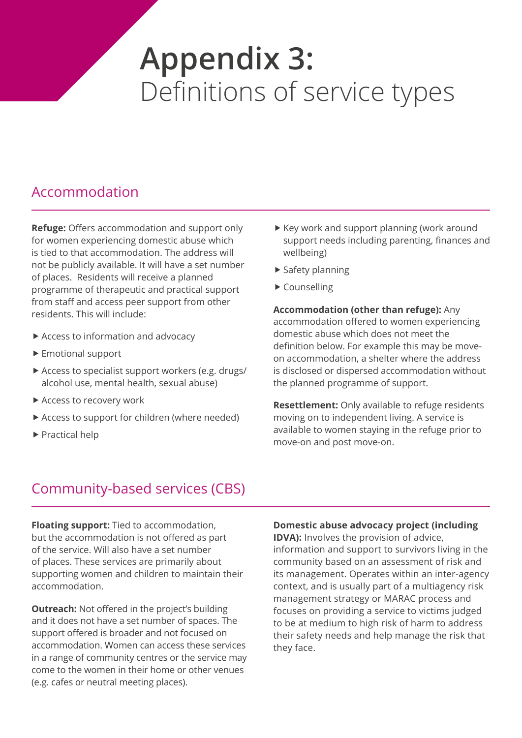# Appendix 3: Definitions of service types

## Accommodation

**Refuge:** Offers accommodation and support only for women experiencing domestic abuse which is tied to that accommodation. The address will not be publicly available. It will have a set number of places. Residents will receive a planned programme of therapeutic and practical support from staff and access peer support from other residents. This will include:

- Access to information and advocacy
- Emotional support
- Access to specialist support workers (e.g. drugs/alcohol use, mental health, sexual abuse)
- Access to recovery work
- Access to support for children (where needed)
- Practical help
- Key work and support planning (work around support needs including parenting, finances and wellbeing)
- Safety planning
- Counselling

**Accommodation (other than refuge):** Any accommodation offered to women experiencing domestic abuse which does not meet the definition below. For example this may be move-on accommodation, a shelter where the address is disclosed or dispersed accommodation without the planned programme of support.

**Resettlement:** Only available to refuge residents moving on to independent living. A service is available to women staying in the refuge prior to move-on and post move-on.

## Community-based services (CBS)

**Floating support:** Tied to accommodation, but the accommodation is not offered as part of the service. Will also have a set number of places. These services are primarily about supporting women and children to maintain their accommodation.

**Outreach:** Not offered in the project's building and it does not have a set number of spaces. The support offered is broader and not focused on accommodation. Women can access these services in a range of community centres or the service may come to the women in their home or other venues (e.g. cafes or neutral meeting places).

**Domestic abuse advocacy project (including IDVA):** Involves the provision of advice, information and support to survivors living in the community based on an assessment of risk and its management. Operates within an inter-agency context, and is usually part of a multiagency risk management strategy or MARAC process and focuses on providing a service to victims judged to be at medium to high risk of harm to address their safety needs and help manage the risk that they face.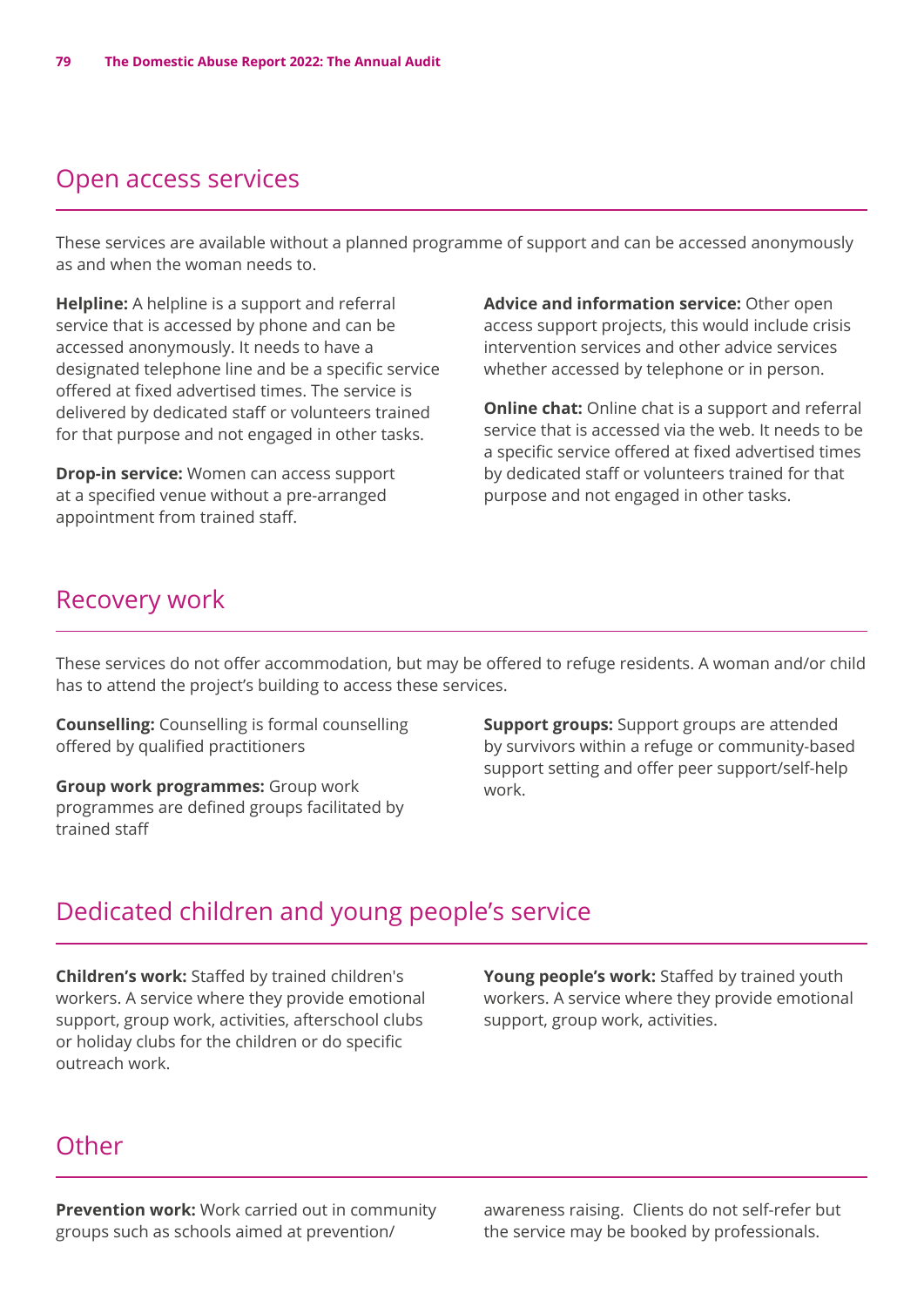## Open access services

These services are available without a planned programme of support and can be accessed anonymously as and when the woman needs to.

**Helpline:** A helpline is a support and referral service that is accessed by phone and can be accessed anonymously. It needs to have a designated telephone line and be a specific service offered at fixed advertised times. The service is delivered by dedicated staff or volunteers trained for that purpose and not engaged in other tasks.

**Drop-in service:** Women can access support at a specified venue without a pre-arranged appointment from trained staff.

**Advice and information service:** Other open access support projects, this would include crisis intervention services and other advice services whether accessed by telephone or in person.

**Online chat:** Online chat is a support and referral service that is accessed via the web. It needs to be a specific service offered at fixed advertised times by dedicated staff or volunteers trained for that purpose and not engaged in other tasks.

## Recovery work

These services do not offer accommodation, but may be offered to refuge residents. A woman and/or child has to attend the project's building to access these services.

**Counselling:** Counselling is formal counselling offered by qualified practitioners

**Group work programmes:** Group work programmes are defined groups facilitated by trained staff

**Support groups:** Support groups are attended by survivors within a refuge or community-based support setting and offer peer support/self-help work.

## Dedicated children and young people's service

**Children's work:** Staffed by trained children's workers. A service where they provide emotional support, group work, activities, afterschool clubs or holiday clubs for the children or do specific outreach work.

**Young people's work:** Staffed by trained youth workers. A service where they provide emotional support, group work, activities.

## Other

**Prevention work:** Work carried out in community groups such as schools aimed at prevention/awareness raising. Clients do not self-refer but the service may be booked by professionals.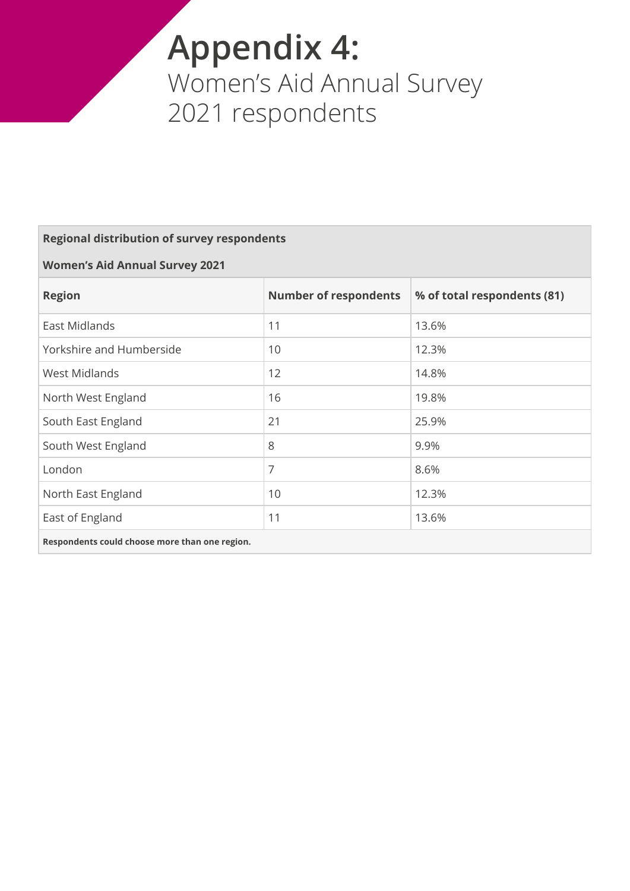# Appendix 4:

## Women's Aid Annual Survey 2021 respondents

| Regional distribution of survey respondents<br>Women's Aid Annual Survey 2021 | | |
|---|---|---|
| **Region** | **Number of respondents** | **% of total respondents (81)** |
| East Midlands | 11 | 13.6% |
| Yorkshire and Humberside | 10 | 12.3% |
| West Midlands | 12 | 14.8% |
| North West England | 16 | 19.8% |
| South East England | 21 | 25.9% |
| South West England | 8 | 9.9% |
| London | 7 | 8.6% |
| North East England | 10 | 12.3% |
| East of England | 11 | 13.6% |

**Respondents could choose more than one region.**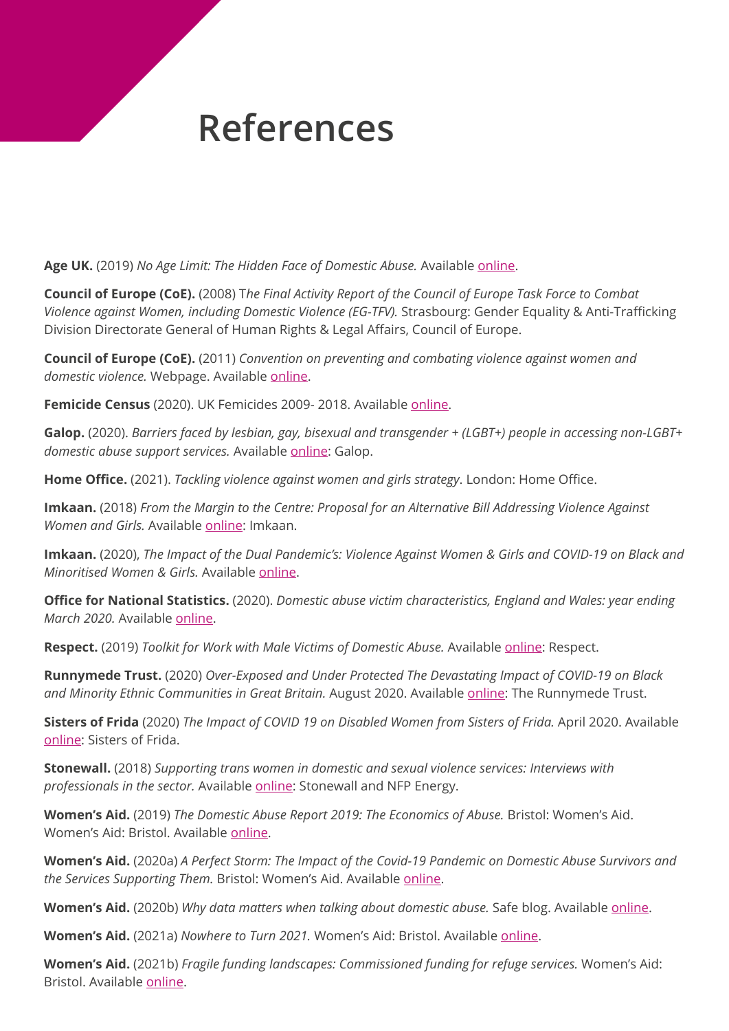# References

**Age UK.** (2019) *No Age Limit: The Hidden Face of Domestic Abuse.* Available online.

**Council of Europe (CoE).** (2008) T*he Final Activity Report of the Council of Europe Task Force to Combat Violence against Women, including Domestic Violence (EG-TFV).* Strasbourg: Gender Equality & Anti-Trafficking Division Directorate General of Human Rights & Legal Affairs, Council of Europe.

**Council of Europe (CoE).** (2011) *Convention on preventing and combating violence against women and domestic violence.* Webpage. Available online.

**Femicide Census** (2020). UK Femicides 2009- 2018. Available online.

**Galop.** (2020). *Barriers faced by lesbian, gay, bisexual and transgender + (LGBT+) people in accessing non-LGBT+ domestic abuse support services.* Available online: Galop.

**Home Office.** (2021). *Tackling violence against women and girls strategy*. London: Home Office.

**Imkaan.** (2018) *From the Margin to the Centre: Proposal for an Alternative Bill Addressing Violence Against Women and Girls.* Available online: Imkaan.

**Imkaan.** (2020), *The Impact of the Dual Pandemic's: Violence Against Women & Girls and COVID-19 on Black and Minoritised Women & Girls.* Available online.

**Office for National Statistics.** (2020). *Domestic abuse victim characteristics, England and Wales: year ending March 2020.* Available online.

**Respect.** (2019) *Toolkit for Work with Male Victims of Domestic Abuse.* Available online: Respect.

**Runnymede Trust.** (2020) *Over-Exposed and Under Protected The Devastating Impact of COVID-19 on Black and Minority Ethnic Communities in Great Britain.* August 2020. Available online: The Runnymede Trust.

**Sisters of Frida** (2020) *The Impact of COVID 19 on Disabled Women from Sisters of Frida.* April 2020. Available online: Sisters of Frida.

**Stonewall.** (2018) *Supporting trans women in domestic and sexual violence services: Interviews with professionals in the sector.* Available online: Stonewall and NFP Energy.

**Women's Aid.** (2019) *The Domestic Abuse Report 2019: The Economics of Abuse.* Bristol: Women's Aid. Women's Aid: Bristol. Available online.

**Women's Aid.** (2020a) *A Perfect Storm: The Impact of the Covid-19 Pandemic on Domestic Abuse Survivors and the Services Supporting Them.* Bristol: Women's Aid. Available online.

**Women's Aid.** (2020b) *Why data matters when talking about domestic abuse.* Safe blog. Available online.

**Women's Aid.** (2021a) *Nowhere to Turn 2021.* Women's Aid: Bristol. Available online.

**Women's Aid.** (2021b) *Fragile funding landscapes: Commissioned funding for refuge services.* Women's Aid: Bristol. Available online.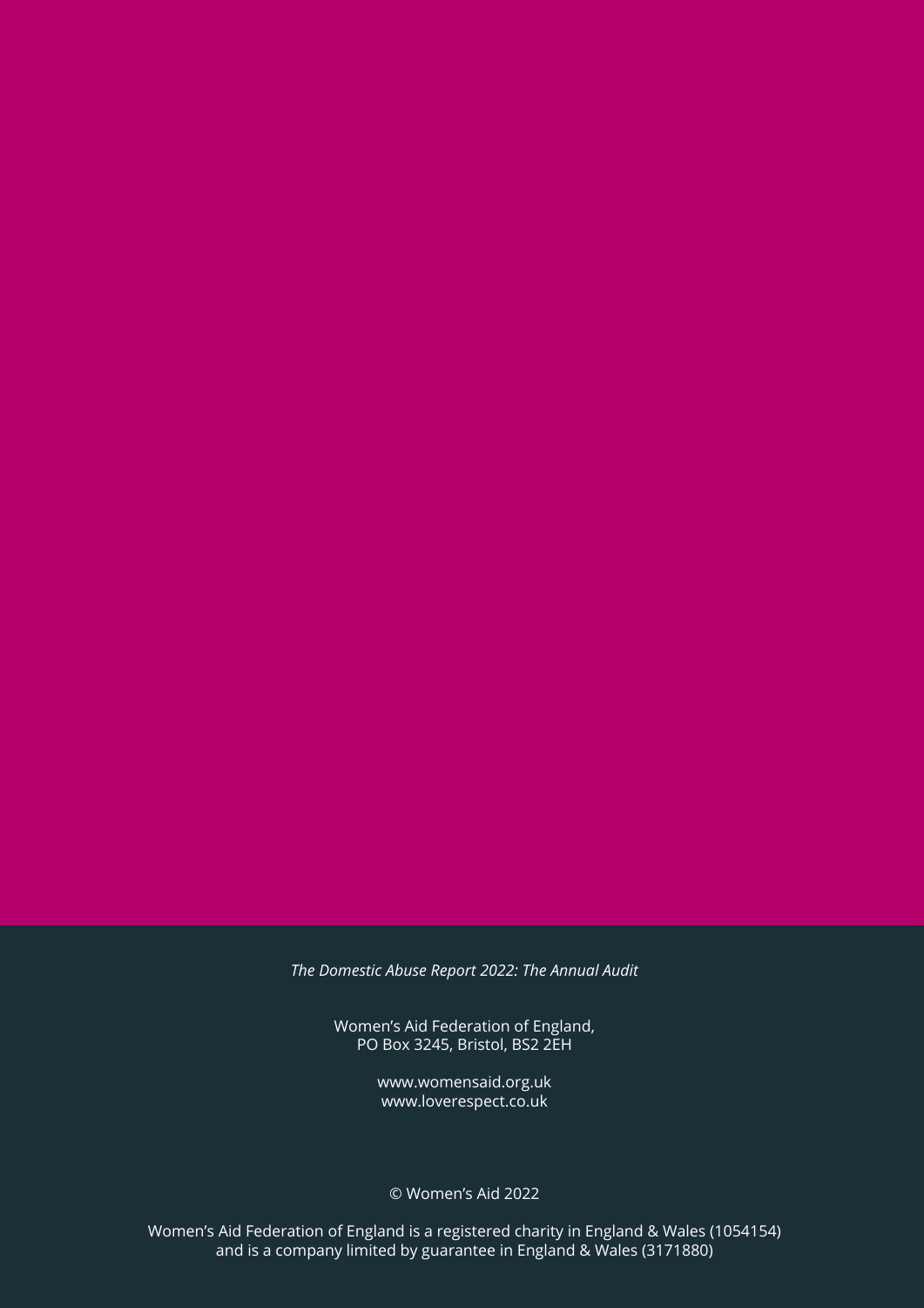*The Domestic Abuse Report 2022: The Annual Audit*

Women's Aid Federation of England,
PO Box 3245, Bristol, BS2 2EH

www.womensaid.org.uk
www.loverespect.co.uk

© Women's Aid 2022

Women's Aid Federation of England is a registered charity in England & Wales (1054154) and is a company limited by guarantee in England & Wales (3171880)